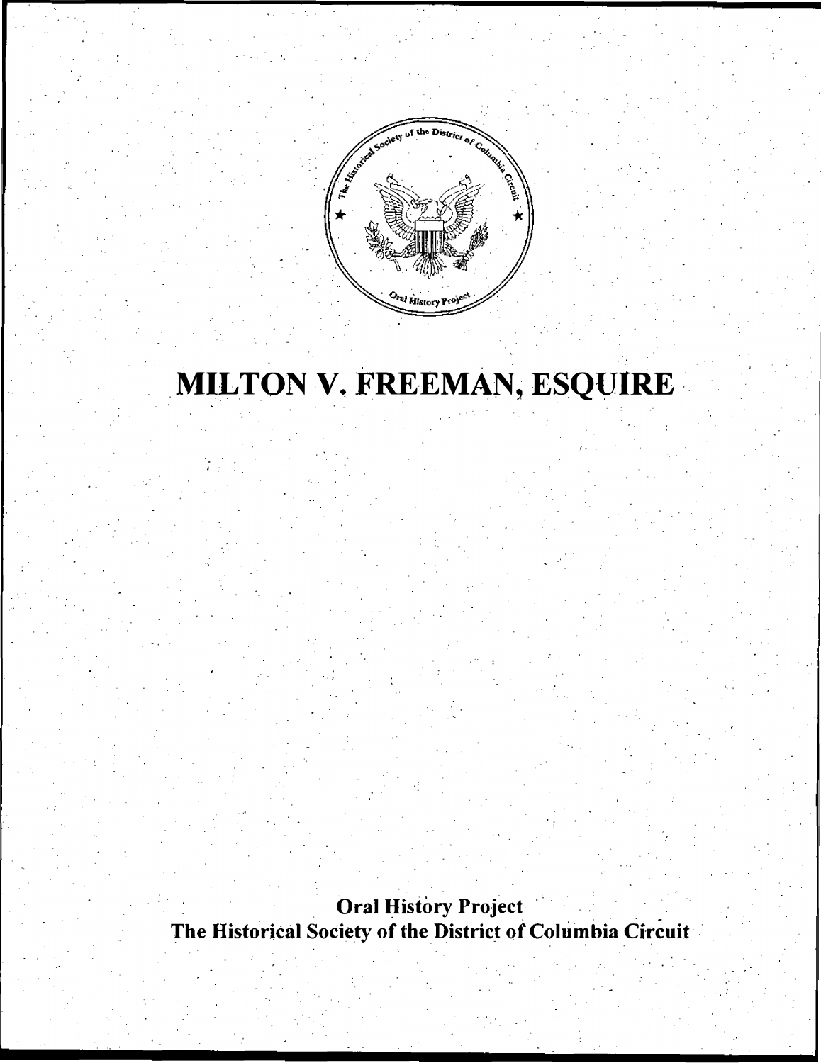# MILTON V. FREEMAN, ESQUIRE

**Oral History Project**
**The Historical Society of the District of Columbia Circuit**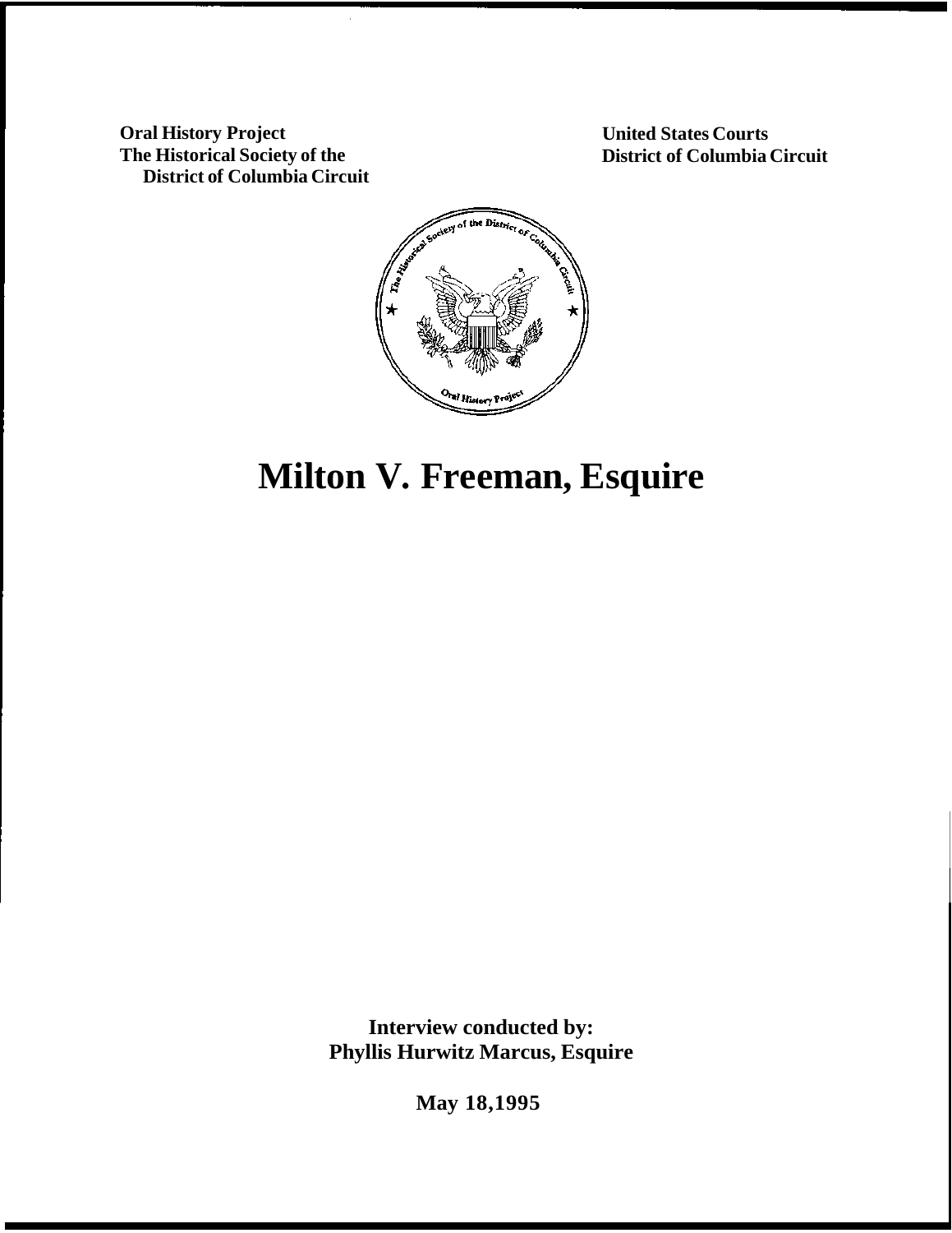**Oral History Project**
**The Historical Society of the District of Columbia Circuit**

**United States Courts**
**District of Columbia Circuit**

# Milton V. Freeman, Esquire

**Interview conducted by:**
**Phyllis Hurwitz Marcus, Esquire**

**May 18,1995**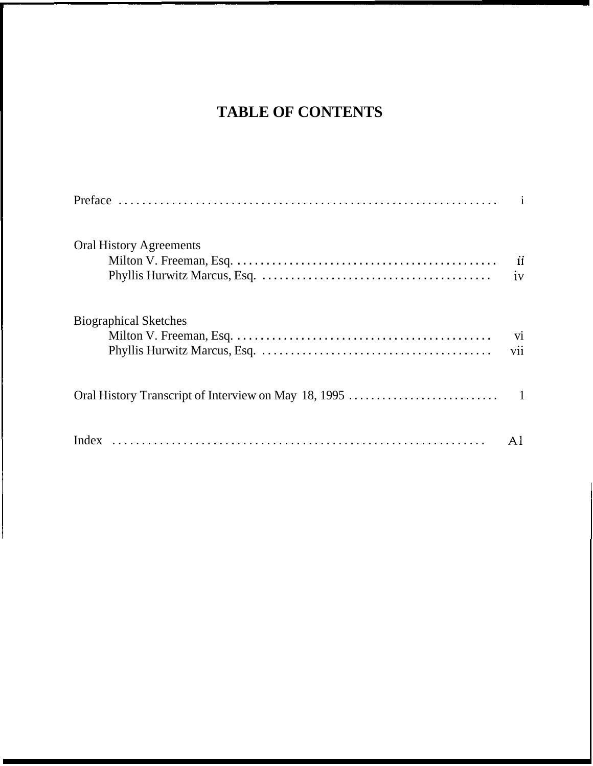# TABLE OF CONTENTS

Preface . . . . . . . . . . . . . . . . . . . . . . . . . . . . . . . . . . . . . . . . . . . . . . . . . . . . . . . . . . . . . . . . i

Oral History Agreements
- Milton V. Freeman, Esq. . . . . . . . . . . . . . . . . . . . . . . . . . . . . . . . . . . . . . . . . . . . . . ii
- Phyllis Hurwitz Marcus, Esq. . . . . . . . . . . . . . . . . . . . . . . . . . . . . . . . . . . . . . . . iv

Biographical Sketches
- Milton V. Freeman, Esq. . . . . . . . . . . . . . . . . . . . . . . . . . . . . . . . . . . . . . . . . . . . . vi
- Phyllis Hurwitz Marcus, Esq. . . . . . . . . . . . . . . . . . . . . . . . . . . . . . . . . . . . . . . . vii

Oral History Transcript of Interview on May 18, 1995 . . . . . . . . . . . . . . . . . . . . . . . . . . . 1

Index . . . . . . . . . . . . . . . . . . . . . . . . . . . . . . . . . . . . . . . . . . . . . . . . . . . . . . . . . . . . . . . A1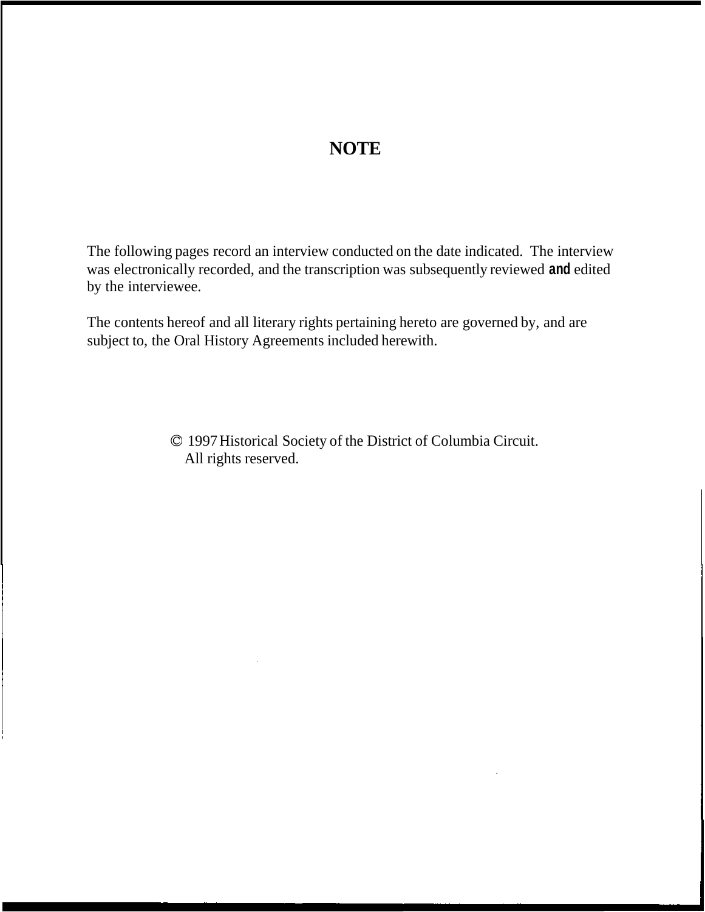# NOTE

The following pages record an interview conducted on the date indicated. The interview was electronically recorded, and the transcription was subsequently reviewed **and** edited by the interviewee.

The contents hereof and all literary rights pertaining hereto are governed by, and are subject to, the Oral History Agreements included herewith.

© 1997 Historical Society of the District of Columbia Circuit.
All rights reserved.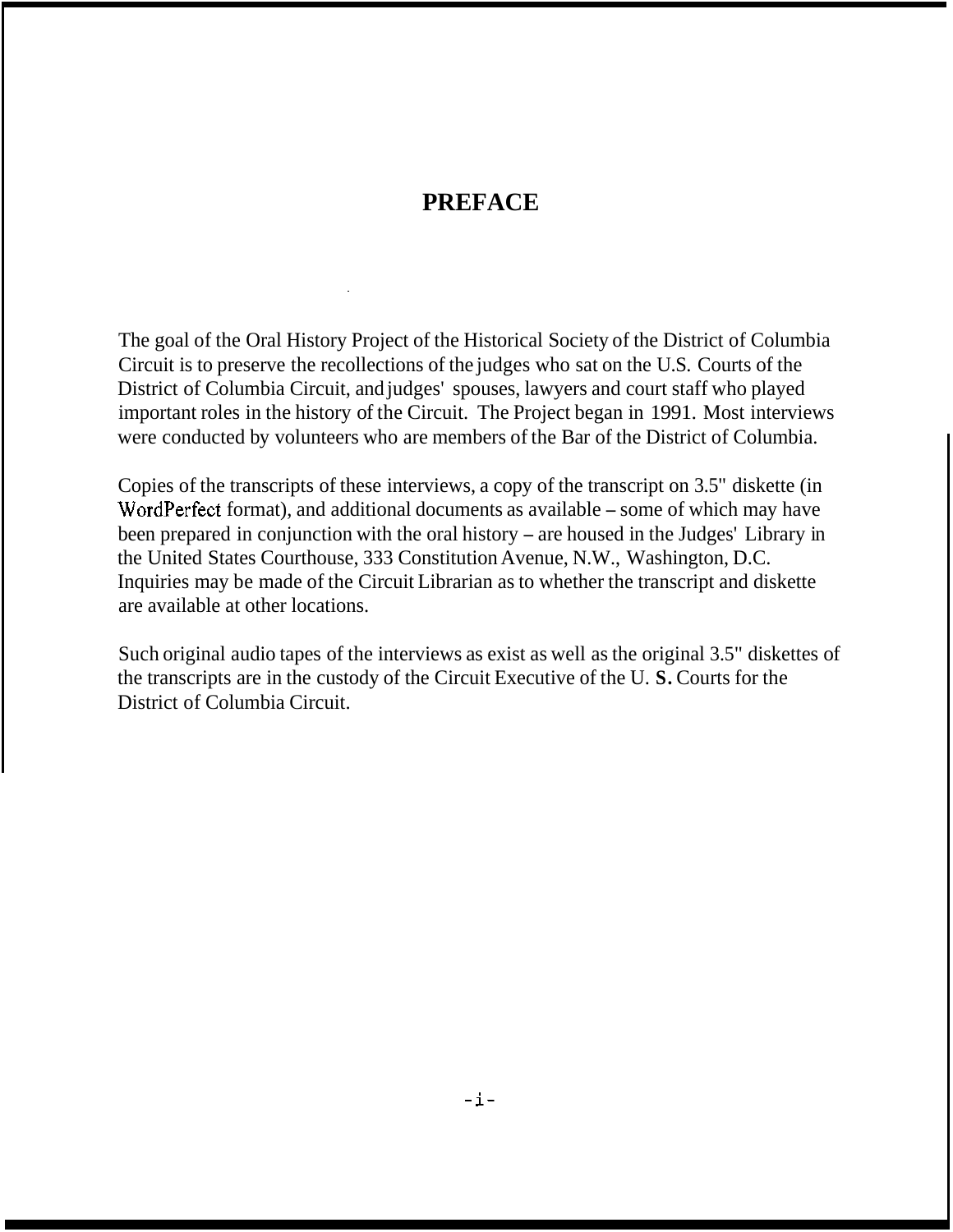# PREFACE

The goal of the Oral History Project of the Historical Society of the District of Columbia Circuit is to preserve the recollections of the judges who sat on the U.S. Courts of the District of Columbia Circuit, and judges' spouses, lawyers and court staff who played important roles in the history of the Circuit. The Project began in 1991. Most interviews were conducted by volunteers who are members of the Bar of the District of Columbia.

Copies of the transcripts of these interviews, a copy of the transcript on 3.5" diskette (in WordPerfect format), and additional documents as available – some of which may have been prepared in conjunction with the oral history – are housed in the Judges' Library in the United States Courthouse, 333 Constitution Avenue, N.W., Washington, D.C. Inquiries may be made of the Circuit Librarian as to whether the transcript and diskette are available at other locations.

Such original audio tapes of the interviews as exist as well as the original 3.5" diskettes of the transcripts are in the custody of the Circuit Executive of the U. S. Courts for the District of Columbia Circuit.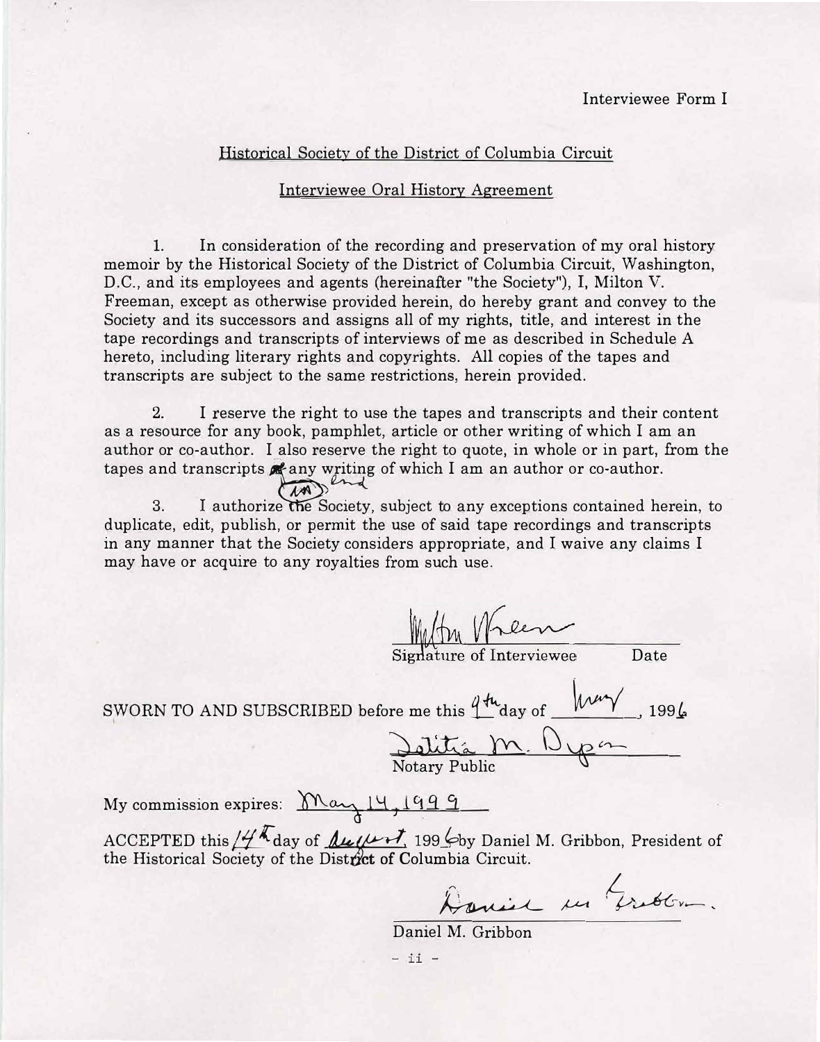Interviewee Form I

Historical Society of the District of Columbia Circuit

Interviewee Oral History Agreement

1. In consideration of the recording and preservation of my oral history memoir by the Historical Society of the District of Columbia Circuit, Washington, D.C., and its employees and agents (hereinafter "the Society"), I, Milton V. Freeman, except as otherwise provided herein, do hereby grant and convey to the Society and its successors and assigns all of my rights, title, and interest in the tape recordings and transcripts of interviews of me as described in Schedule A hereto, including literary rights and copyrights. All copies of the tapes and transcripts are subject to the same restrictions, herein provided.

2. I reserve the right to use the tapes and transcripts and their content as a resource for any book, pamphlet, article or other writing of which I am an author or co-author. I also reserve the right to quote, in whole or in part, from the tapes and transcripts ~~in~~ and any writing of which I am an author or co-author.

3. I authorize the Society, subject to any exceptions contained herein, to duplicate, edit, publish, or permit the use of said tape recordings and transcripts in any manner that the Society considers appropriate, and I waive any claims I may have or acquire to any royalties from such use.

Milton Freeman
Signature of Interviewee Date

SWORN TO AND SUBSCRIBED before me this 9th day of May, 1996

Delitia M. Dyer
Notary Public

My commission expires: May 14, 1999

ACCEPTED this 14th day of August, 1996 by Daniel M. Gribbon, President of the Historical Society of the District of Columbia Circuit.

Daniel M. Gribbon
Daniel M. Gribbon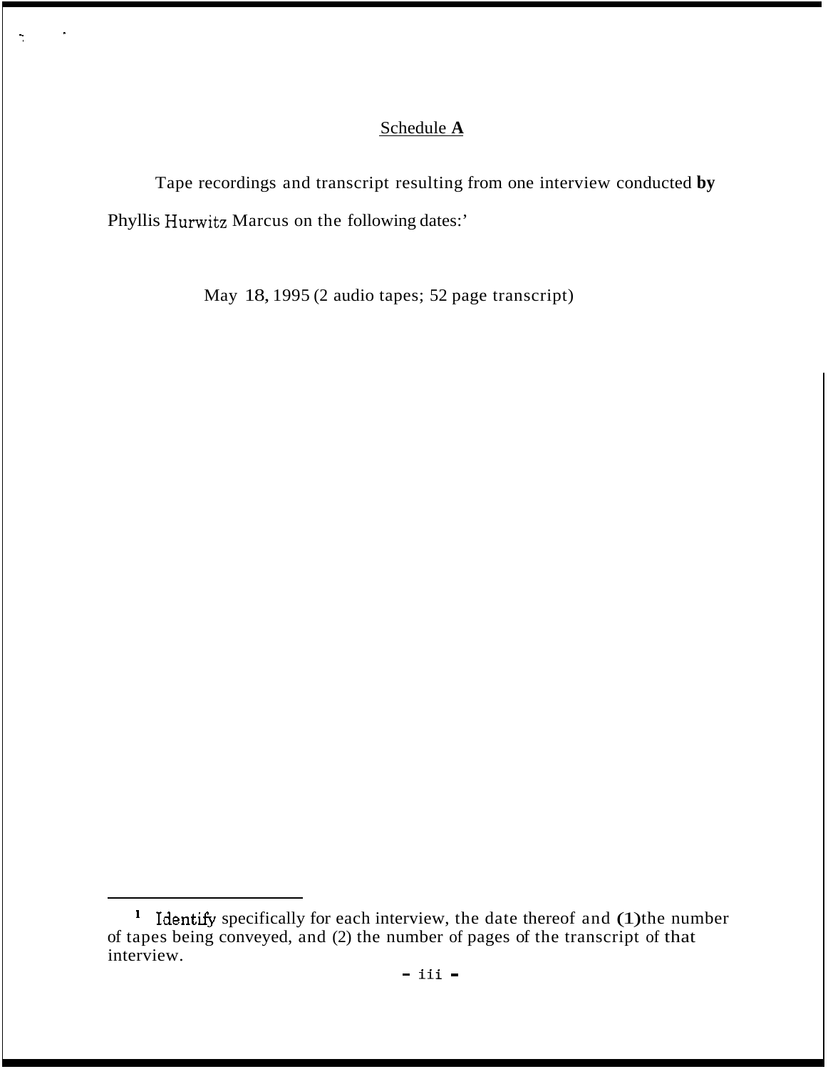<u>Schedule **A**</u>

Tape recordings and transcript resulting from one interview conducted **by** Phyllis Hurwitz Marcus on the following dates:[1]

May 18, 1995 (2 audio tapes; 52 page transcript)

---

[1] Identify specifically for each interview, the date thereof and **(1)** the number of tapes being conveyed, and (2) the number of pages of the transcript of that interview.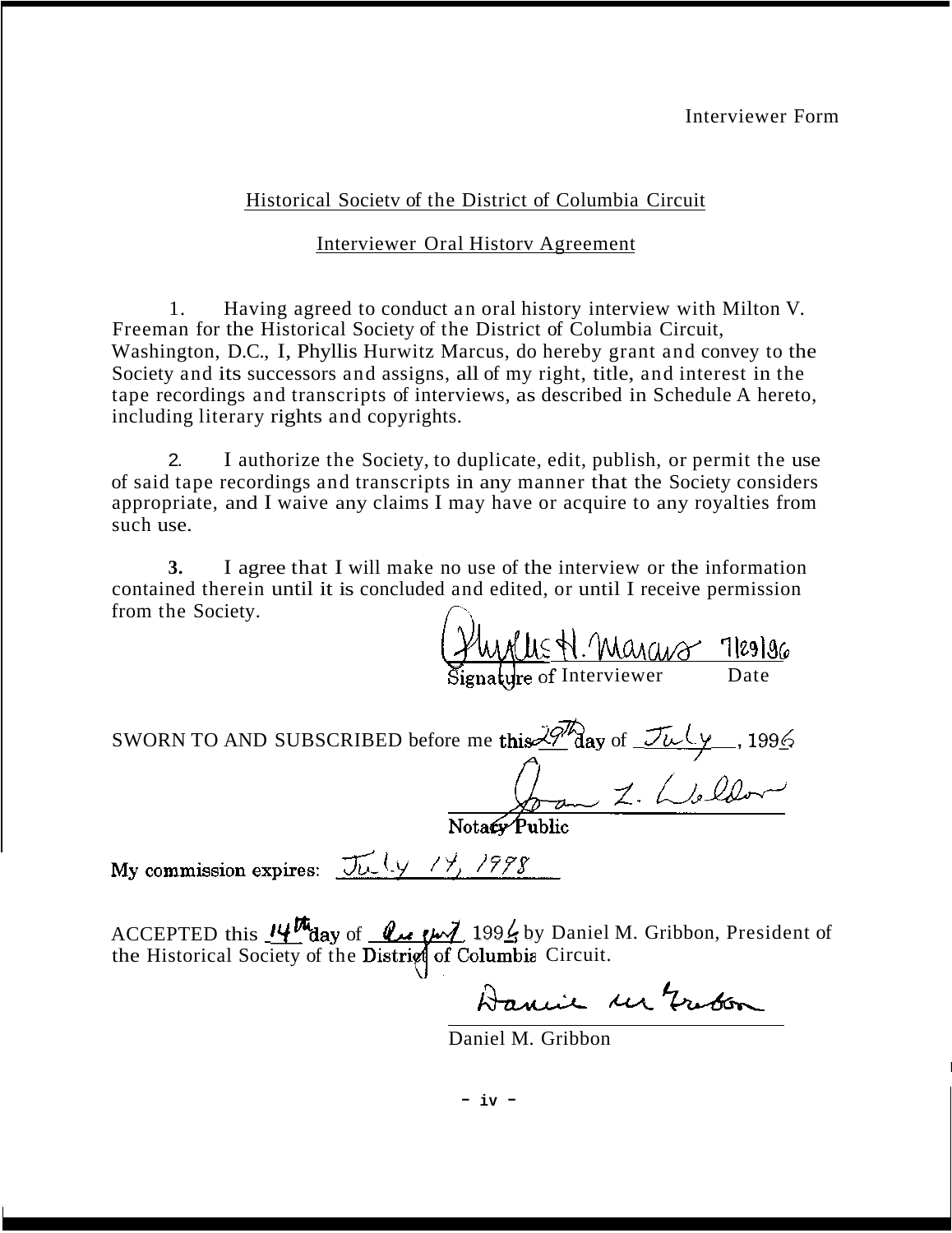Interviewer Form

Historical Society of the District of Columbia Circuit

Interviewer Oral History Agreement

1. Having agreed to conduct an oral history interview with Milton V. Freeman for the Historical Society of the District of Columbia Circuit, Washington, D.C., I, Phyllis Hurwitz Marcus, do hereby grant and convey to the Society and its successors and assigns, all of my right, title, and interest in the tape recordings and transcripts of interviews, as described in Schedule A hereto, including literary rights and copyrights.

2. I authorize the Society, to duplicate, edit, publish, or permit the use of said tape recordings and transcripts in any manner that the Society considers appropriate, and I waive any claims I may have or acquire to any royalties from such use.

3. I agree that I will make no use of the interview or the information contained therein until it is concluded and edited, or until I receive permission from the Society.

Phyllis H. Marcus 7/29/96

Signature of Interviewer Date

SWORN TO AND SUBSCRIBED before me this 29th day of July, 1996

Joan L. Weldon

Notary Public

My commission expires: July 14, 1998

ACCEPTED this 14th day of August 1996 by Daniel M. Gribbon, President of the Historical Society of the District of Columbia Circuit.

Daniel M. Gribbon

Daniel M. Gribbon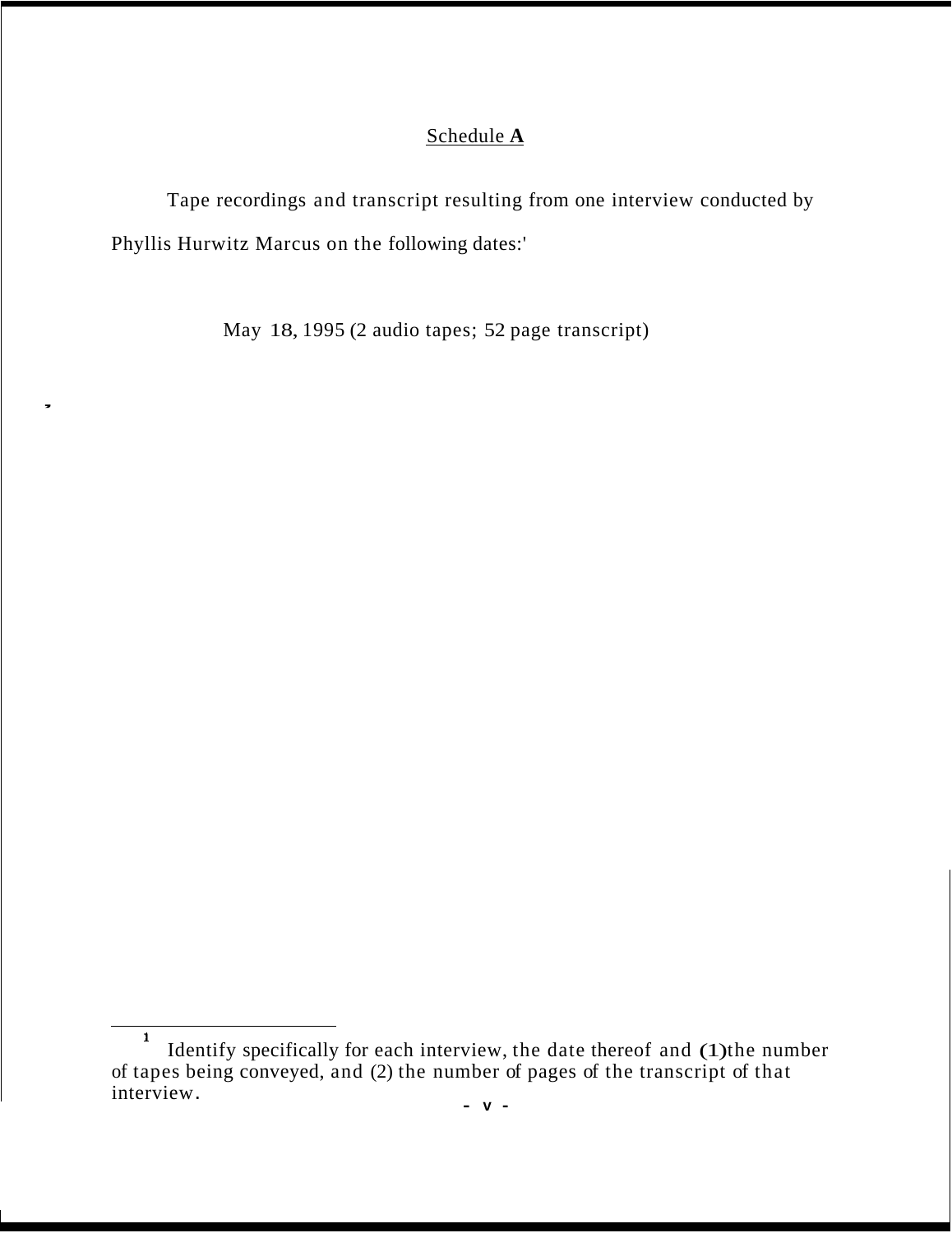<u>Schedule **A**</u>

Tape recordings and transcript resulting from one interview conducted by Phyllis Hurwitz Marcus on the following dates:[1]

May 18, 1995 (2 audio tapes; 52 page transcript)

---

[1] Identify specifically for each interview, the date thereof and (1) the number of tapes being conveyed, and (2) the number of pages of the transcript of that interview.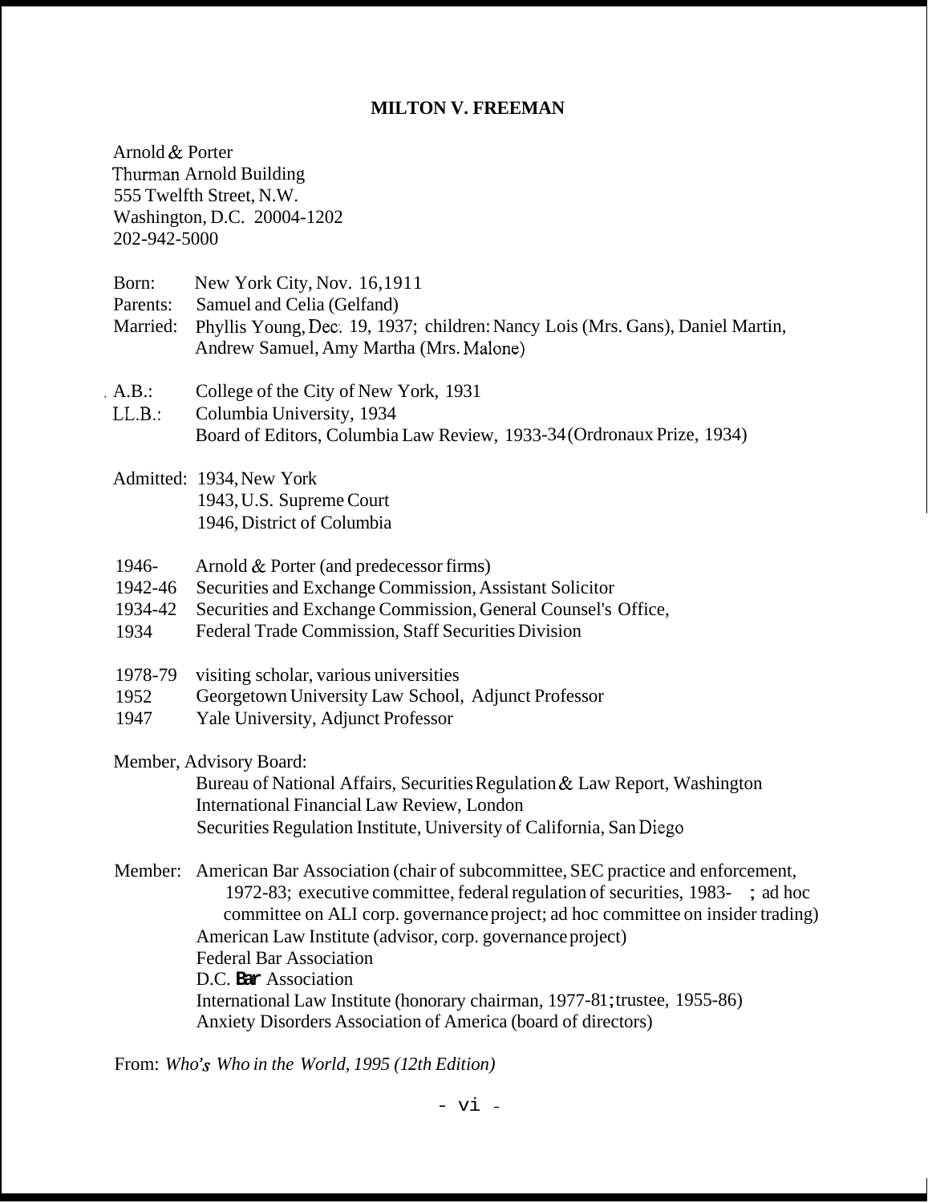# MILTON V. FREEMAN

Arnold & Porter
Thurman Arnold Building
555 Twelfth Street, N.W.
Washington, D.C. 20004-1202
202-942-5000

Born: New York City, Nov. 16, 1911
Parents: Samuel and Celia (Gelfand)
Married: Phyllis Young, Dec. 19, 1937; children: Nancy Lois (Mrs. Gans), Daniel Martin, Andrew Samuel, Amy Martha (Mrs. Malone)

A.B.: College of the City of New York, 1931
LL.B.: Columbia University, 1934
Board of Editors, Columbia Law Review, 1933-34 (Ordronaux Prize, 1934)

Admitted: 1934, New York
1943, U.S. Supreme Court
1946, District of Columbia

1946- Arnold & Porter (and predecessor firms)
1942-46 Securities and Exchange Commission, Assistant Solicitor
1934-42 Securities and Exchange Commission, General Counsel's Office,
1934 Federal Trade Commission, Staff Securities Division

1978-79 visiting scholar, various universities
1952 Georgetown University Law School, Adjunct Professor
1947 Yale University, Adjunct Professor

Member, Advisory Board:
Bureau of National Affairs, Securities Regulation & Law Report, Washington
International Financial Law Review, London
Securities Regulation Institute, University of California, San Diego

Member: American Bar Association (chair of subcommittee, SEC practice and enforcement, 1972-83; executive committee, federal regulation of securities, 1983- ; ad hoc committee on ALI corp. governance project; ad hoc committee on insider trading)
American Law Institute (advisor, corp. governance project)
Federal Bar Association
D.C. **Bar** Association
International Law Institute (honorary chairman, 1977-81; trustee, 1955-86)
Anxiety Disorders Association of America (board of directors)

From: *Who's Who in the World, 1995 (12th Edition)*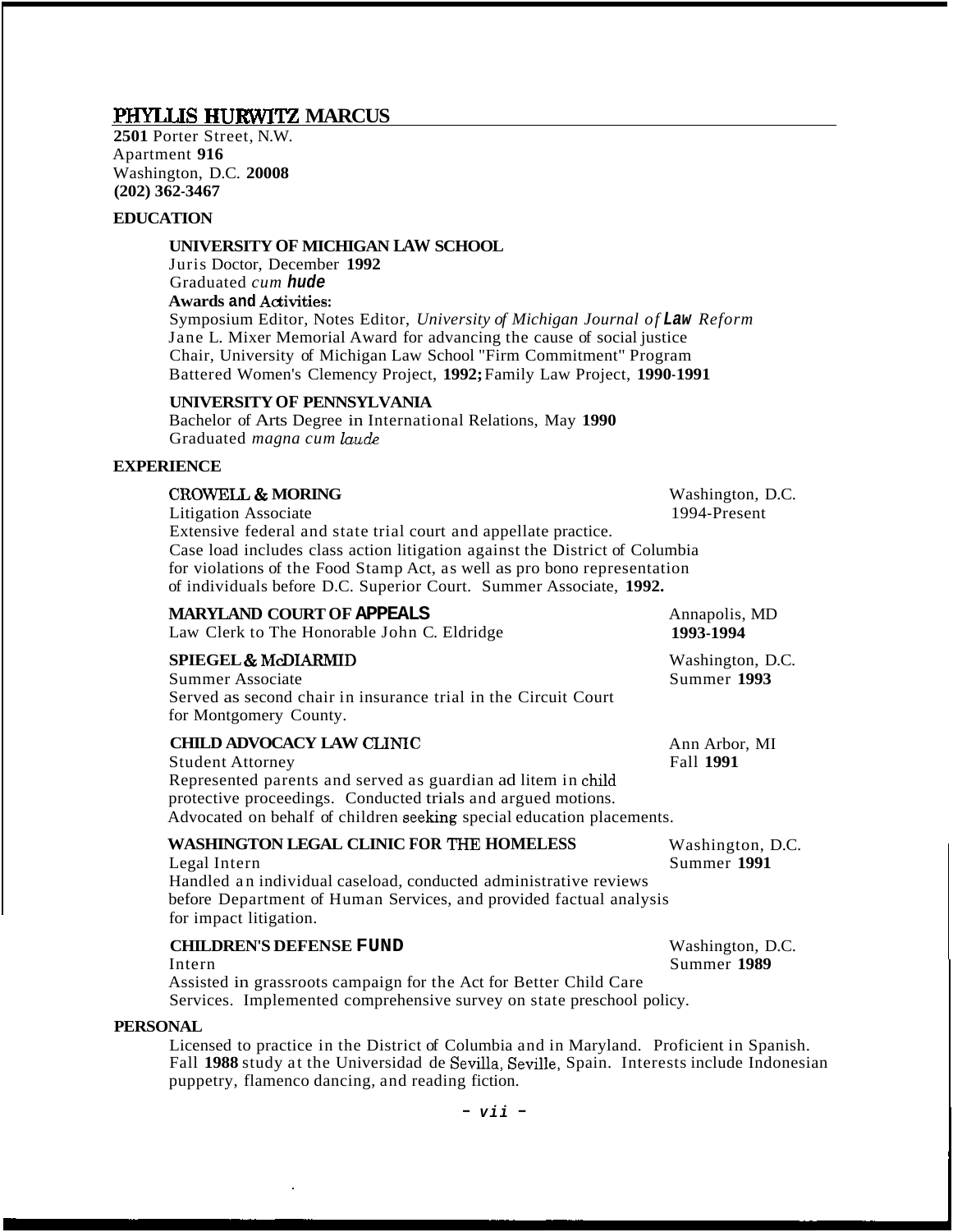# PHYLLIS HURWITZ MARCUS

2501 Porter Street, N.W.
Apartment 916
Washington, D.C. 20008
(202) 362-3467

## EDUCATION

**UNIVERSITY OF MICHIGAN LAW SCHOOL**
Juris Doctor, December 1992
Graduated *cum hude*
**Awards and Activities:**
Symposium Editor, Notes Editor, *University of Michigan Journal of Law Reform*
Jane L. Mixer Memorial Award for advancing the cause of social justice
Chair, University of Michigan Law School "Firm Commitment" Program
Battered Women's Clemency Project, 1992; Family Law Project, 1990-1991

**UNIVERSITY OF PENNSYLVANIA**
Bachelor of Arts Degree in International Relations, May 1990
Graduated *magna cum laude*

## EXPERIENCE

**CROWELL & MORING** — Washington, D.C.
Litigation Associate — 1994-Present
Extensive federal and state trial court and appellate practice. Case load includes class action litigation against the District of Columbia for violations of the Food Stamp Act, as well as pro bono representation of individuals before D.C. Superior Court. Summer Associate, 1992.

**MARYLAND COURT OF APPEALS** — Annapolis, MD
Law Clerk to The Honorable John C. Eldridge — 1993-1994

**SPIEGEL & McDIARMID** — Washington, D.C.
Summer Associate — Summer 1993
Served as second chair in insurance trial in the Circuit Court for Montgomery County.

**CHILD ADVOCACY LAW CLINIC** — Ann Arbor, MI
Student Attorney — Fall 1991
Represented parents and served as guardian ad litem in child protective proceedings. Conducted trials and argued motions. Advocated on behalf of children seeking special education placements.

**WASHINGTON LEGAL CLINIC FOR THE HOMELESS** — Washington, D.C.
Legal Intern — Summer 1991
Handled an individual caseload, conducted administrative reviews before Department of Human Services, and provided factual analysis for impact litigation.

**CHILDREN'S DEFENSE FUND** — Washington, D.C.
Intern — Summer 1989
Assisted in grassroots campaign for the Act for Better Child Care Services. Implemented comprehensive survey on state preschool policy.

## PERSONAL

Licensed to practice in the District of Columbia and in Maryland. Proficient in Spanish. Fall 1988 study at the Universidad de Sevilla, Seville, Spain. Interests include Indonesian puppetry, flamenco dancing, and reading fiction.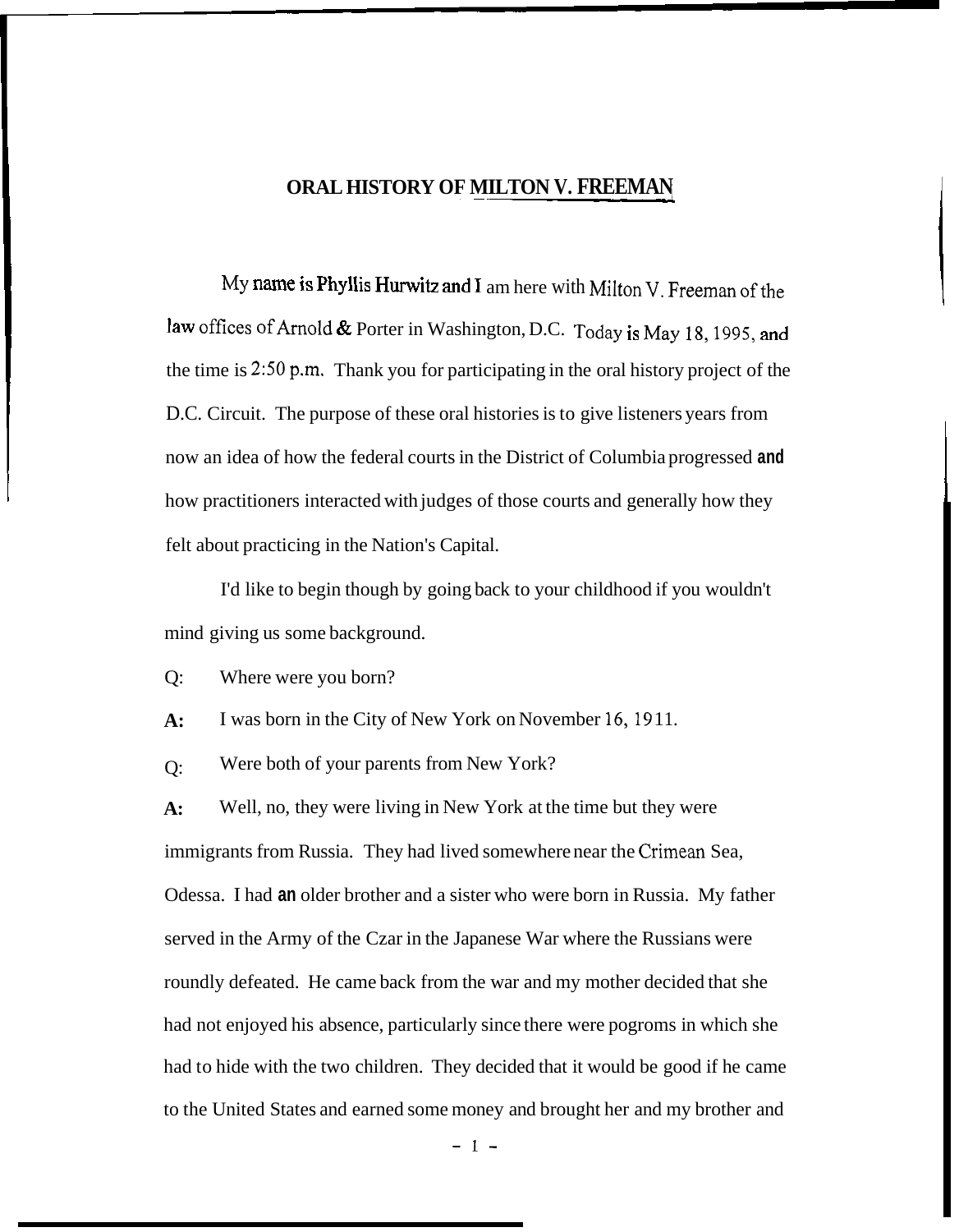# ORAL HISTORY OF MILTON V. FREEMAN

My name is Phyllis Hurwitz and I am here with Milton V. Freeman of the law offices of Arnold & Porter in Washington, D.C. Today is May 18, 1995, and the time is 2:50 p.m. Thank you for participating in the oral history project of the D.C. Circuit. The purpose of these oral histories is to give listeners years from now an idea of how the federal courts in the District of Columbia progressed and how practitioners interacted with judges of those courts and generally how they felt about practicing in the Nation's Capital.

I'd like to begin though by going back to your childhood if you wouldn't mind giving us some background.

Q: Where were you born?

**A:** I was born in the City of New York on November 16, 1911.

Q: Were both of your parents from New York?

**A:** Well, no, they were living in New York at the time but they were immigrants from Russia. They had lived somewhere near the Crimean Sea, Odessa. I had an older brother and a sister who were born in Russia. My father served in the Army of the Czar in the Japanese War where the Russians were roundly defeated. He came back from the war and my mother decided that she had not enjoyed his absence, particularly since there were pogroms in which she had to hide with the two children. They decided that it would be good if he came to the United States and earned some money and brought her and my brother and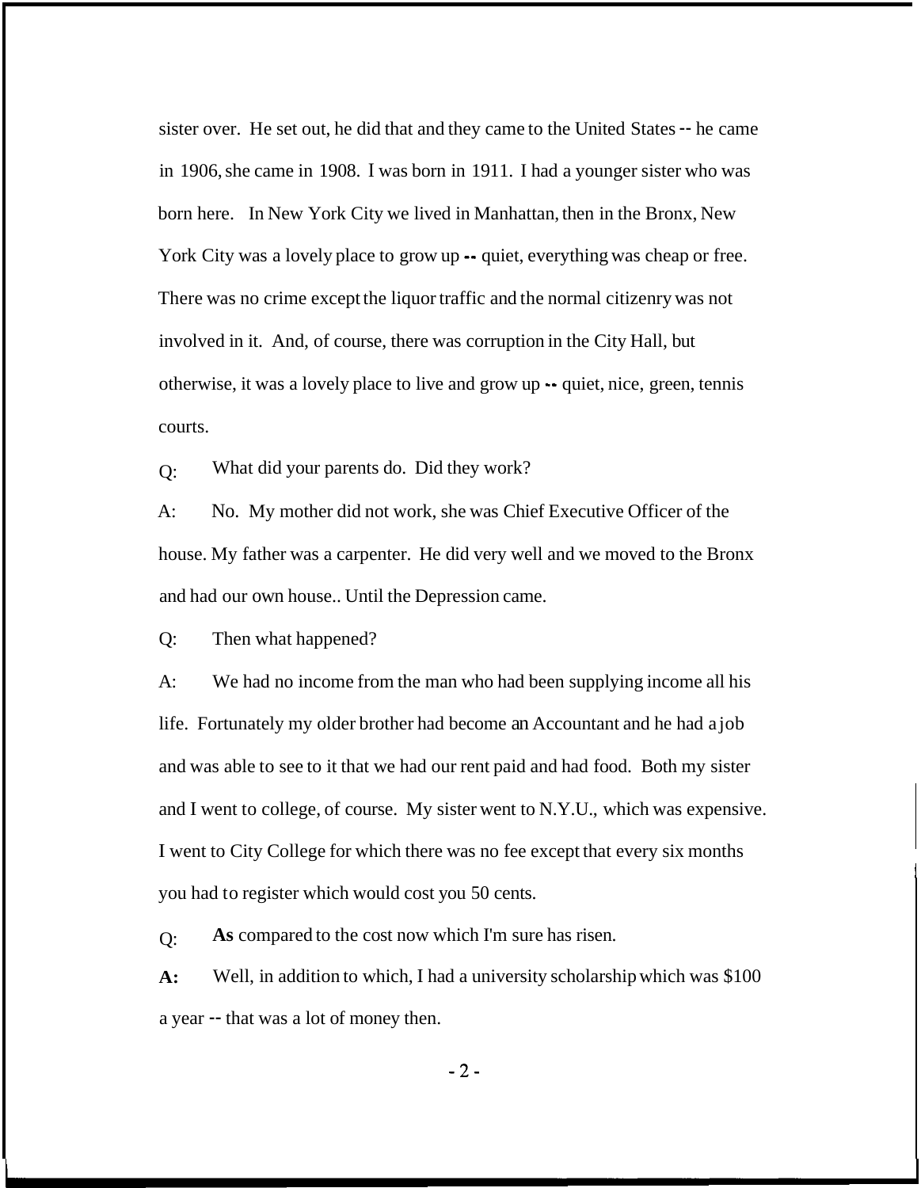sister over. He set out, he did that and they came to the United States -- he came in 1906, she came in 1908. I was born in 1911. I had a younger sister who was born here. In New York City we lived in Manhattan, then in the Bronx, New York City was a lovely place to grow up -- quiet, everything was cheap or free. There was no crime except the liquor traffic and the normal citizenry was not involved in it. And, of course, there was corruption in the City Hall, but otherwise, it was a lovely place to live and grow up -- quiet, nice, green, tennis courts.

Q: What did your parents do. Did they work?

A: No. My mother did not work, she was Chief Executive Officer of the house. My father was a carpenter. He did very well and we moved to the Bronx and had our own house.. Until the Depression came.

Q: Then what happened?

A: We had no income from the man who had been supplying income all his life. Fortunately my older brother had become an Accountant and he had a job and was able to see to it that we had our rent paid and had food. Both my sister and I went to college, of course. My sister went to N.Y.U., which was expensive. I went to City College for which there was no fee except that every six months you had to register which would cost you 50 cents.

Q: **As** compared to the cost now which I'm sure has risen.

**A:** Well, in addition to which, I had a university scholarship which was $100 a year -- that was a lot of money then.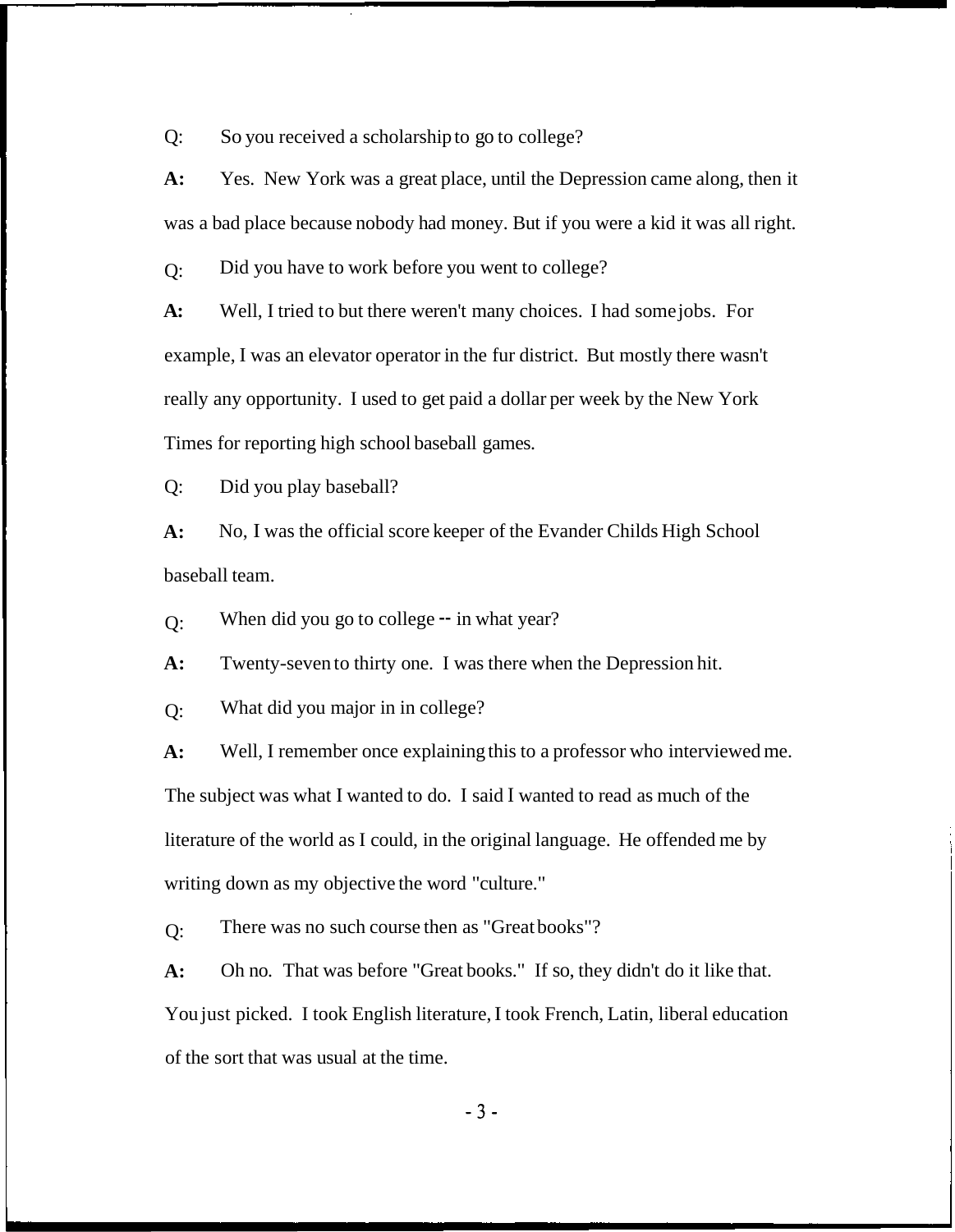Q: So you received a scholarship to go to college?

**A:** Yes. New York was a great place, until the Depression came along, then it was a bad place because nobody had money. But if you were a kid it was all right.

Q: Did you have to work before you went to college?

**A:** Well, I tried to but there weren't many choices. I had some jobs. For example, I was an elevator operator in the fur district. But mostly there wasn't really any opportunity. I used to get paid a dollar per week by the New York Times for reporting high school baseball games.

Q: Did you play baseball?

**A:** No, I was the official score keeper of the Evander Childs High School baseball team.

Q: When did you go to college -- in what year?

**A:** Twenty-seven to thirty one. I was there when the Depression hit.

Q: What did you major in in college?

**A:** Well, I remember once explaining this to a professor who interviewed me. The subject was what I wanted to do. I said I wanted to read as much of the literature of the world as I could, in the original language. He offended me by writing down as my objective the word "culture."

Q: There was no such course then as "Great books"?

**A:** Oh no. That was before "Great books." If so, they didn't do it like that. You just picked. I took English literature, I took French, Latin, liberal education of the sort that was usual at the time.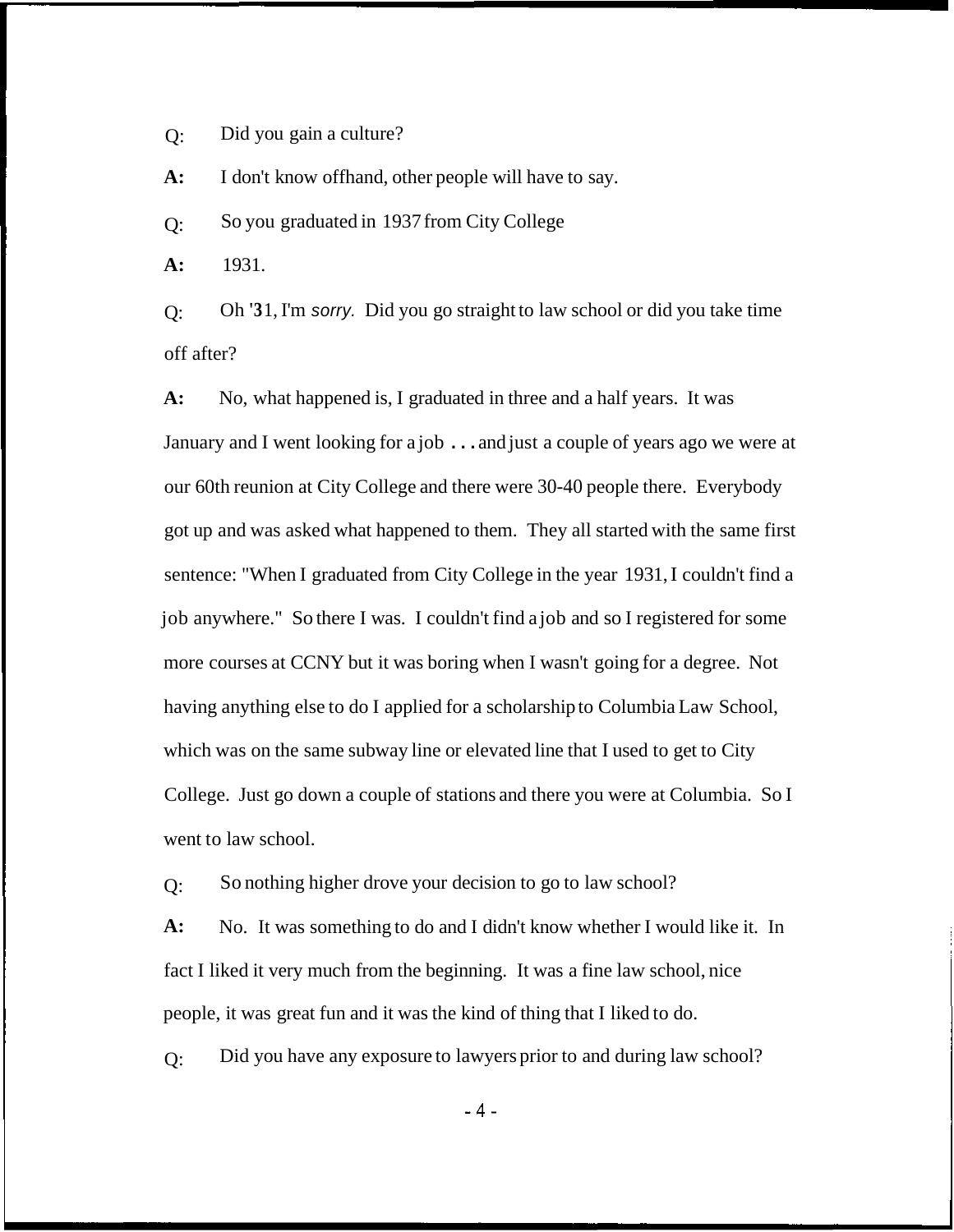Q: Did you gain a culture?

**A:** I don't know offhand, other people will have to say.

Q: So you graduated in 1937 from City College

**A:** 1931.

Q: Oh '31, I'm *sorry.* Did you go straight to law school or did you take time off after?

**A:** No, what happened is, I graduated in three and a half years. It was January and I went looking for a job . . . and just a couple of years ago we were at our 60th reunion at City College and there were 30-40 people there. Everybody got up and was asked what happened to them. They all started with the same first sentence: "When I graduated from City College in the year 1931, I couldn't find a job anywhere." So there I was. I couldn't find a job and so I registered for some more courses at CCNY but it was boring when I wasn't going for a degree. Not having anything else to do I applied for a scholarship to Columbia Law School, which was on the same subway line or elevated line that I used to get to City College. Just go down a couple of stations and there you were at Columbia. So I went to law school.

Q: So nothing higher drove your decision to go to law school?

**A:** No. It was something to do and I didn't know whether I would like it. In fact I liked it very much from the beginning. It was a fine law school, nice people, it was great fun and it was the kind of thing that I liked to do.

Q: Did you have any exposure to lawyers prior to and during law school?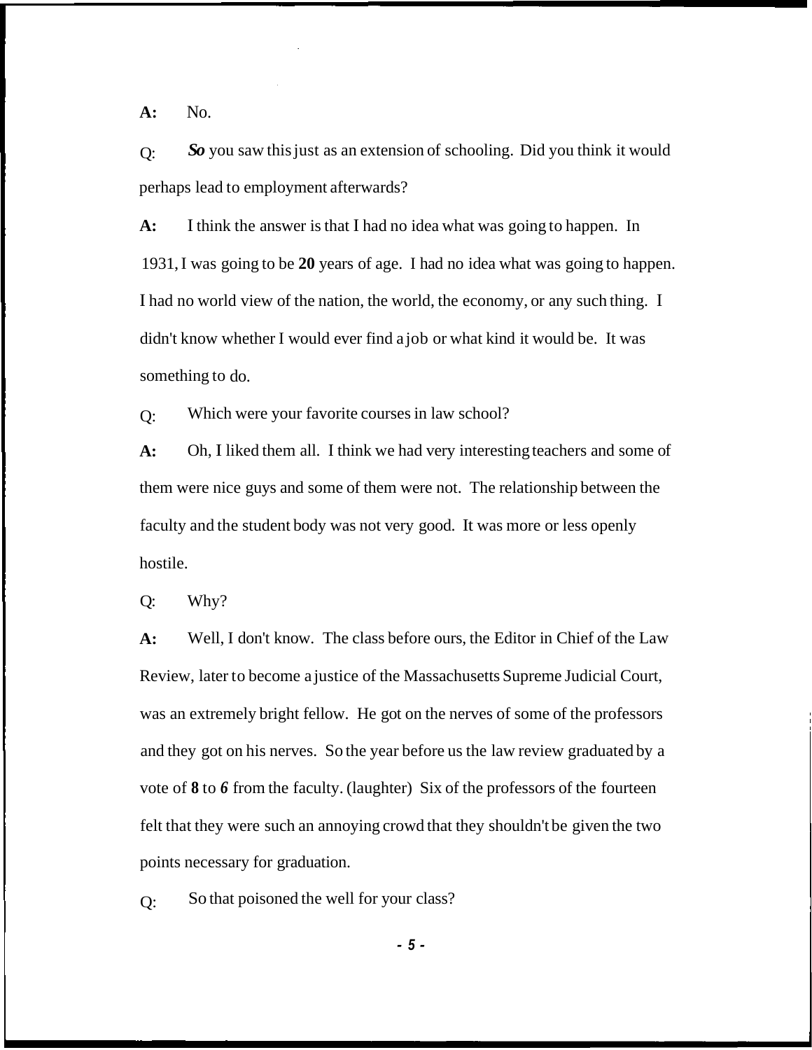**A:** No.

Q: ***So*** you saw this just as an extension of schooling. Did you think it would perhaps lead to employment afterwards?

**A:** I think the answer is that I had no idea what was going to happen. In 1931, I was going to be **20** years of age. I had no idea what was going to happen. I had no world view of the nation, the world, the economy, or any such thing. I didn't know whether I would ever find a job or what kind it would be. It was something to do.

Q: Which were your favorite courses in law school?

**A:** Oh, I liked them all. I think we had very interesting teachers and some of them were nice guys and some of them were not. The relationship between the faculty and the student body was not very good. It was more or less openly hostile.

Q: Why?

**A:** Well, I don't know. The class before ours, the Editor in Chief of the Law Review, later to become a justice of the Massachusetts Supreme Judicial Court, was an extremely bright fellow. He got on the nerves of some of the professors and they got on his nerves. So the year before us the law review graduated by a vote of **8** to ***6*** from the faculty. (laughter) Six of the professors of the fourteen felt that they were such an annoying crowd that they shouldn't be given the two points necessary for graduation.

Q: So that poisoned the well for your class?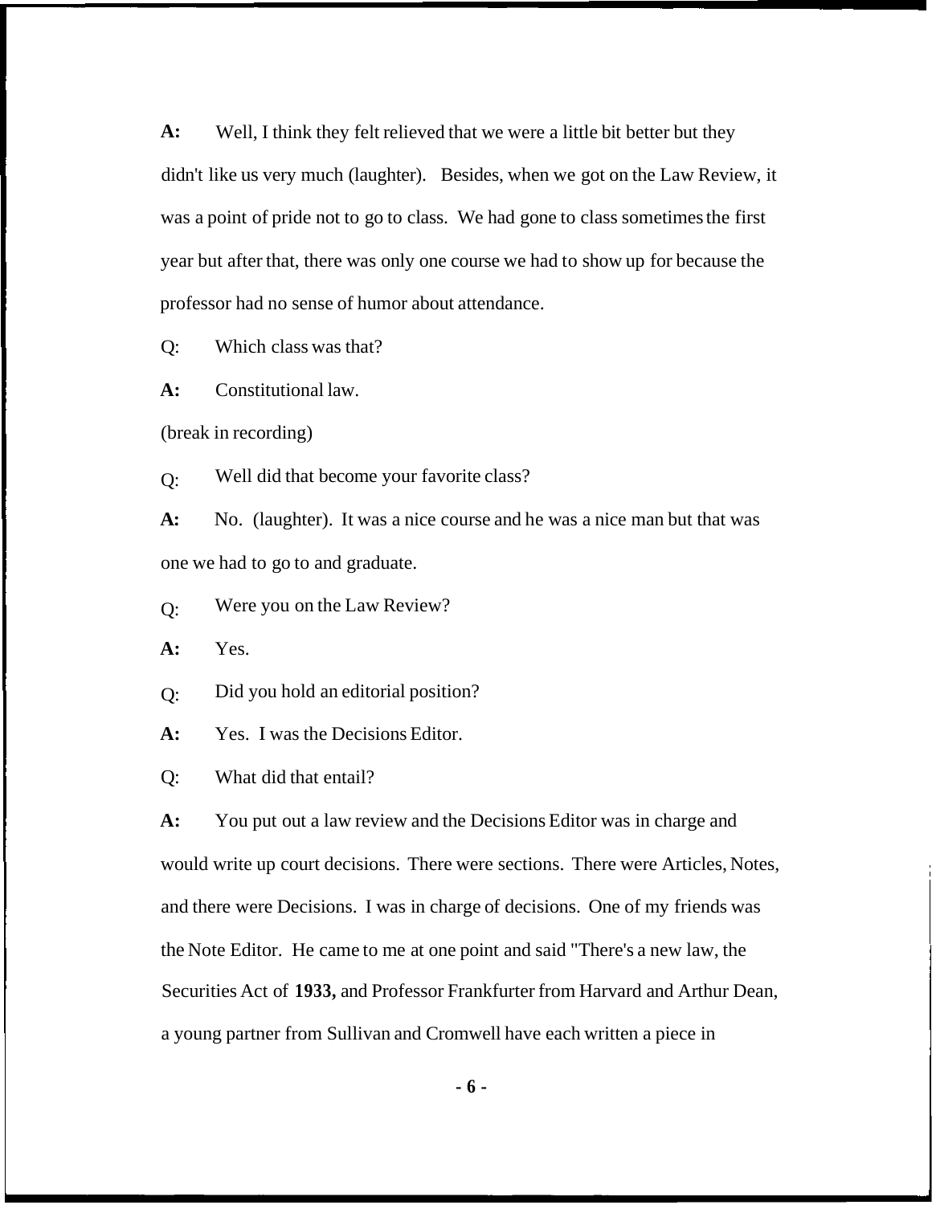**A:** Well, I think they felt relieved that we were a little bit better but they didn't like us very much (laughter). Besides, when we got on the Law Review, it was a point of pride not to go to class. We had gone to class sometimes the first year but after that, there was only one course we had to show up for because the professor had no sense of humor about attendance.

Q: Which class was that?

**A:** Constitutional law.

(break in recording)

Q: Well did that become your favorite class?

**A:** No. (laughter). It was a nice course and he was a nice man but that was one we had to go to and graduate.

Q: Were you on the Law Review?

**A:** Yes.

Q: Did you hold an editorial position?

**A:** Yes. I was the Decisions Editor.

Q: What did that entail?

**A:** You put out a law review and the Decisions Editor was in charge and would write up court decisions. There were sections. There were Articles, Notes, and there were Decisions. I was in charge of decisions. One of my friends was the Note Editor. He came to me at one point and said "There's a new law, the Securities Act of **1933,** and Professor Frankfurter from Harvard and Arthur Dean, a young partner from Sullivan and Cromwell have each written a piece in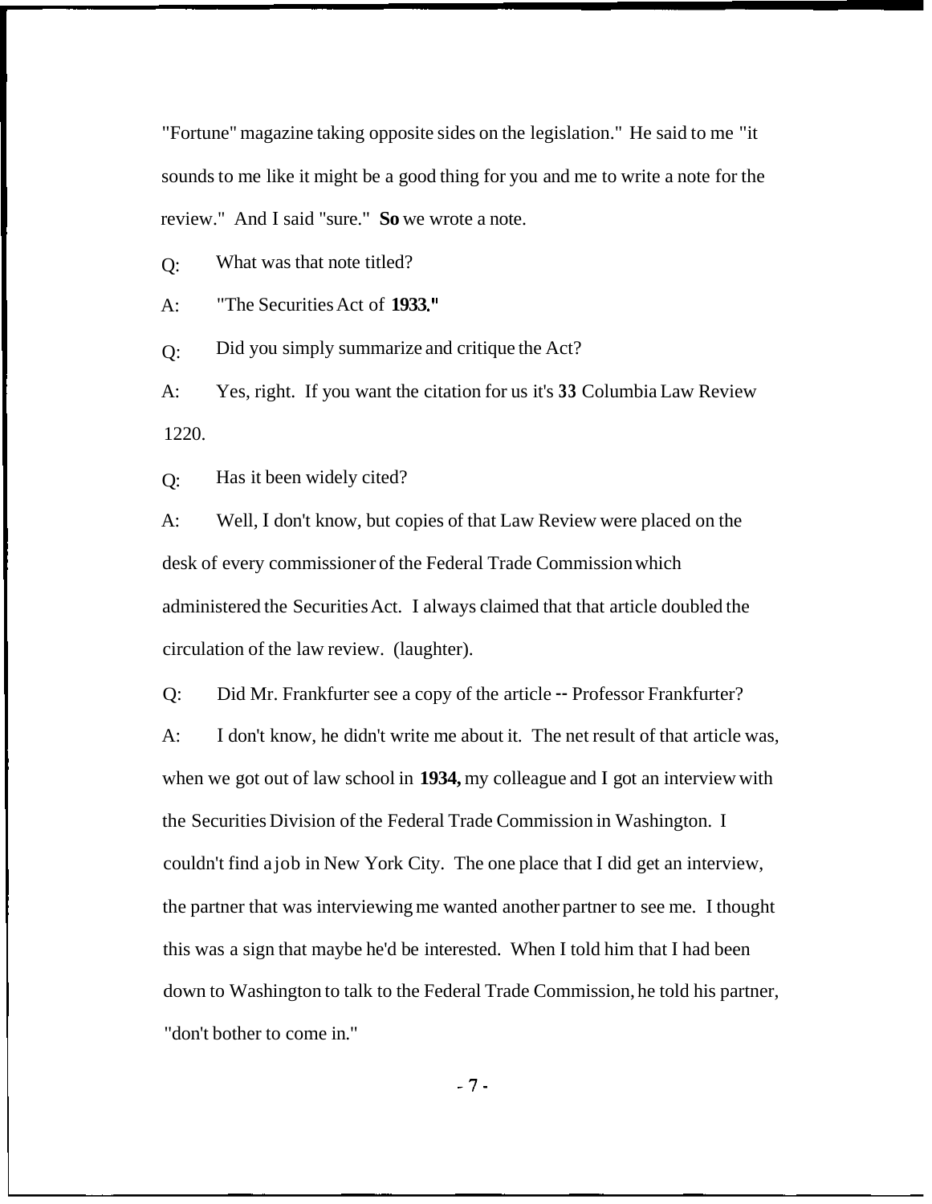"Fortune" magazine taking opposite sides on the legislation." He said to me "it sounds to me like it might be a good thing for you and me to write a note for the review." And I said "sure." **So** we wrote a note.

Q: What was that note titled?

A: "The Securities Act of **1933."**

Q: Did you simply summarize and critique the Act?

A: Yes, right. If you want the citation for us it's **33** Columbia Law Review 1220.

Q: Has it been widely cited?

A: Well, I don't know, but copies of that Law Review were placed on the desk of every commissioner of the Federal Trade Commission which administered the Securities Act. I always claimed that that article doubled the circulation of the law review. (laughter).

Q: Did Mr. Frankfurter see a copy of the article -- Professor Frankfurter?

A: I don't know, he didn't write me about it. The net result of that article was, when we got out of law school in **1934,** my colleague and I got an interview with the Securities Division of the Federal Trade Commission in Washington. I couldn't find a job in New York City. The one place that I did get an interview, the partner that was interviewing me wanted another partner to see me. I thought this was a sign that maybe he'd be interested. When I told him that I had been down to Washington to talk to the Federal Trade Commission, he told his partner, "don't bother to come in."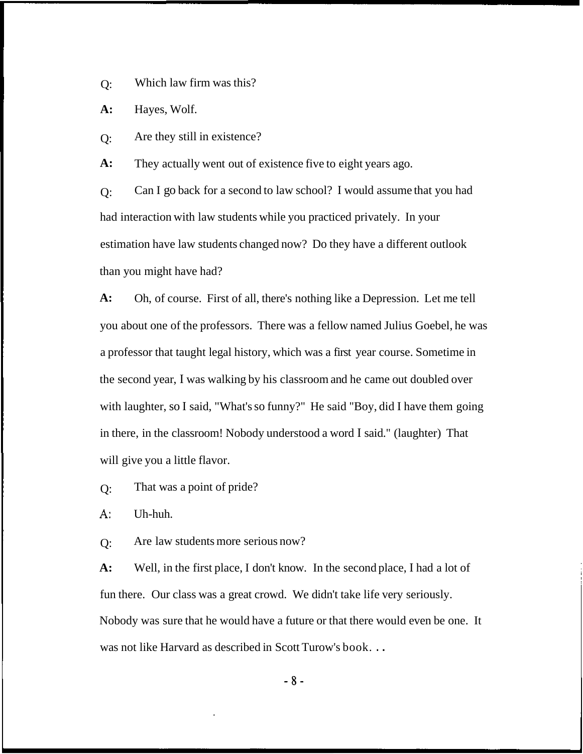Q: Which law firm was this?

**A:** Hayes, Wolf.

Q: Are they still in existence?

**A:** They actually went out of existence five to eight years ago.

Q: Can I go back for a second to law school? I would assume that you had had interaction with law students while you practiced privately. In your estimation have law students changed now? Do they have a different outlook than you might have had?

**A:** Oh, of course. First of all, there's nothing like a Depression. Let me tell you about one of the professors. There was a fellow named Julius Goebel, he was a professor that taught legal history, which was a first year course. Sometime in the second year, I was walking by his classroom and he came out doubled over with laughter, so I said, "What's so funny?" He said "Boy, did I have them going in there, in the classroom! Nobody understood a word I said." (laughter) That will give you a little flavor.

Q: That was a point of pride?

A: Uh-huh.

Q: Are law students more serious now?

**A:** Well, in the first place, I don't know. In the second place, I had a lot of fun there. Our class was a great crowd. We didn't take life very seriously. Nobody was sure that he would have a future or that there would even be one. It was not like Harvard as described in Scott Turow's book. . .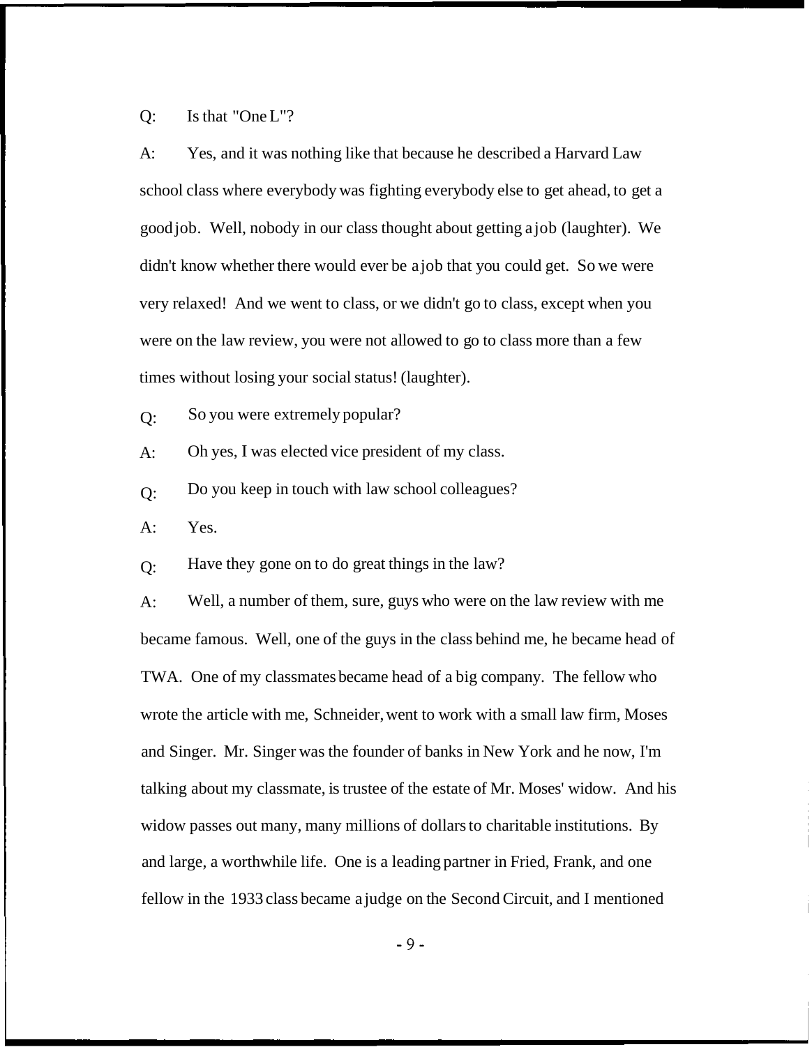Q: Is that "One L"?

A: Yes, and it was nothing like that because he described a Harvard Law school class where everybody was fighting everybody else to get ahead, to get a good job. Well, nobody in our class thought about getting a job (laughter). We didn't know whether there would ever be a job that you could get. So we were very relaxed! And we went to class, or we didn't go to class, except when you were on the law review, you were not allowed to go to class more than a few times without losing your social status! (laughter).

Q: So you were extremely popular?

A: Oh yes, I was elected vice president of my class.

Q: Do you keep in touch with law school colleagues?

A: Yes.

Q: Have they gone on to do great things in the law?

A: Well, a number of them, sure, guys who were on the law review with me became famous. Well, one of the guys in the class behind me, he became head of TWA. One of my classmates became head of a big company. The fellow who wrote the article with me, Schneider, went to work with a small law firm, Moses and Singer. Mr. Singer was the founder of banks in New York and he now, I'm talking about my classmate, is trustee of the estate of Mr. Moses' widow. And his widow passes out many, many millions of dollars to charitable institutions. By and large, a worthwhile life. One is a leading partner in Fried, Frank, and one fellow in the 1933 class became a judge on the Second Circuit, and I mentioned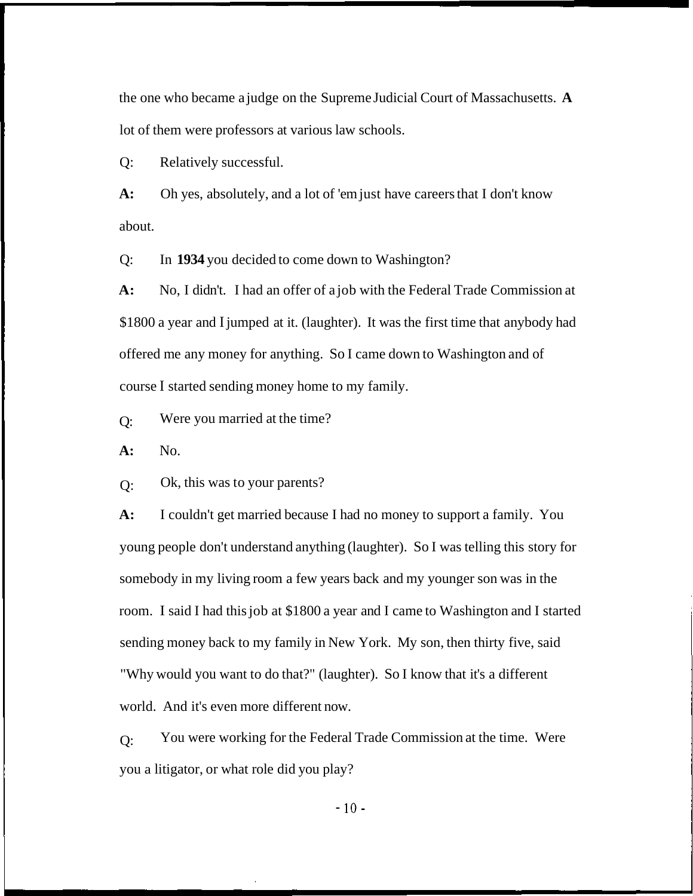the one who became a judge on the Supreme Judicial Court of Massachusetts. A lot of them were professors at various law schools.

Q: Relatively successful.

**A:** Oh yes, absolutely, and a lot of 'em just have careers that I don't know about.

Q: In **1934** you decided to come down to Washington?

**A:** No, I didn't. I had an offer of a job with the Federal Trade Commission at $1800 a year and I jumped at it. (laughter). It was the first time that anybody had offered me any money for anything. So I came down to Washington and of course I started sending money home to my family.

Q: Were you married at the time?

**A:** No.

Q: Ok, this was to your parents?

**A:** I couldn't get married because I had no money to support a family. You young people don't understand anything (laughter). So I was telling this story for somebody in my living room a few years back and my younger son was in the room. I said I had this job at $1800 a year and I came to Washington and I started sending money back to my family in New York. My son, then thirty five, said "Why would you want to do that?" (laughter). So I know that it's a different world. And it's even more different now.

Q: You were working for the Federal Trade Commission at the time. Were you a litigator, or what role did you play?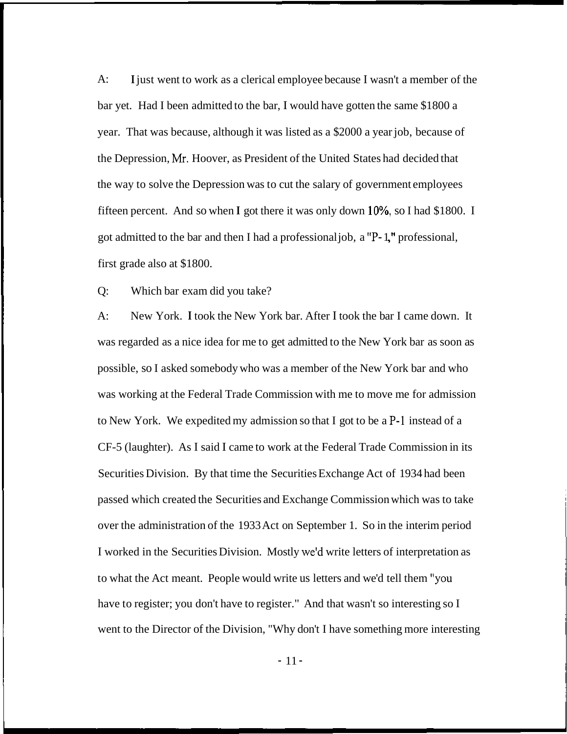A: I just went to work as a clerical employee because I wasn't a member of the bar yet. Had I been admitted to the bar, I would have gotten the same $1800 a year. That was because, although it was listed as a $2000 a year job, because of the Depression, Mr. Hoover, as President of the United States had decided that the way to solve the Depression was to cut the salary of government employees fifteen percent. And so when I got there it was only down 10%, so I had $1800. I got admitted to the bar and then I had a professional job, a "P-1," professional, first grade also at $1800.

Q: Which bar exam did you take?

A: New York. I took the New York bar. After I took the bar I came down. It was regarded as a nice idea for me to get admitted to the New York bar as soon as possible, so I asked somebody who was a member of the New York bar and who was working at the Federal Trade Commission with me to move me for admission to New York. We expedited my admission so that I got to be a P-1 instead of a CF-5 (laughter). As I said I came to work at the Federal Trade Commission in its Securities Division. By that time the Securities Exchange Act of 1934 had been passed which created the Securities and Exchange Commission which was to take over the administration of the 1933 Act on September 1. So in the interim period I worked in the Securities Division. Mostly we'd write letters of interpretation as to what the Act meant. People would write us letters and we'd tell them "you have to register; you don't have to register." And that wasn't so interesting so I went to the Director of the Division, "Why don't I have something more interesting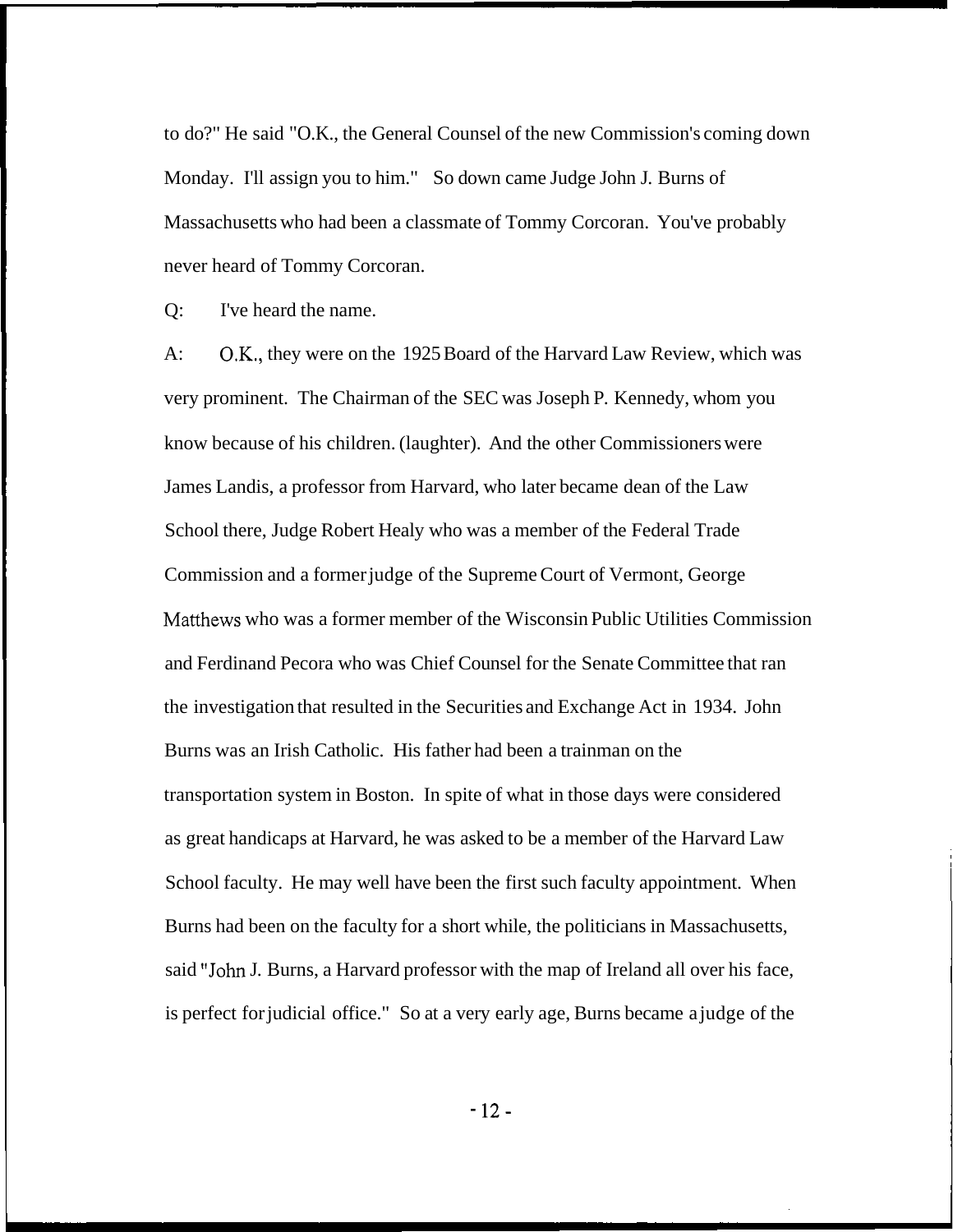to do?" He said "O.K., the General Counsel of the new Commission's coming down Monday. I'll assign you to him." So down came Judge John J. Burns of Massachusetts who had been a classmate of Tommy Corcoran. You've probably never heard of Tommy Corcoran.

Q: I've heard the name.

A: O.K., they were on the 1925 Board of the Harvard Law Review, which was very prominent. The Chairman of the SEC was Joseph P. Kennedy, whom you know because of his children. (laughter). And the other Commissioners were James Landis, a professor from Harvard, who later became dean of the Law School there, Judge Robert Healy who was a member of the Federal Trade Commission and a former judge of the Supreme Court of Vermont, George Matthews who was a former member of the Wisconsin Public Utilities Commission and Ferdinand Pecora who was Chief Counsel for the Senate Committee that ran the investigation that resulted in the Securities and Exchange Act in 1934. John Burns was an Irish Catholic. His father had been a trainman on the transportation system in Boston. In spite of what in those days were considered as great handicaps at Harvard, he was asked to be a member of the Harvard Law School faculty. He may well have been the first such faculty appointment. When Burns had been on the faculty for a short while, the politicians in Massachusetts, said "John J. Burns, a Harvard professor with the map of Ireland all over his face, is perfect for judicial office." So at a very early age, Burns became a judge of the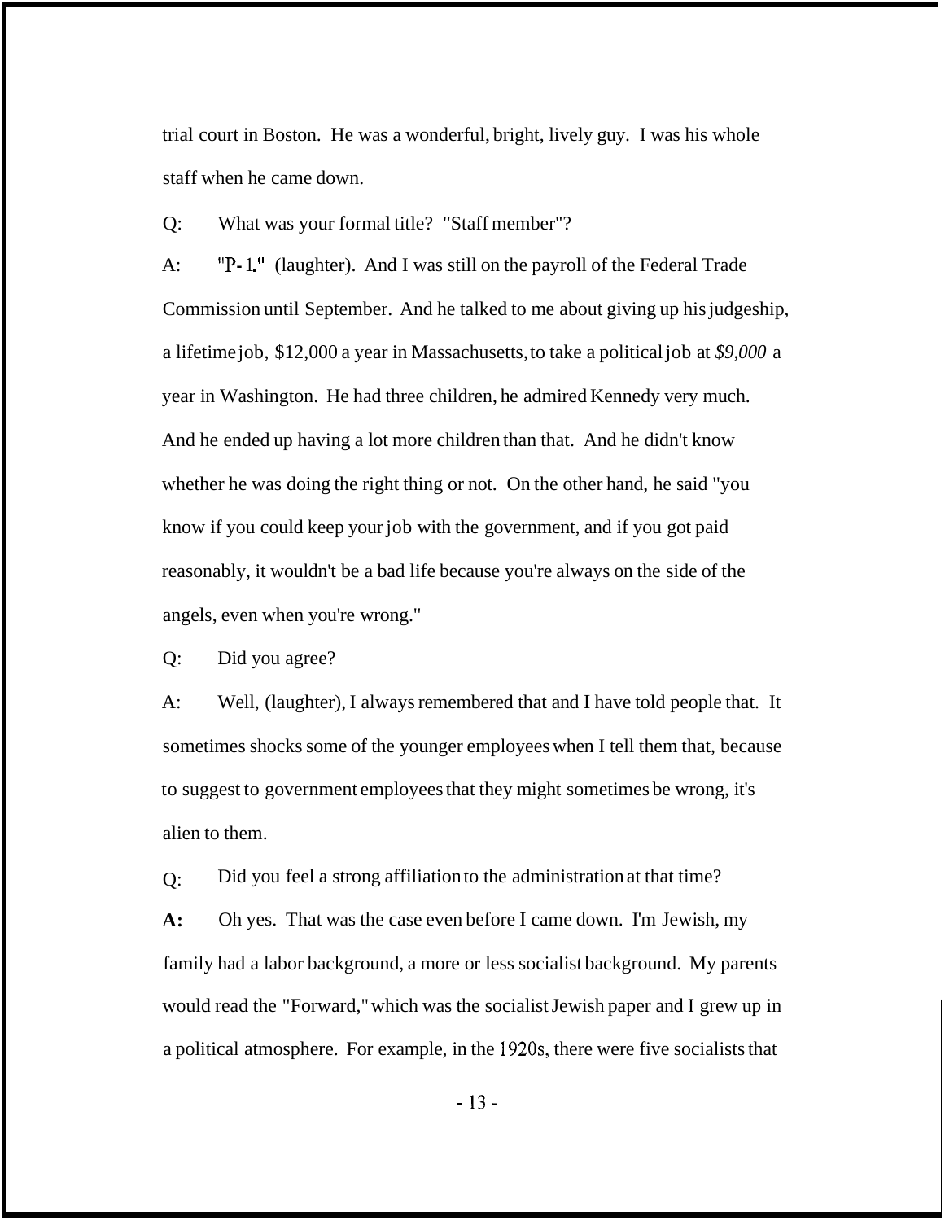trial court in Boston. He was a wonderful, bright, lively guy. I was his whole staff when he came down.

Q: What was your formal title? "Staff member"?

A: "P-1." (laughter). And I was still on the payroll of the Federal Trade Commission until September. And he talked to me about giving up his judgeship, a lifetime job, $12,000 a year in Massachusetts, to take a political job at *$9,000* a year in Washington. He had three children, he admired Kennedy very much. And he ended up having a lot more children than that. And he didn't know whether he was doing the right thing or not. On the other hand, he said "you know if you could keep your job with the government, and if you got paid reasonably, it wouldn't be a bad life because you're always on the side of the angels, even when you're wrong."

Q: Did you agree?

A: Well, (laughter), I always remembered that and I have told people that. It sometimes shocks some of the younger employees when I tell them that, because to suggest to government employees that they might sometimes be wrong, it's alien to them.

Q: Did you feel a strong affiliation to the administration at that time?

**A:** Oh yes. That was the case even before I came down. I'm Jewish, my family had a labor background, a more or less socialist background. My parents would read the "Forward," which was the socialist Jewish paper and I grew up in a political atmosphere. For example, in the 1920s, there were five socialists that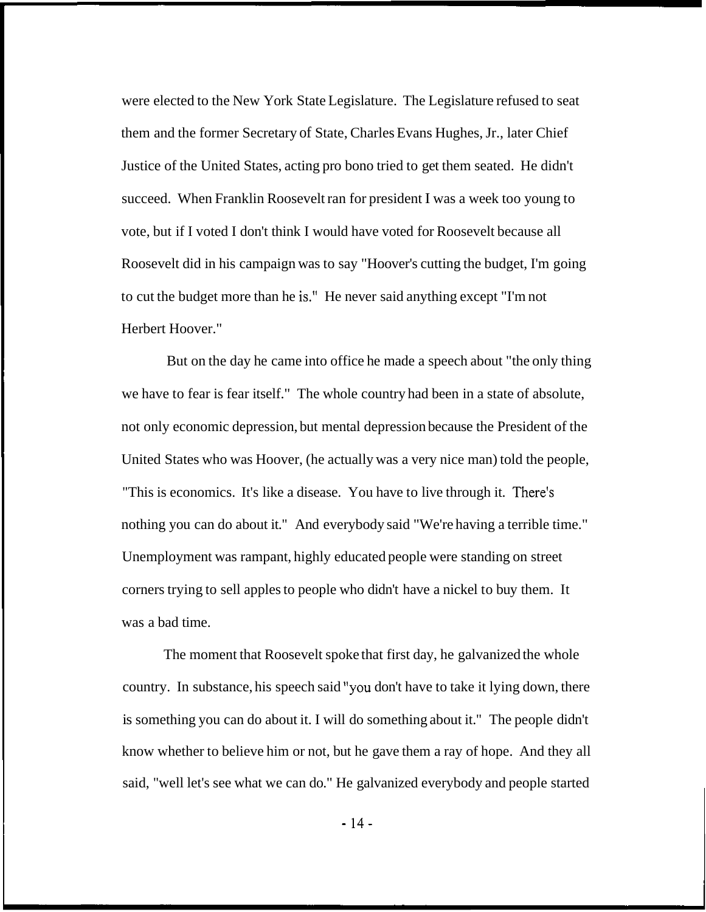were elected to the New York State Legislature. The Legislature refused to seat them and the former Secretary of State, Charles Evans Hughes, Jr., later Chief Justice of the United States, acting pro bono tried to get them seated. He didn't succeed. When Franklin Roosevelt ran for president I was a week too young to vote, but if I voted I don't think I would have voted for Roosevelt because all Roosevelt did in his campaign was to say "Hoover's cutting the budget, I'm going to cut the budget more than he is." He never said anything except "I'm not Herbert Hoover."

But on the day he came into office he made a speech about "the only thing we have to fear is fear itself." The whole country had been in a state of absolute, not only economic depression, but mental depression because the President of the United States who was Hoover, (he actually was a very nice man) told the people, "This is economics. It's like a disease. You have to live through it. There's nothing you can do about it." And everybody said "We're having a terrible time." Unemployment was rampant, highly educated people were standing on street corners trying to sell apples to people who didn't have a nickel to buy them. It was a bad time.

The moment that Roosevelt spoke that first day, he galvanized the whole country. In substance, his speech said "you don't have to take it lying down, there is something you can do about it. I will do something about it." The people didn't know whether to believe him or not, but he gave them a ray of hope. And they all said, "well let's see what we can do." He galvanized everybody and people started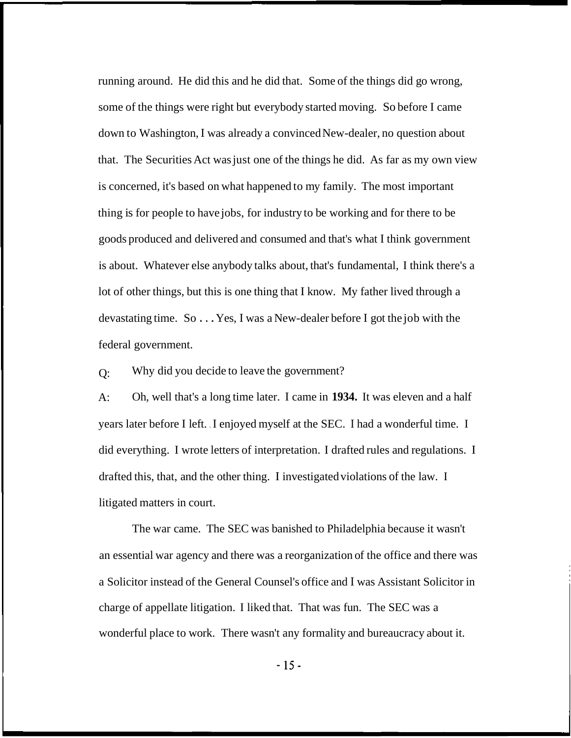running around. He did this and he did that. Some of the things did go wrong, some of the things were right but everybody started moving. So before I came down to Washington, I was already a convinced New-dealer, no question about that. The Securities Act was just one of the things he did. As far as my own view is concerned, it's based on what happened to my family. The most important thing is for people to have jobs, for industry to be working and for there to be goods produced and delivered and consumed and that's what I think government is about. Whatever else anybody talks about, that's fundamental, I think there's a lot of other things, but this is one thing that I know. My father lived through a devastating time. So . . . Yes, I was a New-dealer before I got the job with the federal government.

Q: Why did you decide to leave the government?

A: Oh, well that's a long time later. I came in **1934.** It was eleven and a half years later before I left. I enjoyed myself at the SEC. I had a wonderful time. I did everything. I wrote letters of interpretation. I drafted rules and regulations. I drafted this, that, and the other thing. I investigated violations of the law. I litigated matters in court.

The war came. The SEC was banished to Philadelphia because it wasn't an essential war agency and there was a reorganization of the office and there was a Solicitor instead of the General Counsel's office and I was Assistant Solicitor in charge of appellate litigation. I liked that. That was fun. The SEC was a wonderful place to work. There wasn't any formality and bureaucracy about it.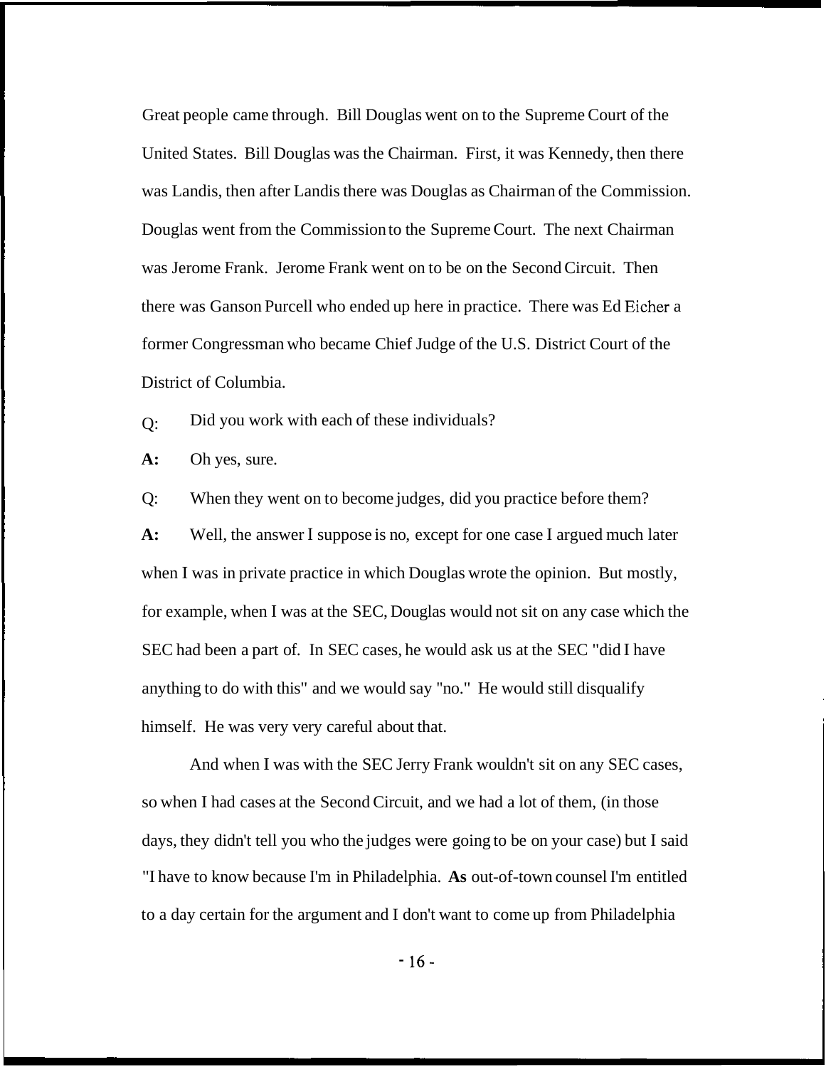Great people came through. Bill Douglas went on to the Supreme Court of the United States. Bill Douglas was the Chairman. First, it was Kennedy, then there was Landis, then after Landis there was Douglas as Chairman of the Commission. Douglas went from the Commission to the Supreme Court. The next Chairman was Jerome Frank. Jerome Frank went on to be on the Second Circuit. Then there was Ganson Purcell who ended up here in practice. There was Ed Eicher a former Congressman who became Chief Judge of the U.S. District Court of the District of Columbia.

Q: Did you work with each of these individuals?

**A:** Oh yes, sure.

Q: When they went on to become judges, did you practice before them?

**A:** Well, the answer I suppose is no, except for one case I argued much later when I was in private practice in which Douglas wrote the opinion. But mostly, for example, when I was at the SEC, Douglas would not sit on any case which the SEC had been a part of. In SEC cases, he would ask us at the SEC "did I have anything to do with this" and we would say "no." He would still disqualify himself. He was very very careful about that.

And when I was with the SEC Jerry Frank wouldn't sit on any SEC cases, so when I had cases at the Second Circuit, and we had a lot of them, (in those days, they didn't tell you who the judges were going to be on your case) but I said "I have to know because I'm in Philadelphia. **As** out-of-town counsel I'm entitled to a day certain for the argument and I don't want to come up from Philadelphia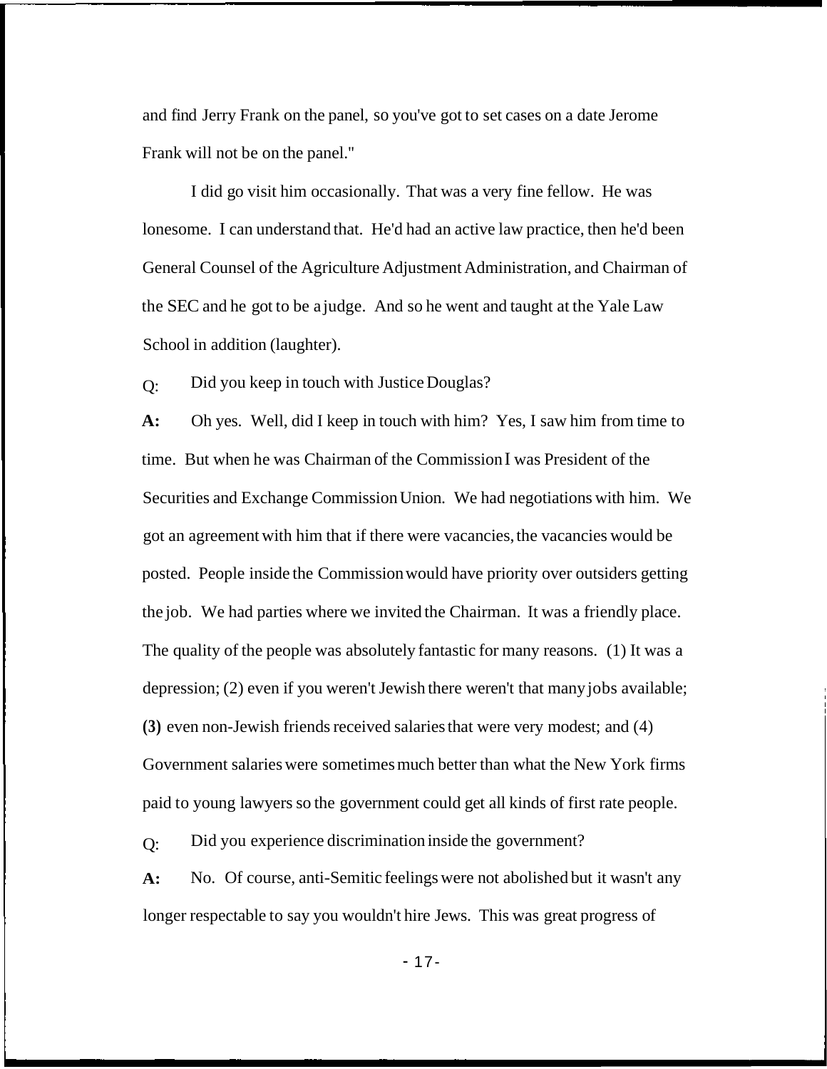and find Jerry Frank on the panel, so you've got to set cases on a date Jerome Frank will not be on the panel."

I did go visit him occasionally. That was a very fine fellow. He was lonesome. I can understand that. He'd had an active law practice, then he'd been General Counsel of the Agriculture Adjustment Administration, and Chairman of the SEC and he got to be a judge. And so he went and taught at the Yale Law School in addition (laughter).

Q: Did you keep in touch with Justice Douglas?

**A:** Oh yes. Well, did I keep in touch with him? Yes, I saw him from time to time. But when he was Chairman of the Commission I was President of the Securities and Exchange Commission Union. We had negotiations with him. We got an agreement with him that if there were vacancies, the vacancies would be posted. People inside the Commission would have priority over outsiders getting the job. We had parties where we invited the Chairman. It was a friendly place. The quality of the people was absolutely fantastic for many reasons. (1) It was a depression; (2) even if you weren't Jewish there weren't that many jobs available; **(3)** even non-Jewish friends received salaries that were very modest; and (4) Government salaries were sometimes much better than what the New York firms paid to young lawyers so the government could get all kinds of first rate people.

Q: Did you experience discrimination inside the government?

**A:** No. Of course, anti-Semitic feelings were not abolished but it wasn't any longer respectable to say you wouldn't hire Jews. This was great progress of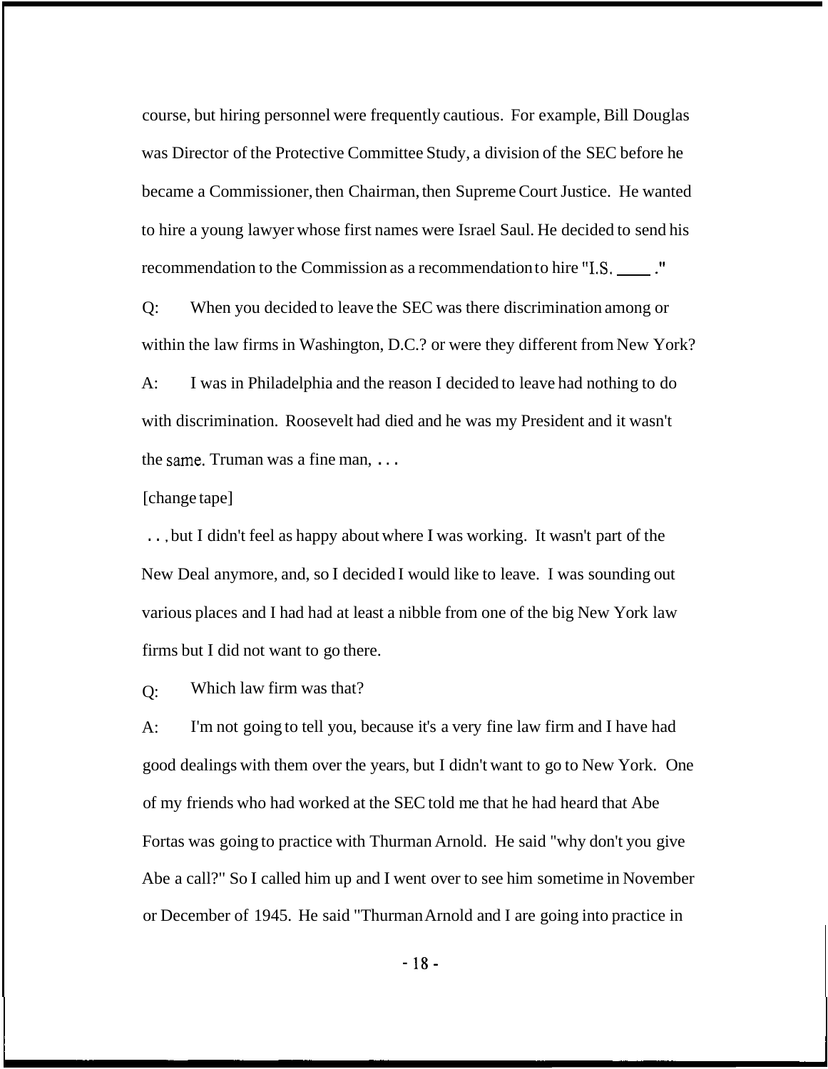course, but hiring personnel were frequently cautious. For example, Bill Douglas was Director of the Protective Committee Study, a division of the SEC before he became a Commissioner, then Chairman, then Supreme Court Justice. He wanted to hire a young lawyer whose first names were Israel Saul. He decided to send his recommendation to the Commission as a recommendation to hire "I.S. ____ ."

Q: When you decided to leave the SEC was there discrimination among or within the law firms in Washington, D.C.? or were they different from New York?

A: I was in Philadelphia and the reason I decided to leave had nothing to do with discrimination. Roosevelt had died and he was my President and it wasn't the same. Truman was a fine man, . . .

[change tape]

. . . but I didn't feel as happy about where I was working. It wasn't part of the New Deal anymore, and, so I decided I would like to leave. I was sounding out various places and I had had at least a nibble from one of the big New York law firms but I did not want to go there.

Q: Which law firm was that?

A: I'm not going to tell you, because it's a very fine law firm and I have had good dealings with them over the years, but I didn't want to go to New York. One of my friends who had worked at the SEC told me that he had heard that Abe Fortas was going to practice with Thurman Arnold. He said "why don't you give Abe a call?" So I called him up and I went over to see him sometime in November or December of 1945. He said "Thurman Arnold and I are going into practice in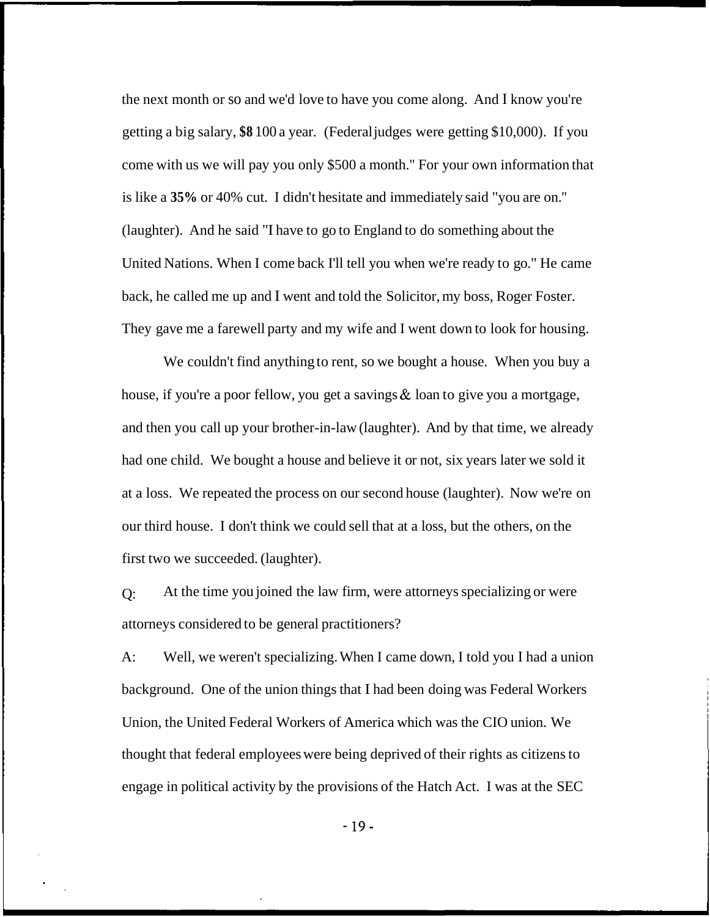the next month or so and we'd love to have you come along. And I know you're getting a big salary, **$8** 100 a year. (Federal judges were getting $10,000). If you come with us we will pay you only $500 a month." For your own information that is like a **35%** or 40% cut. I didn't hesitate and immediately said "you are on." (laughter). And he said "I have to go to England to do something about the United Nations. When I come back I'll tell you when we're ready to go." He came back, he called me up and I went and told the Solicitor, my boss, Roger Foster. They gave me a farewell party and my wife and I went down to look for housing.

We couldn't find anything to rent, so we bought a house. When you buy a house, if you're a poor fellow, you get a savings & loan to give you a mortgage, and then you call up your brother-in-law (laughter). And by that time, we already had one child. We bought a house and believe it or not, six years later we sold it at a loss. We repeated the process on our second house (laughter). Now we're on our third house. I don't think we could sell that at a loss, but the others, on the first two we succeeded. (laughter).

Q: At the time you joined the law firm, were attorneys specializing or were attorneys considered to be general practitioners?

A: Well, we weren't specializing. When I came down, I told you I had a union background. One of the union things that I had been doing was Federal Workers Union, the United Federal Workers of America which was the CIO union. We thought that federal employees were being deprived of their rights as citizens to engage in political activity by the provisions of the Hatch Act. I was at the SEC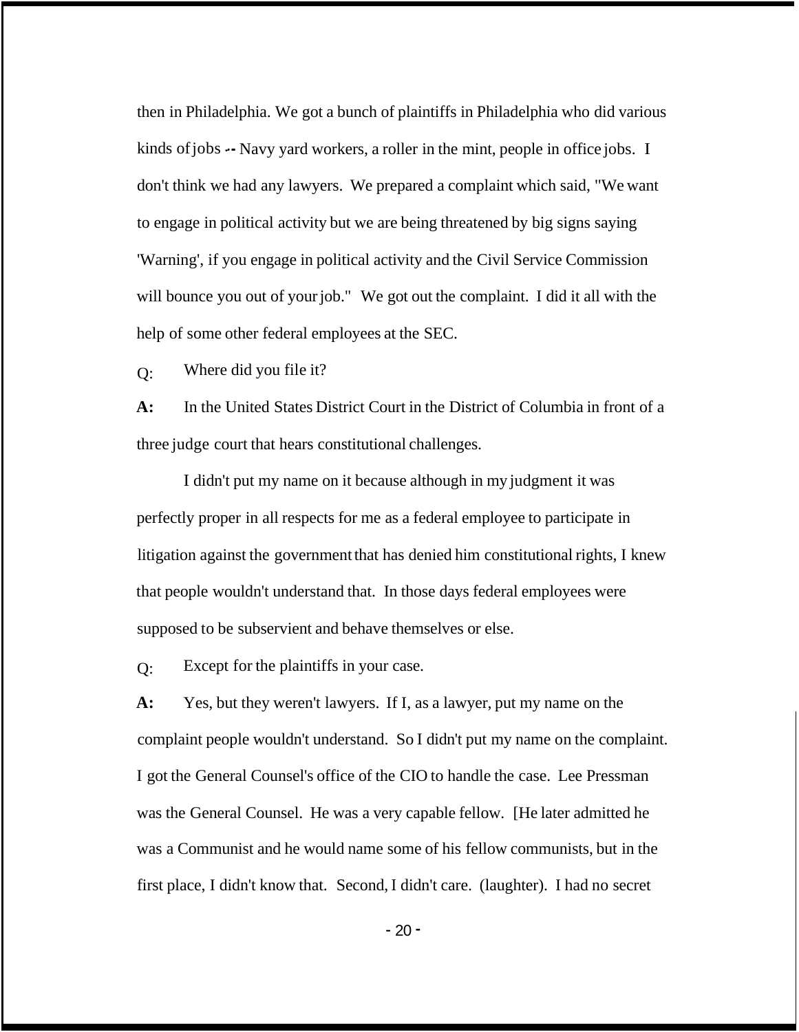then in Philadelphia. We got a bunch of plaintiffs in Philadelphia who did various kinds of jobs -- Navy yard workers, a roller in the mint, people in office jobs. I don't think we had any lawyers. We prepared a complaint which said, "We want to engage in political activity but we are being threatened by big signs saying 'Warning', if you engage in political activity and the Civil Service Commission will bounce you out of your job." We got out the complaint. I did it all with the help of some other federal employees at the SEC.

Q: Where did you file it?

**A:** In the United States District Court in the District of Columbia in front of a three judge court that hears constitutional challenges.

I didn't put my name on it because although in my judgment it was perfectly proper in all respects for me as a federal employee to participate in litigation against the government that has denied him constitutional rights, I knew that people wouldn't understand that. In those days federal employees were supposed to be subservient and behave themselves or else.

Q: Except for the plaintiffs in your case.

**A:** Yes, but they weren't lawyers. If I, as a lawyer, put my name on the complaint people wouldn't understand. So I didn't put my name on the complaint. I got the General Counsel's office of the CIO to handle the case. Lee Pressman was the General Counsel. He was a very capable fellow. [He later admitted he was a Communist and he would name some of his fellow communists, but in the first place, I didn't know that. Second, I didn't care. (laughter). I had no secret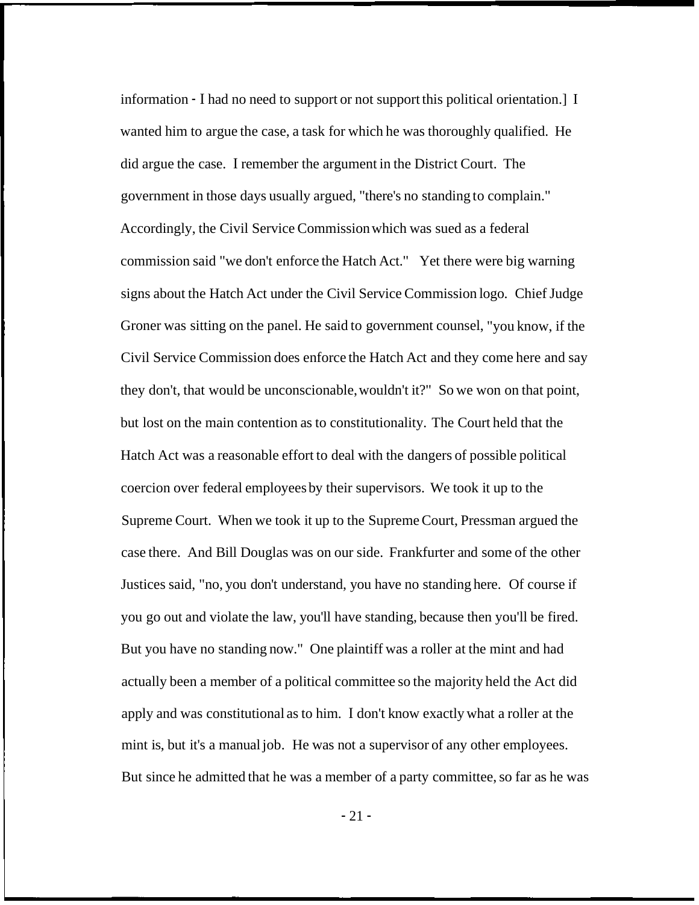information - I had no need to support or not support this political orientation.] I wanted him to argue the case, a task for which he was thoroughly qualified. He did argue the case. I remember the argument in the District Court. The government in those days usually argued, "there's no standing to complain." Accordingly, the Civil Service Commission which was sued as a federal commission said "we don't enforce the Hatch Act." Yet there were big warning signs about the Hatch Act under the Civil Service Commission logo. Chief Judge Groner was sitting on the panel. He said to government counsel, "you know, if the Civil Service Commission does enforce the Hatch Act and they come here and say they don't, that would be unconscionable, wouldn't it?" So we won on that point, but lost on the main contention as to constitutionality. The Court held that the Hatch Act was a reasonable effort to deal with the dangers of possible political coercion over federal employees by their supervisors. We took it up to the Supreme Court. When we took it up to the Supreme Court, Pressman argued the case there. And Bill Douglas was on our side. Frankfurter and some of the other Justices said, "no, you don't understand, you have no standing here. Of course if you go out and violate the law, you'll have standing, because then you'll be fired. But you have no standing now." One plaintiff was a roller at the mint and had actually been a member of a political committee so the majority held the Act did apply and was constitutional as to him. I don't know exactly what a roller at the mint is, but it's a manual job. He was not a supervisor of any other employees. But since he admitted that he was a member of a party committee, so far as he was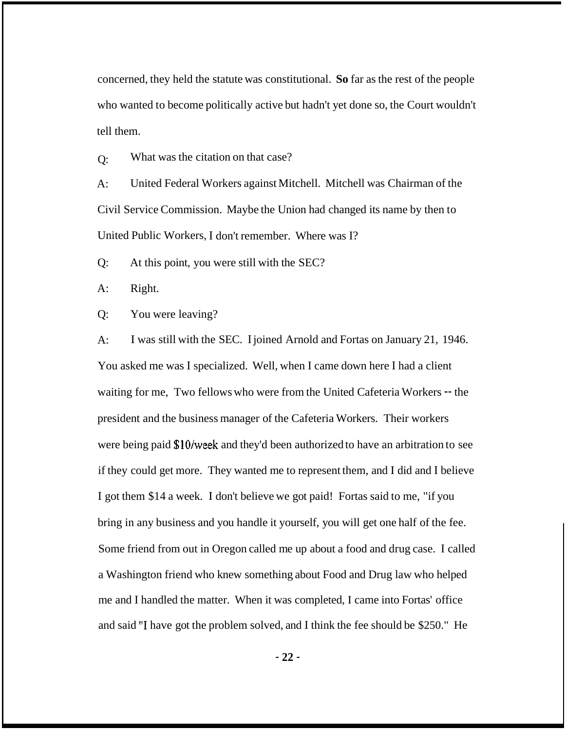concerned, they held the statute was constitutional. **So** far as the rest of the people who wanted to become politically active but hadn't yet done so, the Court wouldn't tell them.

Q: What was the citation on that case?

A: United Federal Workers against Mitchell. Mitchell was Chairman of the Civil Service Commission. Maybe the Union had changed its name by then to United Public Workers, I don't remember. Where was I?

Q: At this point, you were still with the SEC?

A: Right.

Q: You were leaving?

A: I was still with the SEC. I joined Arnold and Fortas on January 21, 1946. You asked me was I specialized. Well, when I came down here I had a client waiting for me, Two fellows who were from the United Cafeteria Workers -- the president and the business manager of the Cafeteria Workers. Their workers were being paid $10/week and they'd been authorized to have an arbitration to see if they could get more. They wanted me to represent them, and I did and I believe I got them $14 a week. I don't believe we got paid! Fortas said to me, "if you bring in any business and you handle it yourself, you will get one half of the fee. Some friend from out in Oregon called me up about a food and drug case. I called a Washington friend who knew something about Food and Drug law who helped me and I handled the matter. When it was completed, I came into Fortas' office and said "I have got the problem solved, and I think the fee should be $250." He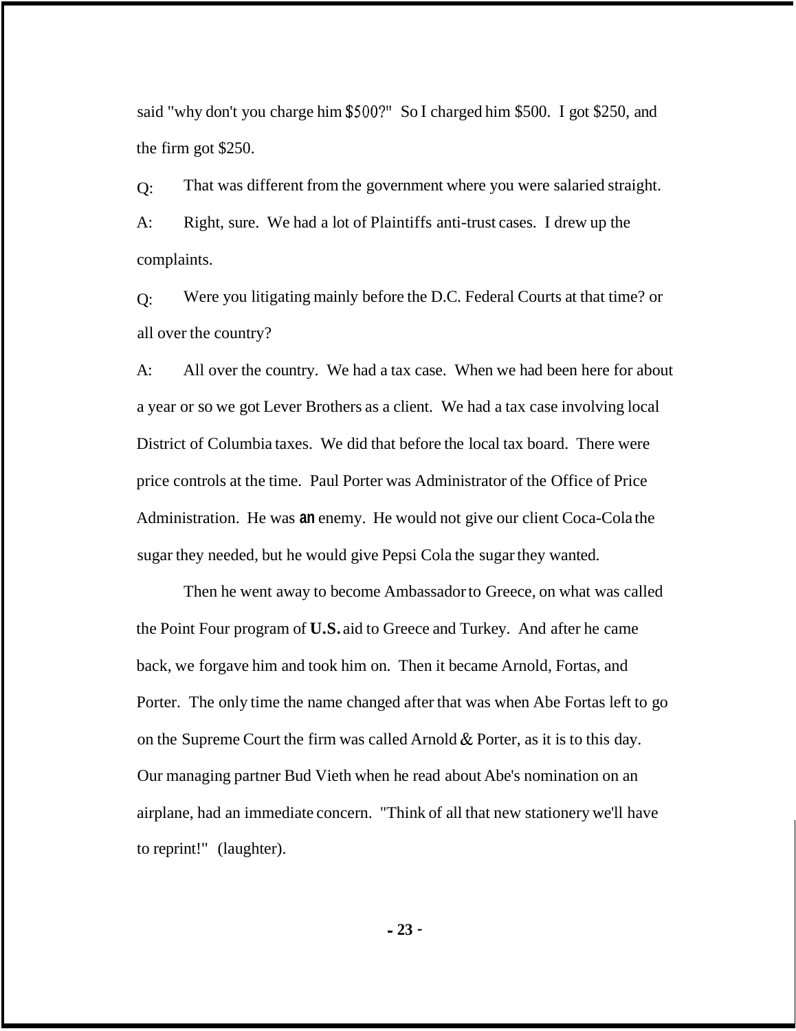said "why don't you charge him $500?" So I charged him $500. I got $250, and the firm got $250.

Q: That was different from the government where you were salaried straight.

A: Right, sure. We had a lot of Plaintiffs anti-trust cases. I drew up the complaints.

Q: Were you litigating mainly before the D.C. Federal Courts at that time? or all over the country?

A: All over the country. We had a tax case. When we had been here for about a year or so we got Lever Brothers as a client. We had a tax case involving local District of Columbia taxes. We did that before the local tax board. There were price controls at the time. Paul Porter was Administrator of the Office of Price Administration. He was **an** enemy. He would not give our client Coca-Cola the sugar they needed, but he would give Pepsi Cola the sugar they wanted.

Then he went away to become Ambassador to Greece, on what was called the Point Four program of **U.S.** aid to Greece and Turkey. And after he came back, we forgave him and took him on. Then it became Arnold, Fortas, and Porter. The only time the name changed after that was when Abe Fortas left to go on the Supreme Court the firm was called Arnold & Porter, as it is to this day. Our managing partner Bud Vieth when he read about Abe's nomination on an airplane, had an immediate concern. "Think of all that new stationery we'll have to reprint!" (laughter).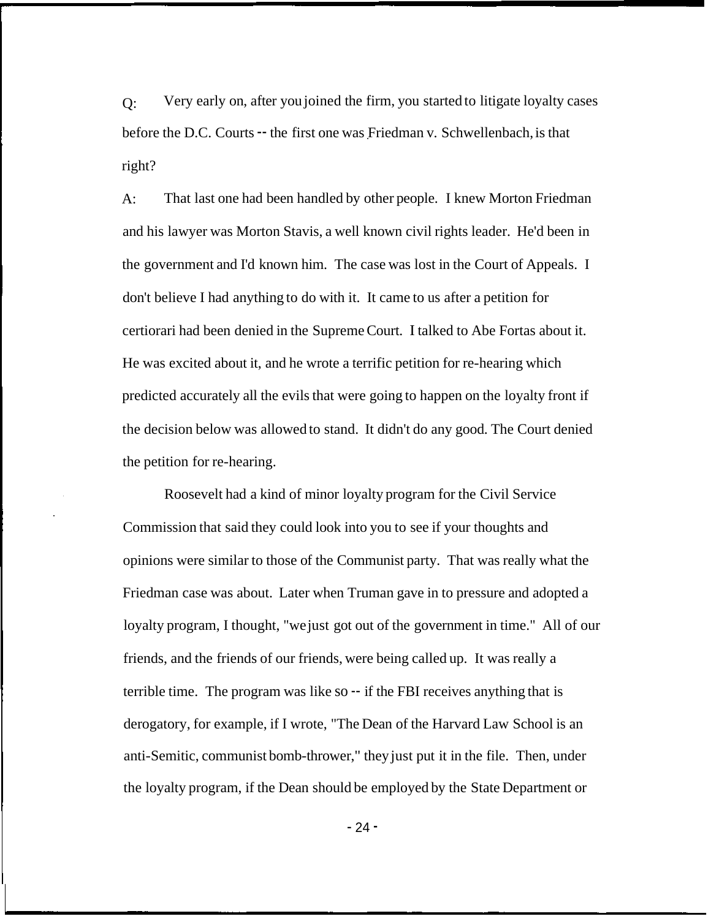Q: Very early on, after you joined the firm, you started to litigate loyalty cases before the D.C. Courts -- the first one was Friedman v. Schwellenbach, is that right?

A: That last one had been handled by other people. I knew Morton Friedman and his lawyer was Morton Stavis, a well known civil rights leader. He'd been in the government and I'd known him. The case was lost in the Court of Appeals. I don't believe I had anything to do with it. It came to us after a petition for certiorari had been denied in the Supreme Court. I talked to Abe Fortas about it. He was excited about it, and he wrote a terrific petition for re-hearing which predicted accurately all the evils that were going to happen on the loyalty front if the decision below was allowed to stand. It didn't do any good. The Court denied the petition for re-hearing.

Roosevelt had a kind of minor loyalty program for the Civil Service Commission that said they could look into you to see if your thoughts and opinions were similar to those of the Communist party. That was really what the Friedman case was about. Later when Truman gave in to pressure and adopted a loyalty program, I thought, "we just got out of the government in time." All of our friends, and the friends of our friends, were being called up. It was really a terrible time. The program was like so -- if the FBI receives anything that is derogatory, for example, if I wrote, "The Dean of the Harvard Law School is an anti-Semitic, communist bomb-thrower," they just put it in the file. Then, under the loyalty program, if the Dean should be employed by the State Department or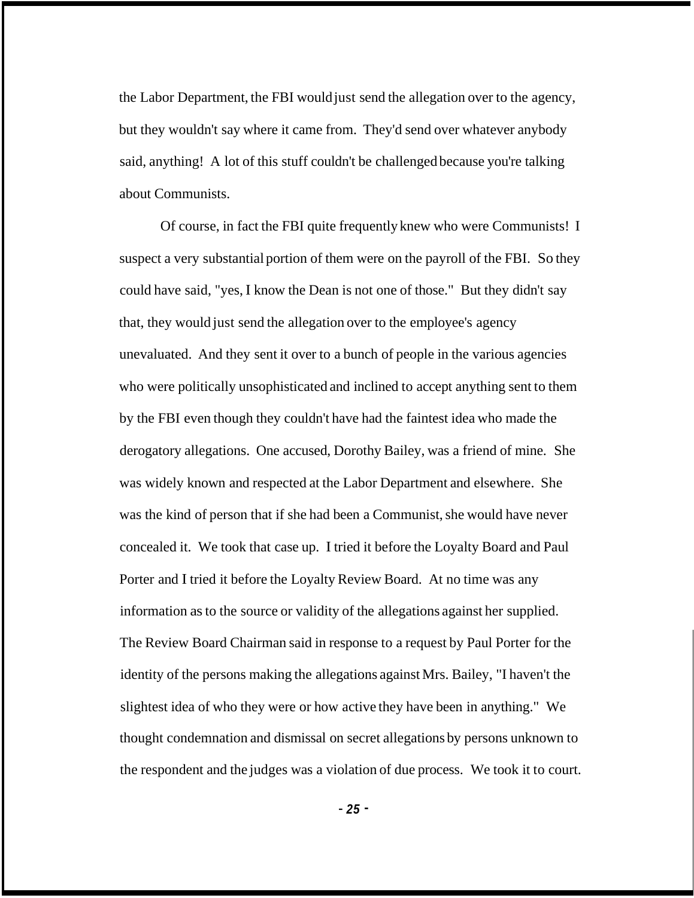the Labor Department, the FBI would just send the allegation over to the agency, but they wouldn't say where it came from. They'd send over whatever anybody said, anything! A lot of this stuff couldn't be challenged because you're talking about Communists.

Of course, in fact the FBI quite frequently knew who were Communists! I suspect a very substantial portion of them were on the payroll of the FBI. So they could have said, "yes, I know the Dean is not one of those." But they didn't say that, they would just send the allegation over to the employee's agency unevaluated. And they sent it over to a bunch of people in the various agencies who were politically unsophisticated and inclined to accept anything sent to them by the FBI even though they couldn't have had the faintest idea who made the derogatory allegations. One accused, Dorothy Bailey, was a friend of mine. She was widely known and respected at the Labor Department and elsewhere. She was the kind of person that if she had been a Communist, she would have never concealed it. We took that case up. I tried it before the Loyalty Board and Paul Porter and I tried it before the Loyalty Review Board. At no time was any information as to the source or validity of the allegations against her supplied. The Review Board Chairman said in response to a request by Paul Porter for the identity of the persons making the allegations against Mrs. Bailey, "I haven't the slightest idea of who they were or how active they have been in anything." We thought condemnation and dismissal on secret allegations by persons unknown to the respondent and the judges was a violation of due process. We took it to court.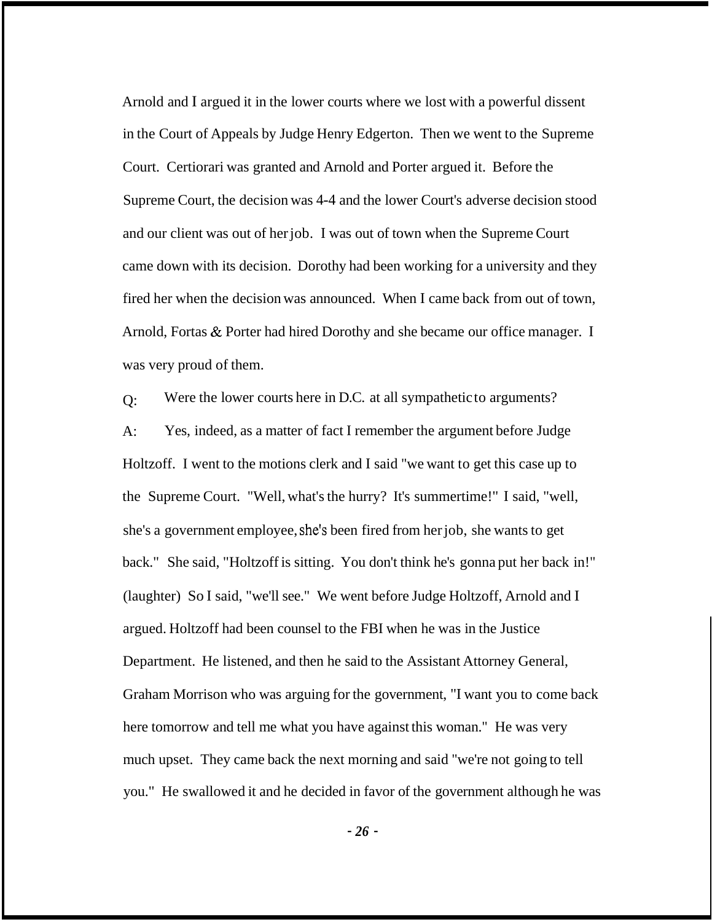Arnold and I argued it in the lower courts where we lost with a powerful dissent in the Court of Appeals by Judge Henry Edgerton. Then we went to the Supreme Court. Certiorari was granted and Arnold and Porter argued it. Before the Supreme Court, the decision was 4-4 and the lower Court's adverse decision stood and our client was out of her job. I was out of town when the Supreme Court came down with its decision. Dorothy had been working for a university and they fired her when the decision was announced. When I came back from out of town, Arnold, Fortas & Porter had hired Dorothy and she became our office manager. I was very proud of them.

Q: Were the lower courts here in D.C. at all sympathetic to arguments?

A: Yes, indeed, as a matter of fact I remember the argument before Judge Holtzoff. I went to the motions clerk and I said "we want to get this case up to the Supreme Court. "Well, what's the hurry? It's summertime!" I said, "well, she's a government employee, she's been fired from her job, she wants to get back." She said, "Holtzoff is sitting. You don't think he's gonna put her back in!" (laughter) So I said, "we'll see." We went before Judge Holtzoff, Arnold and I argued. Holtzoff had been counsel to the FBI when he was in the Justice Department. He listened, and then he said to the Assistant Attorney General, Graham Morrison who was arguing for the government, "I want you to come back here tomorrow and tell me what you have against this woman." He was very much upset. They came back the next morning and said "we're not going to tell you." He swallowed it and he decided in favor of the government although he was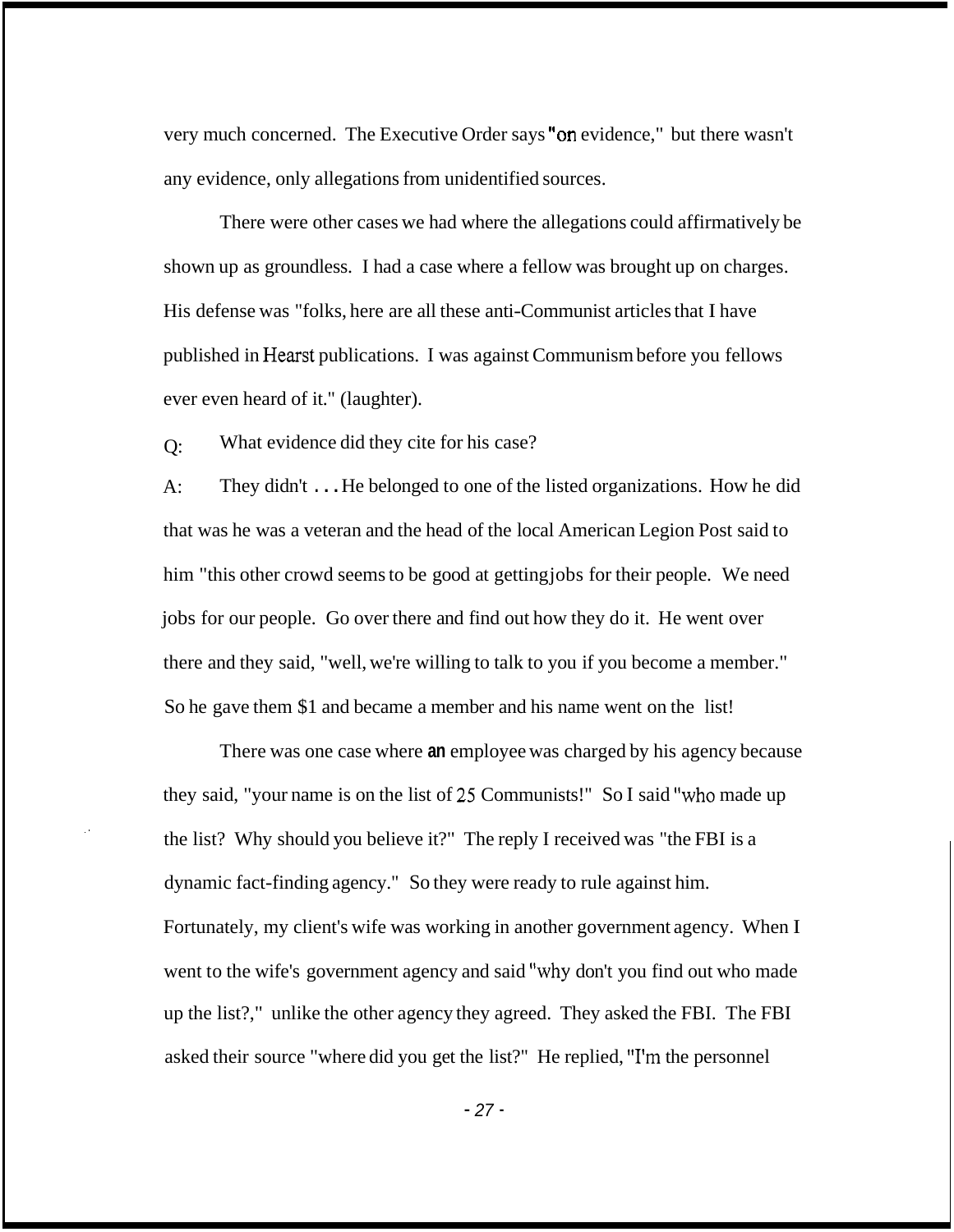very much concerned. The Executive Order says "on evidence," but there wasn't any evidence, only allegations from unidentified sources.

There were other cases we had where the allegations could affirmatively be shown up as groundless. I had a case where a fellow was brought up on charges. His defense was "folks, here are all these anti-Communist articles that I have published in Hearst publications. I was against Communism before you fellows ever even heard of it." (laughter).

Q: What evidence did they cite for his case?

A: They didn't . . . He belonged to one of the listed organizations. How he did that was he was a veteran and the head of the local American Legion Post said to him "this other crowd seems to be good at getting jobs for their people. We need jobs for our people. Go over there and find out how they do it. He went over there and they said, "well, we're willing to talk to you if you become a member." So he gave them $1 and became a member and his name went on the list!

There was one case where an employee was charged by his agency because they said, "your name is on the list of 25 Communists!" So I said "who made up the list? Why should you believe it?" The reply I received was "the FBI is a dynamic fact-finding agency." So they were ready to rule against him. Fortunately, my client's wife was working in another government agency. When I went to the wife's government agency and said "why don't you find out who made up the list?," unlike the other agency they agreed. They asked the FBI. The FBI asked their source "where did you get the list?" He replied, "I'm the personnel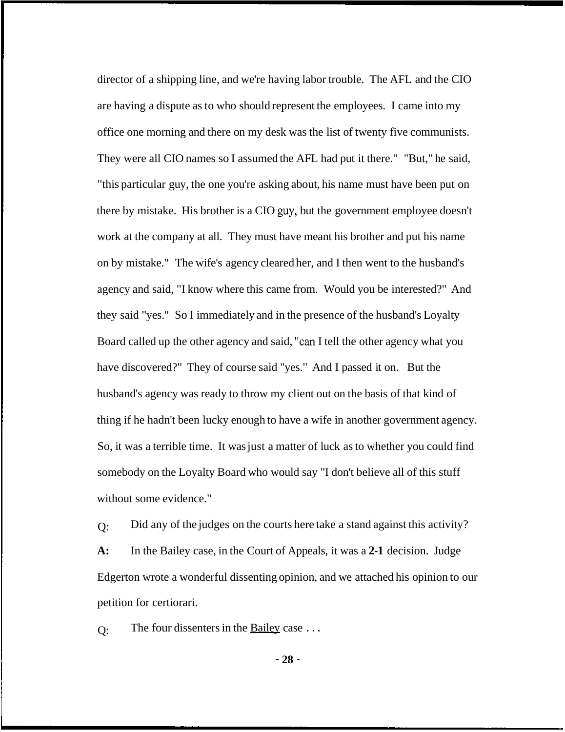director of a shipping line, and we're having labor trouble. The AFL and the CIO are having a dispute as to who should represent the employees. I came into my office one morning and there on my desk was the list of twenty five communists. They were all CIO names so I assumed the AFL had put it there." "But," he said, "this particular guy, the one you're asking about, his name must have been put on there by mistake. His brother is a CIO guy, but the government employee doesn't work at the company at all. They must have meant his brother and put his name on by mistake." The wife's agency cleared her, and I then went to the husband's agency and said, "I know where this came from. Would you be interested?" And they said "yes." So I immediately and in the presence of the husband's Loyalty Board called up the other agency and said, "can I tell the other agency what you have discovered?" They of course said "yes." And I passed it on. But the husband's agency was ready to throw my client out on the basis of that kind of thing if he hadn't been lucky enough to have a wife in another government agency. So, it was a terrible time. It was just a matter of luck as to whether you could find somebody on the Loyalty Board who would say "I don't believe all of this stuff without some evidence."

Q: Did any of the judges on the courts here take a stand against this activity?

**A:** In the Bailey case, in the Court of Appeals, it was a **2-1** decision. Judge Edgerton wrote a wonderful dissenting opinion, and we attached his opinion to our petition for certiorari.

Q: The four dissenters in the <u>Bailey</u> case . . .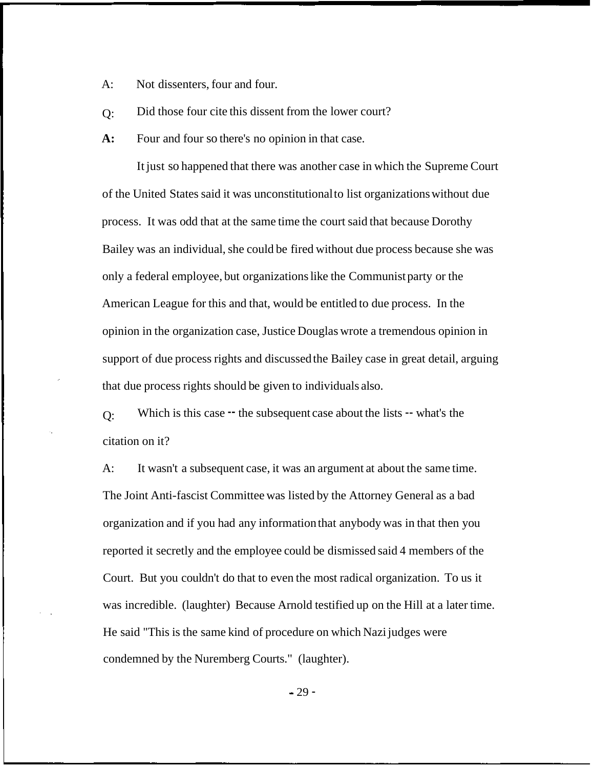A: Not dissenters, four and four.

Q: Did those four cite this dissent from the lower court?

**A:** Four and four so there's no opinion in that case.

It just so happened that there was another case in which the Supreme Court of the United States said it was unconstitutional to list organizations without due process. It was odd that at the same time the court said that because Dorothy Bailey was an individual, she could be fired without due process because she was only a federal employee, but organizations like the Communist party or the American League for this and that, would be entitled to due process. In the opinion in the organization case, Justice Douglas wrote a tremendous opinion in support of due process rights and discussed the Bailey case in great detail, arguing that due process rights should be given to individuals also.

Q: Which is this case -- the subsequent case about the lists -- what's the citation on it?

A: It wasn't a subsequent case, it was an argument at about the same time. The Joint Anti-fascist Committee was listed by the Attorney General as a bad organization and if you had any information that anybody was in that then you reported it secretly and the employee could be dismissed said 4 members of the Court. But you couldn't do that to even the most radical organization. To us it was incredible. (laughter) Because Arnold testified up on the Hill at a later time. He said "This is the same kind of procedure on which Nazi judges were condemned by the Nuremberg Courts." (laughter).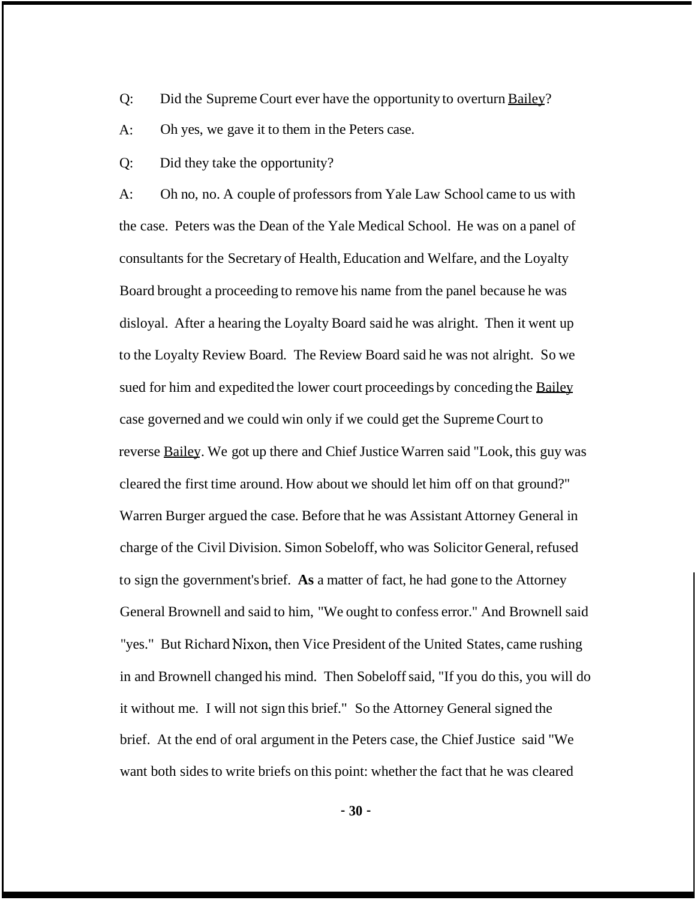Q: Did the Supreme Court ever have the opportunity to overturn <u>Bailey</u>?

A: Oh yes, we gave it to them in the Peters case.

Q: Did they take the opportunity?

A: Oh no, no. A couple of professors from Yale Law School came to us with the case. Peters was the Dean of the Yale Medical School. He was on a panel of consultants for the Secretary of Health, Education and Welfare, and the Loyalty Board brought a proceeding to remove his name from the panel because he was disloyal. After a hearing the Loyalty Board said he was alright. Then it went up to the Loyalty Review Board. The Review Board said he was not alright. So we sued for him and expedited the lower court proceedings by conceding the <u>Bailey</u> case governed and we could win only if we could get the Supreme Court to reverse <u>Bailey</u>. We got up there and Chief Justice Warren said "Look, this guy was cleared the first time around. How about we should let him off on that ground?" Warren Burger argued the case. Before that he was Assistant Attorney General in charge of the Civil Division. Simon Sobeloff, who was Solicitor General, refused to sign the government's brief. **As** a matter of fact, he had gone to the Attorney General Brownell and said to him, "We ought to confess error." And Brownell said "yes." But Richard Nixon, then Vice President of the United States, came rushing in and Brownell changed his mind. Then Sobeloff said, "If you do this, you will do it without me. I will not sign this brief." So the Attorney General signed the brief. At the end of oral argument in the Peters case, the Chief Justice said "We want both sides to write briefs on this point: whether the fact that he was cleared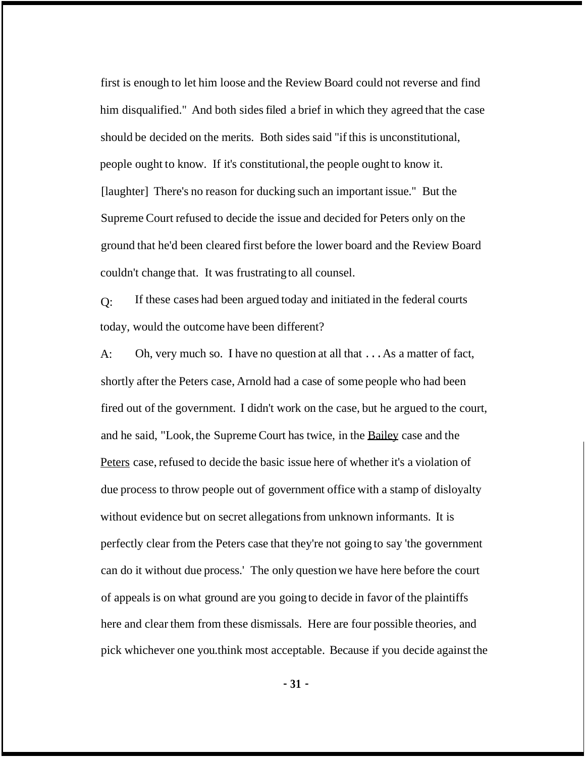first is enough to let him loose and the Review Board could not reverse and find him disqualified." And both sides filed a brief in which they agreed that the case should be decided on the merits. Both sides said "if this is unconstitutional, people ought to know. If it's constitutional, the people ought to know it. [laughter] There's no reason for ducking such an important issue." But the Supreme Court refused to decide the issue and decided for Peters only on the ground that he'd been cleared first before the lower board and the Review Board couldn't change that. It was frustrating to all counsel.

Q: If these cases had been argued today and initiated in the federal courts today, would the outcome have been different?

A: Oh, very much so. I have no question at all that . . . As a matter of fact, shortly after the Peters case, Arnold had a case of some people who had been fired out of the government. I didn't work on the case, but he argued to the court, and he said, "Look, the Supreme Court has twice, in the Bailey case and the Peters case, refused to decide the basic issue here of whether it's a violation of due process to throw people out of government office with a stamp of disloyalty without evidence but on secret allegations from unknown informants. It is perfectly clear from the Peters case that they're not going to say 'the government can do it without due process.' The only question we have here before the court of appeals is on what ground are you going to decide in favor of the plaintiffs here and clear them from these dismissals. Here are four possible theories, and pick whichever one you.think most acceptable. Because if you decide against the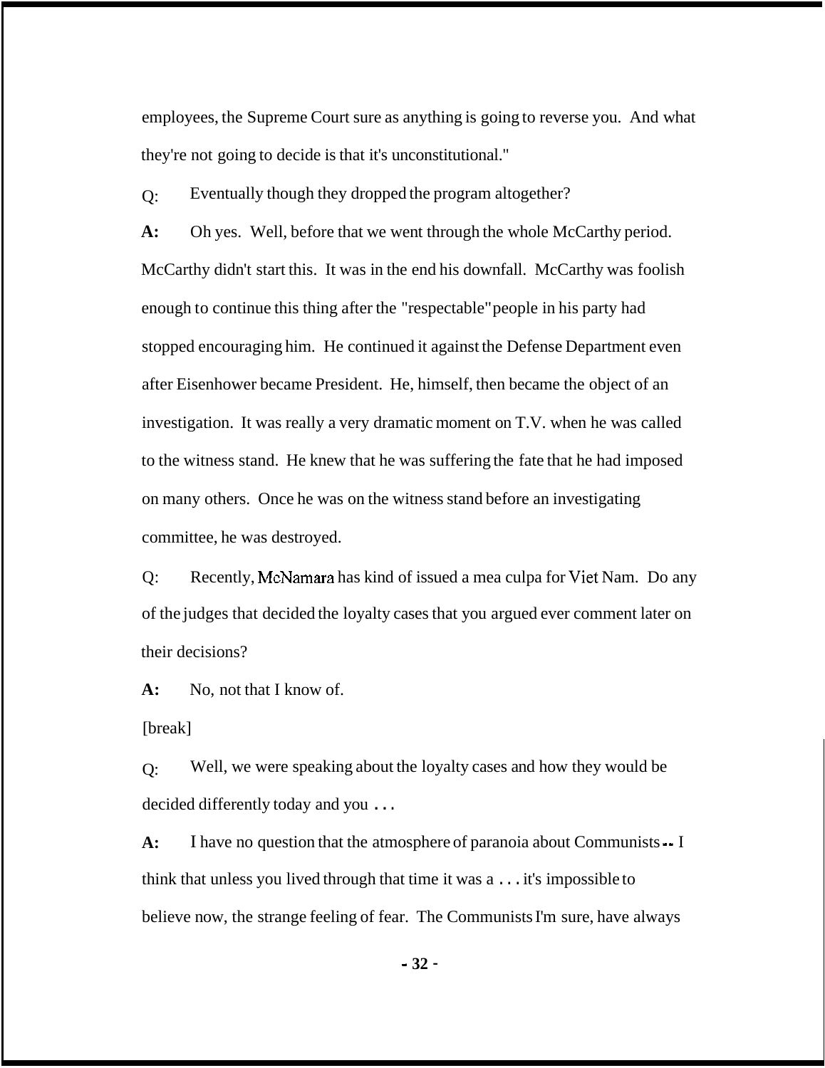employees, the Supreme Court sure as anything is going to reverse you. And what they're not going to decide is that it's unconstitutional."

Q: Eventually though they dropped the program altogether?

**A:** Oh yes. Well, before that we went through the whole McCarthy period. McCarthy didn't start this. It was in the end his downfall. McCarthy was foolish enough to continue this thing after the "respectable" people in his party had stopped encouraging him. He continued it against the Defense Department even after Eisenhower became President. He, himself, then became the object of an investigation. It was really a very dramatic moment on T.V. when he was called to the witness stand. He knew that he was suffering the fate that he had imposed on many others. Once he was on the witness stand before an investigating committee, he was destroyed.

Q: Recently, McNamara has kind of issued a mea culpa for Viet Nam. Do any of the judges that decided the loyalty cases that you argued ever comment later on their decisions?

**A:** No, not that I know of.

[break]

Q: Well, we were speaking about the loyalty cases and how they would be decided differently today and you . . .

**A:** I have no question that the atmosphere of paranoia about Communists -- I think that unless you lived through that time it was a . . . it's impossible to believe now, the strange feeling of fear. The Communists I'm sure, have always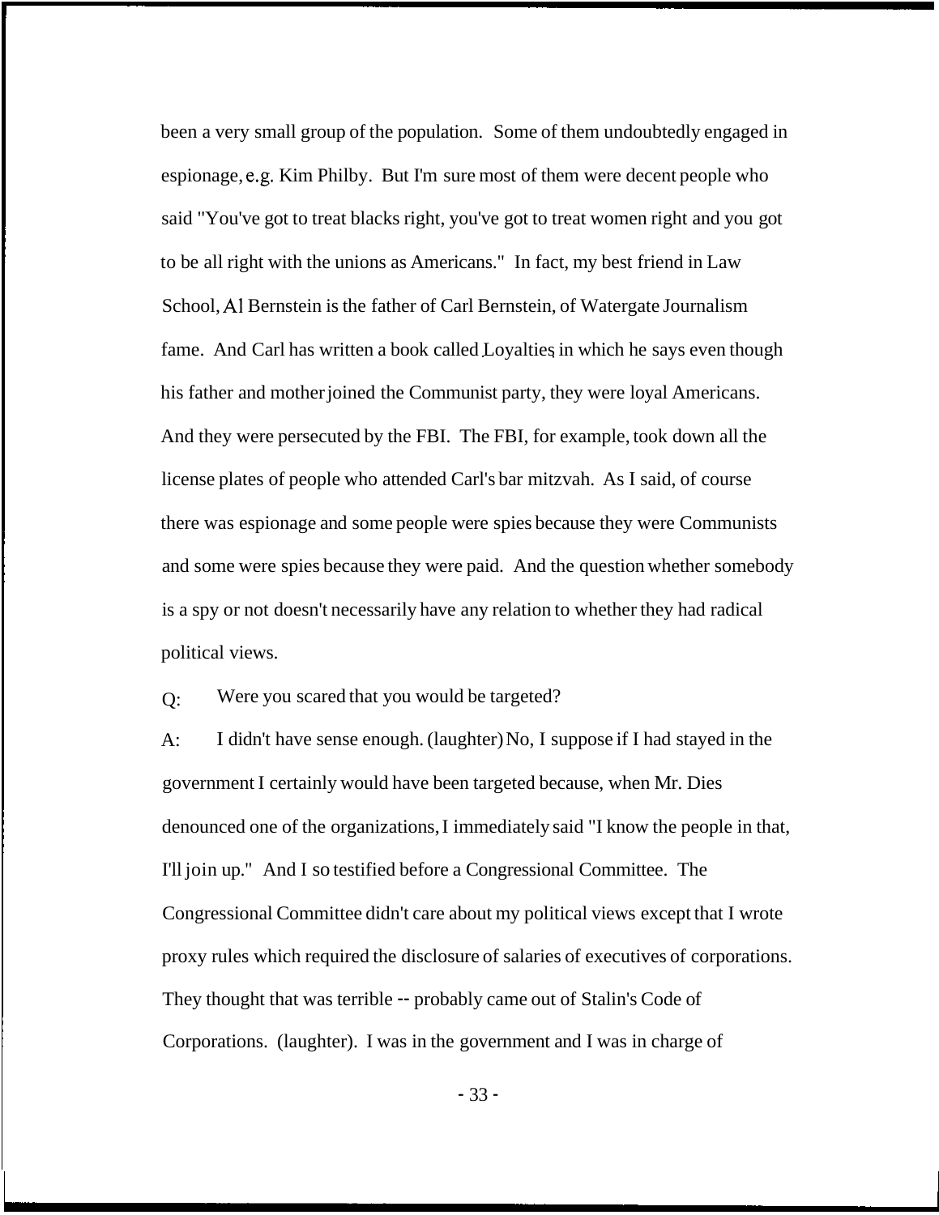been a very small group of the population. Some of them undoubtedly engaged in espionage, e.g. Kim Philby. But I'm sure most of them were decent people who said "You've got to treat blacks right, you've got to treat women right and you got to be all right with the unions as Americans." In fact, my best friend in Law School, Al Bernstein is the father of Carl Bernstein, of Watergate Journalism fame. And Carl has written a book called *Loyalties*, in which he says even though his father and mother joined the Communist party, they were loyal Americans. And they were persecuted by the FBI. The FBI, for example, took down all the license plates of people who attended Carl's bar mitzvah. As I said, of course there was espionage and some people were spies because they were Communists and some were spies because they were paid. And the question whether somebody is a spy or not doesn't necessarily have any relation to whether they had radical political views.

Q: Were you scared that you would be targeted?

A: I didn't have sense enough. (laughter) No, I suppose if I had stayed in the government I certainly would have been targeted because, when Mr. Dies denounced one of the organizations, I immediately said "I know the people in that, I'll join up." And I so testified before a Congressional Committee. The Congressional Committee didn't care about my political views except that I wrote proxy rules which required the disclosure of salaries of executives of corporations. They thought that was terrible -- probably came out of Stalin's Code of Corporations. (laughter). I was in the government and I was in charge of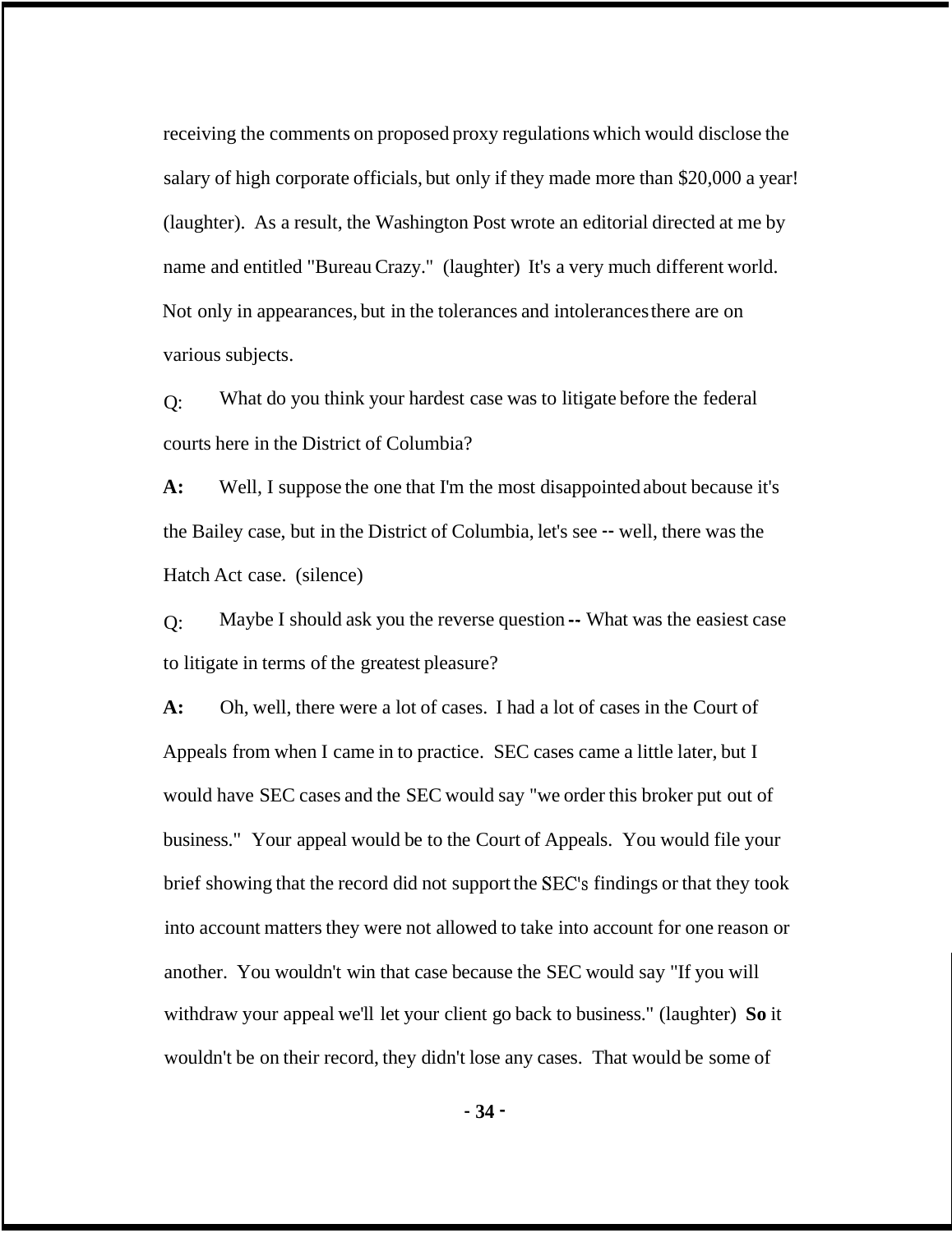receiving the comments on proposed proxy regulations which would disclose the salary of high corporate officials, but only if they made more than $20,000 a year! (laughter). As a result, the Washington Post wrote an editorial directed at me by name and entitled "Bureau Crazy." (laughter) It's a very much different world. Not only in appearances, but in the tolerances and intolerances there are on various subjects.

Q: What do you think your hardest case was to litigate before the federal courts here in the District of Columbia?

**A:** Well, I suppose the one that I'm the most disappointed about because it's the Bailey case, but in the District of Columbia, let's see -- well, there was the Hatch Act case. (silence)

Q: Maybe I should ask you the reverse question -- What was the easiest case to litigate in terms of the greatest pleasure?

**A:** Oh, well, there were a lot of cases. I had a lot of cases in the Court of Appeals from when I came in to practice. SEC cases came a little later, but I would have SEC cases and the SEC would say "we order this broker put out of business." Your appeal would be to the Court of Appeals. You would file your brief showing that the record did not support the SEC's findings or that they took into account matters they were not allowed to take into account for one reason or another. You wouldn't win that case because the SEC would say "If you will withdraw your appeal we'll let your client go back to business." (laughter) **So** it wouldn't be on their record, they didn't lose any cases. That would be some of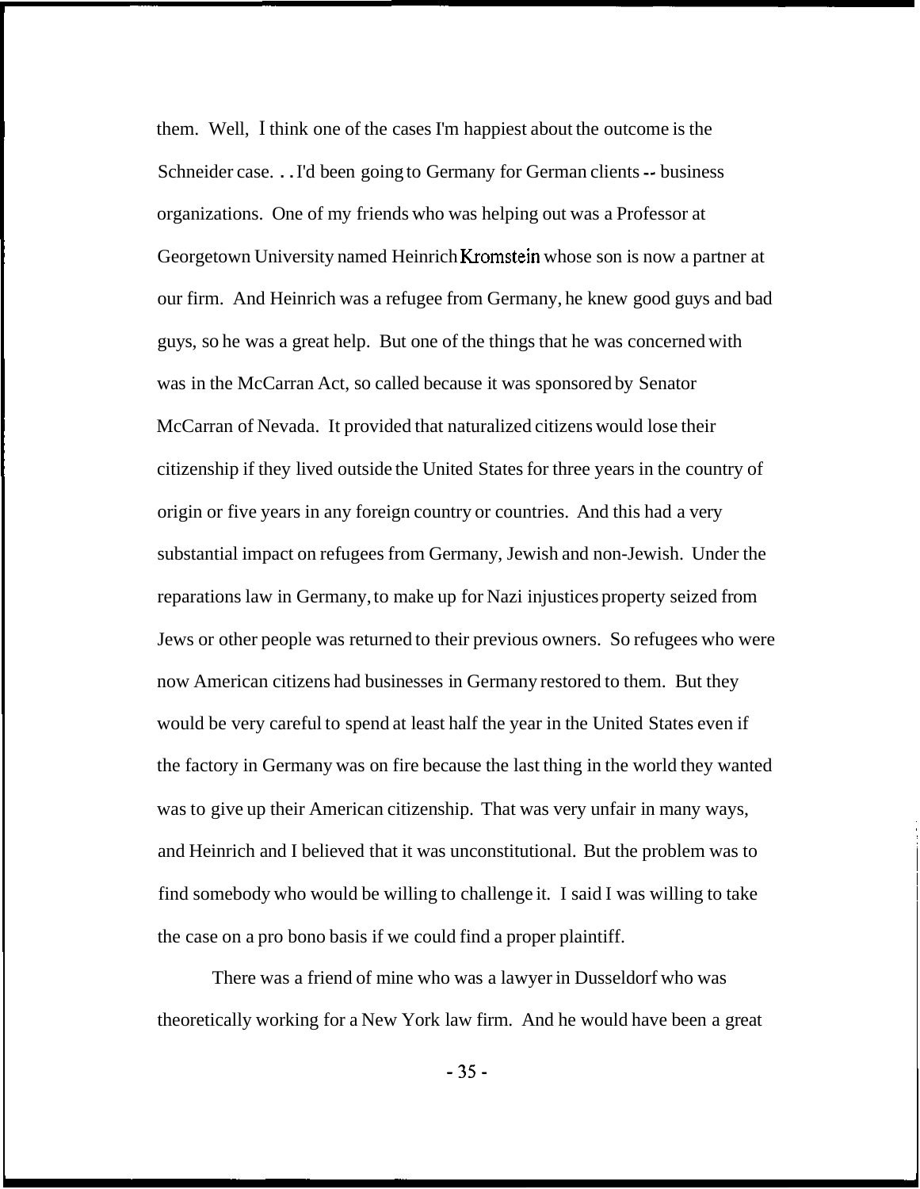them. Well, I think one of the cases I'm happiest about the outcome is the Schneider case. . . I'd been going to Germany for German clients -- business organizations. One of my friends who was helping out was a Professor at Georgetown University named Heinrich Kromstein whose son is now a partner at our firm. And Heinrich was a refugee from Germany, he knew good guys and bad guys, so he was a great help. But one of the things that he was concerned with was in the McCarran Act, so called because it was sponsored by Senator McCarran of Nevada. It provided that naturalized citizens would lose their citizenship if they lived outside the United States for three years in the country of origin or five years in any foreign country or countries. And this had a very substantial impact on refugees from Germany, Jewish and non-Jewish. Under the reparations law in Germany, to make up for Nazi injustices property seized from Jews or other people was returned to their previous owners. So refugees who were now American citizens had businesses in Germany restored to them. But they would be very careful to spend at least half the year in the United States even if the factory in Germany was on fire because the last thing in the world they wanted was to give up their American citizenship. That was very unfair in many ways, and Heinrich and I believed that it was unconstitutional. But the problem was to find somebody who would be willing to challenge it. I said I was willing to take the case on a pro bono basis if we could find a proper plaintiff.

There was a friend of mine who was a lawyer in Dusseldorf who was theoretically working for a New York law firm. And he would have been a great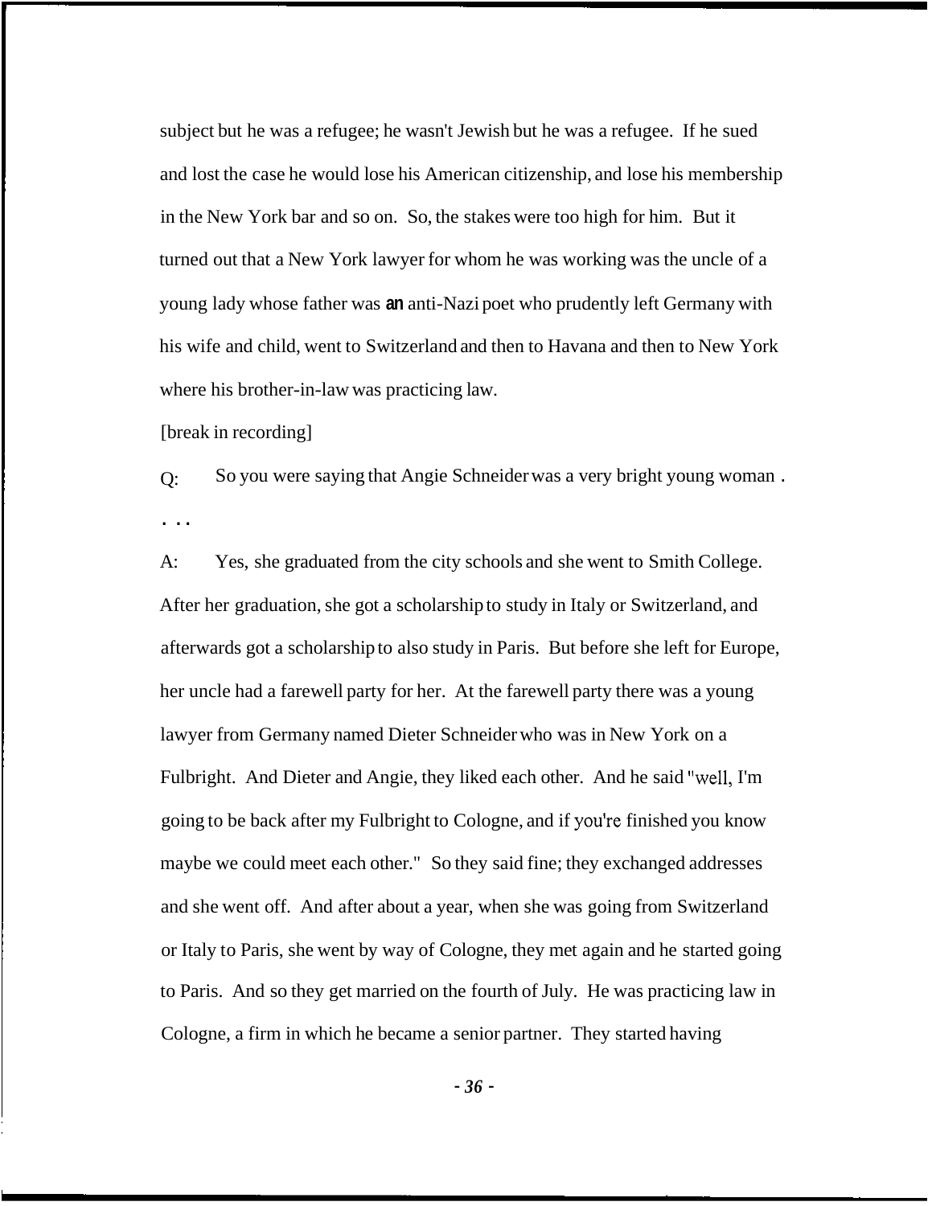subject but he was a refugee; he wasn't Jewish but he was a refugee. If he sued and lost the case he would lose his American citizenship, and lose his membership in the New York bar and so on. So, the stakes were too high for him. But it turned out that a New York lawyer for whom he was working was the uncle of a young lady whose father was **an** anti-Nazi poet who prudently left Germany with his wife and child, went to Switzerland and then to Havana and then to New York where his brother-in-law was practicing law.

[break in recording]

Q: So you were saying that Angie Schneider was a very bright young woman . . . .

A: Yes, she graduated from the city schools and she went to Smith College. After her graduation, she got a scholarship to study in Italy or Switzerland, and afterwards got a scholarship to also study in Paris. But before she left for Europe, her uncle had a farewell party for her. At the farewell party there was a young lawyer from Germany named Dieter Schneider who was in New York on a Fulbright. And Dieter and Angie, they liked each other. And he said "well, I'm going to be back after my Fulbright to Cologne, and if you're finished you know maybe we could meet each other." So they said fine; they exchanged addresses and she went off. And after about a year, when she was going from Switzerland or Italy to Paris, she went by way of Cologne, they met again and he started going to Paris. And so they get married on the fourth of July. He was practicing law in Cologne, a firm in which he became a senior partner. They started having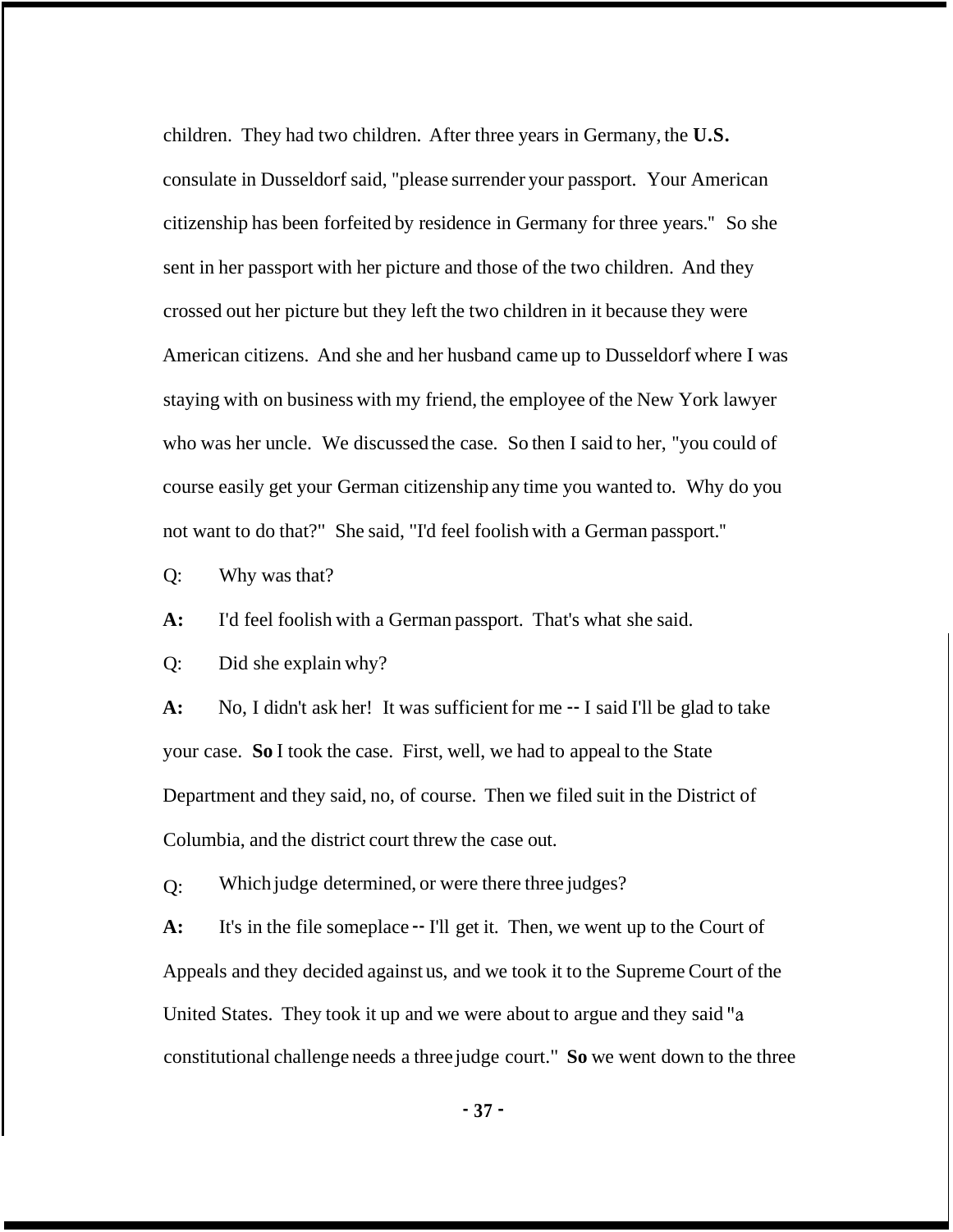children. They had two children. After three years in Germany, the **U.S.** consulate in Dusseldorf said, "please surrender your passport. Your American citizenship has been forfeited by residence in Germany for three years." So she sent in her passport with her picture and those of the two children. And they crossed out her picture but they left the two children in it because they were American citizens. And she and her husband came up to Dusseldorf where I was staying with on business with my friend, the employee of the New York lawyer who was her uncle. We discussed the case. So then I said to her, "you could of course easily get your German citizenship any time you wanted to. Why do you not want to do that?" She said, "I'd feel foolish with a German passport."

Q: Why was that?

**A:** I'd feel foolish with a German passport. That's what she said.

Q: Did she explain why?

**A:** No, I didn't ask her! It was sufficient for me -- I said I'll be glad to take your case. **So** I took the case. First, well, we had to appeal to the State Department and they said, no, of course. Then we filed suit in the District of Columbia, and the district court threw the case out.

Q: Which judge determined, or were there three judges?

**A:** It's in the file someplace -- I'll get it. Then, we went up to the Court of Appeals and they decided against us, and we took it to the Supreme Court of the United States. They took it up and we were about to argue and they said "a constitutional challenge needs a three judge court." **So** we went down to the three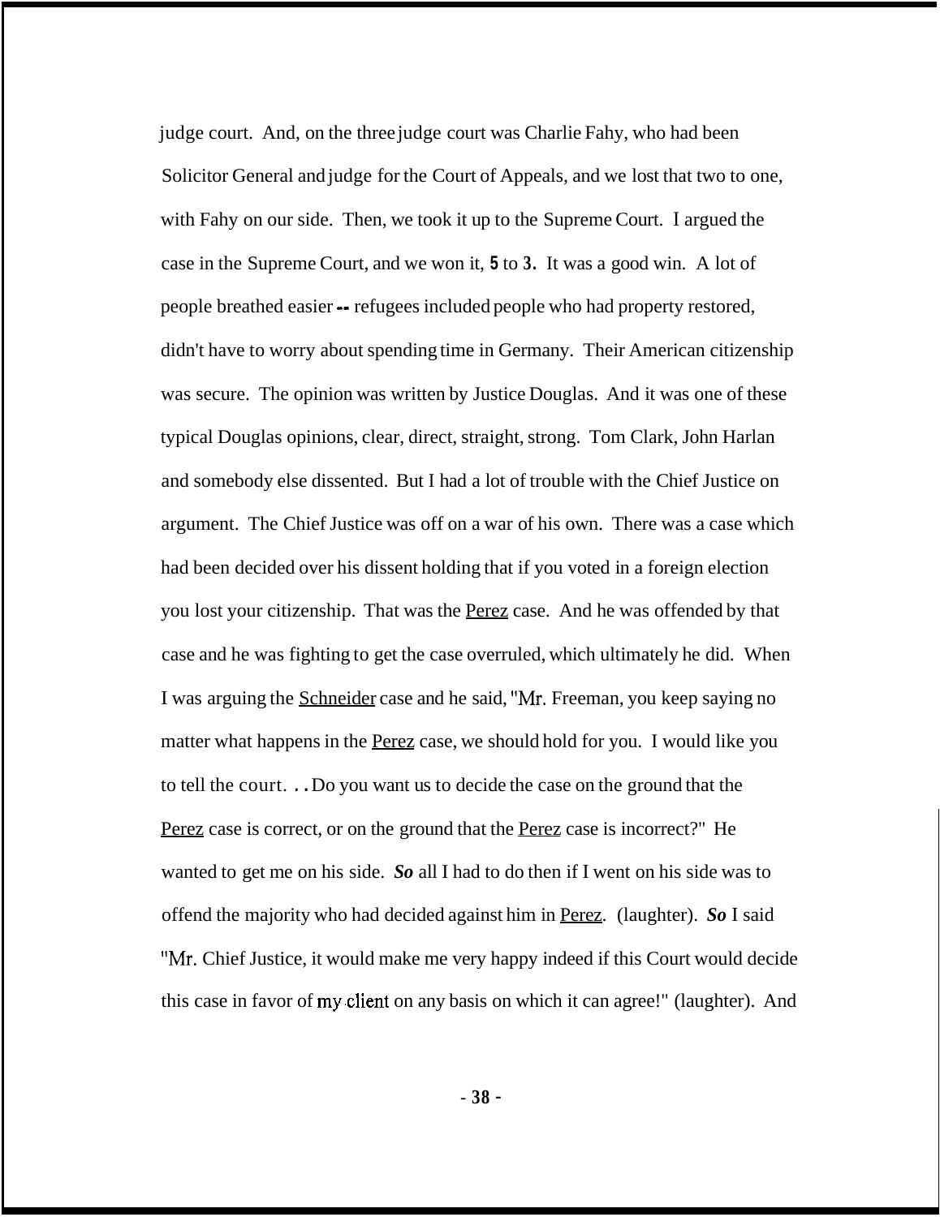judge court. And, on the three judge court was Charlie Fahy, who had been Solicitor General and judge for the Court of Appeals, and we lost that two to one, with Fahy on our side. Then, we took it up to the Supreme Court. I argued the case in the Supreme Court, and we won it, **5** to **3.** It was a good win. A lot of people breathed easier -- refugees included people who had property restored, didn't have to worry about spending time in Germany. Their American citizenship was secure. The opinion was written by Justice Douglas. And it was one of these typical Douglas opinions, clear, direct, straight, strong. Tom Clark, John Harlan and somebody else dissented. But I had a lot of trouble with the Chief Justice on argument. The Chief Justice was off on a war of his own. There was a case which had been decided over his dissent holding that if you voted in a foreign election you lost your citizenship. That was the Perez case. And he was offended by that case and he was fighting to get the case overruled, which ultimately he did. When I was arguing the Schneider case and he said, "Mr. Freeman, you keep saying no matter what happens in the Perez case, we should hold for you. I would like you to tell the court. . . Do you want us to decide the case on the ground that the Perez case is correct, or on the ground that the Perez case is incorrect?" He wanted to get me on his side. ***So*** all I had to do then if I went on his side was to offend the majority who had decided against him in Perez. (laughter). ***So*** I said "Mr. Chief Justice, it would make me very happy indeed if this Court would decide this case in favor of my client on any basis on which it can agree!" (laughter). And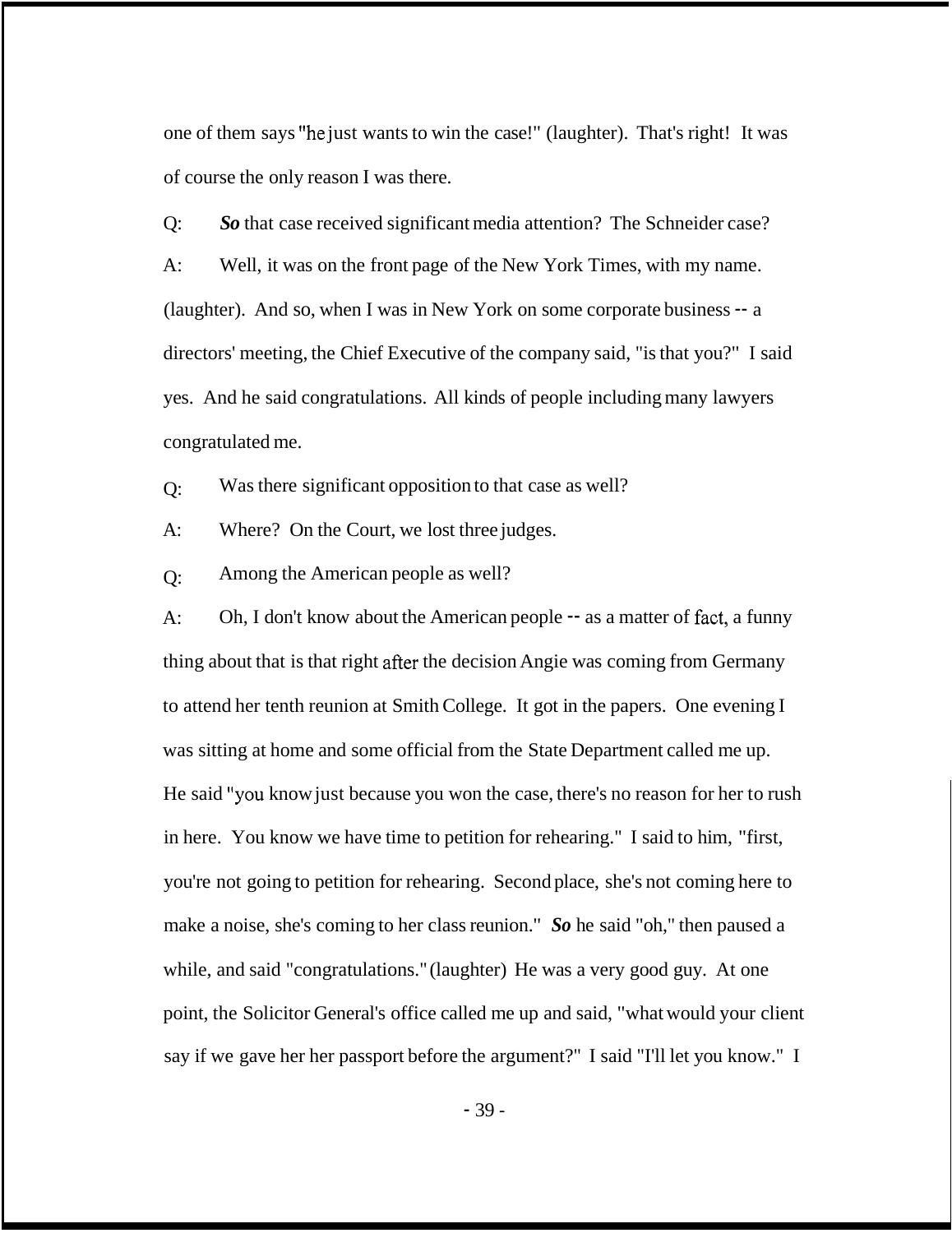one of them says "he just wants to win the case!" (laughter). That's right! It was of course the only reason I was there.

Q: ***So*** that case received significant media attention? The Schneider case?

A: Well, it was on the front page of the New York Times, with my name. (laughter). And so, when I was in New York on some corporate business -- a directors' meeting, the Chief Executive of the company said, "is that you?" I said yes. And he said congratulations. All kinds of people including many lawyers congratulated me.

Q: Was there significant opposition to that case as well?

A: Where? On the Court, we lost three judges.

Q: Among the American people as well?

A: Oh, I don't know about the American people -- as a matter of fact, a funny thing about that is that right after the decision Angie was coming from Germany to attend her tenth reunion at Smith College. It got in the papers. One evening I was sitting at home and some official from the State Department called me up. He said "you know just because you won the case, there's no reason for her to rush in here. You know we have time to petition for rehearing." I said to him, "first, you're not going to petition for rehearing. Second place, she's not coming here to make a noise, she's coming to her class reunion." ***So*** he said "oh," then paused a while, and said "congratulations." (laughter) He was a very good guy. At one point, the Solicitor General's office called me up and said, "what would your client say if we gave her her passport before the argument?" I said "I'll let you know." I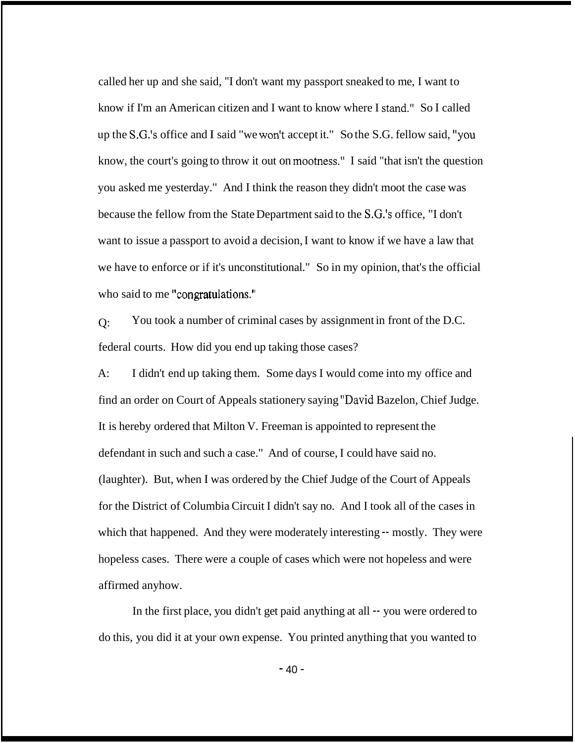called her up and she said, "I don't want my passport sneaked to me, I want to know if I'm an American citizen and I want to know where I stand." So I called up the S.G.'s office and I said "we won't accept it." So the S.G. fellow said, "you know, the court's going to throw it out on mootness." I said "that isn't the question you asked me yesterday." And I think the reason they didn't moot the case was because the fellow from the State Department said to the S.G.'s office, "I don't want to issue a passport to avoid a decision, I want to know if we have a law that we have to enforce or if it's unconstitutional." So in my opinion, that's the official who said to me "congratulations."

Q: You took a number of criminal cases by assignment in front of the D.C. federal courts. How did you end up taking those cases?

A: I didn't end up taking them. Some days I would come into my office and find an order on Court of Appeals stationery saying "David Bazelon, Chief Judge. It is hereby ordered that Milton V. Freeman is appointed to represent the defendant in such and such a case." And of course, I could have said no. (laughter). But, when I was ordered by the Chief Judge of the Court of Appeals for the District of Columbia Circuit I didn't say no. And I took all of the cases in which that happened. And they were moderately interesting -- mostly. They were hopeless cases. There were a couple of cases which were not hopeless and were affirmed anyhow.

In the first place, you didn't get paid anything at all -- you were ordered to do this, you did it at your own expense. You printed anything that you wanted to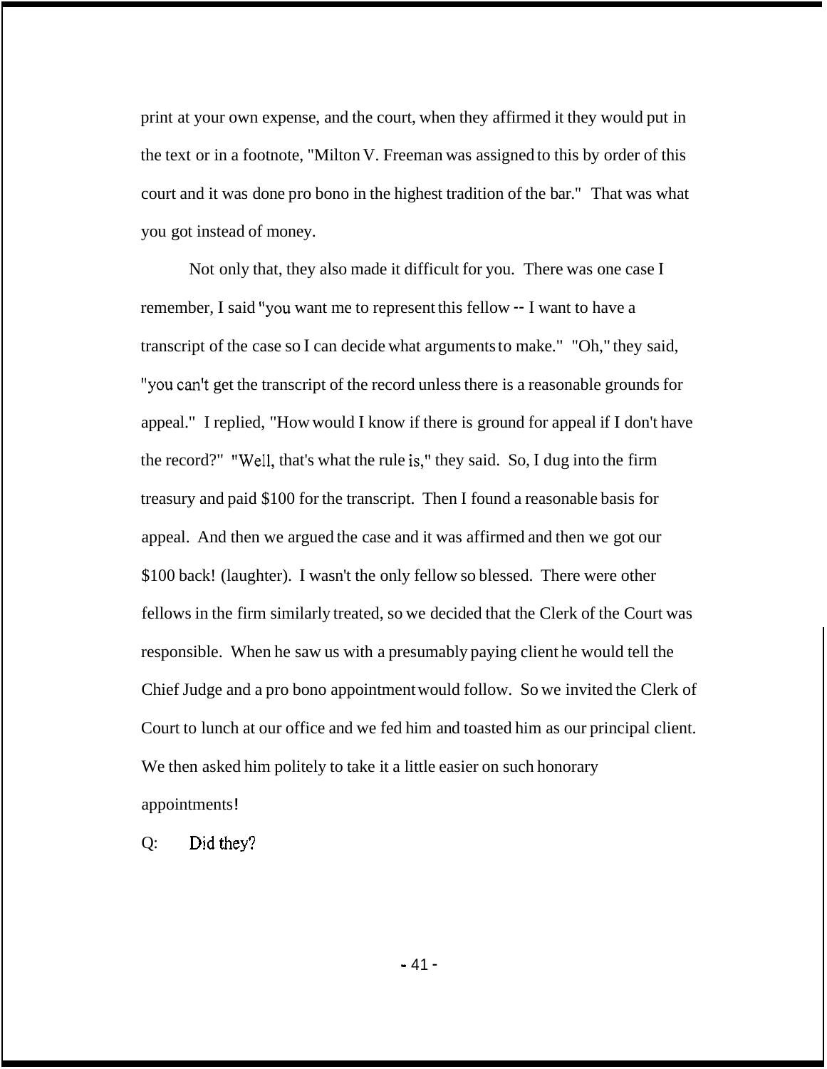print at your own expense, and the court, when they affirmed it they would put in the text or in a footnote, "Milton V. Freeman was assigned to this by order of this court and it was done pro bono in the highest tradition of the bar." That was what you got instead of money.

Not only that, they also made it difficult for you. There was one case I remember, I said "you want me to represent this fellow -- I want to have a transcript of the case so I can decide what arguments to make." "Oh," they said, "you can't get the transcript of the record unless there is a reasonable grounds for appeal." I replied, "How would I know if there is ground for appeal if I don't have the record?" "Well, that's what the rule is," they said. So, I dug into the firm treasury and paid $100 for the transcript. Then I found a reasonable basis for appeal. And then we argued the case and it was affirmed and then we got our $100 back! (laughter). I wasn't the only fellow so blessed. There were other fellows in the firm similarly treated, so we decided that the Clerk of the Court was responsible. When he saw us with a presumably paying client he would tell the Chief Judge and a pro bono appointment would follow. So we invited the Clerk of Court to lunch at our office and we fed him and toasted him as our principal client. We then asked him politely to take it a little easier on such honorary appointments!

Q: Did they?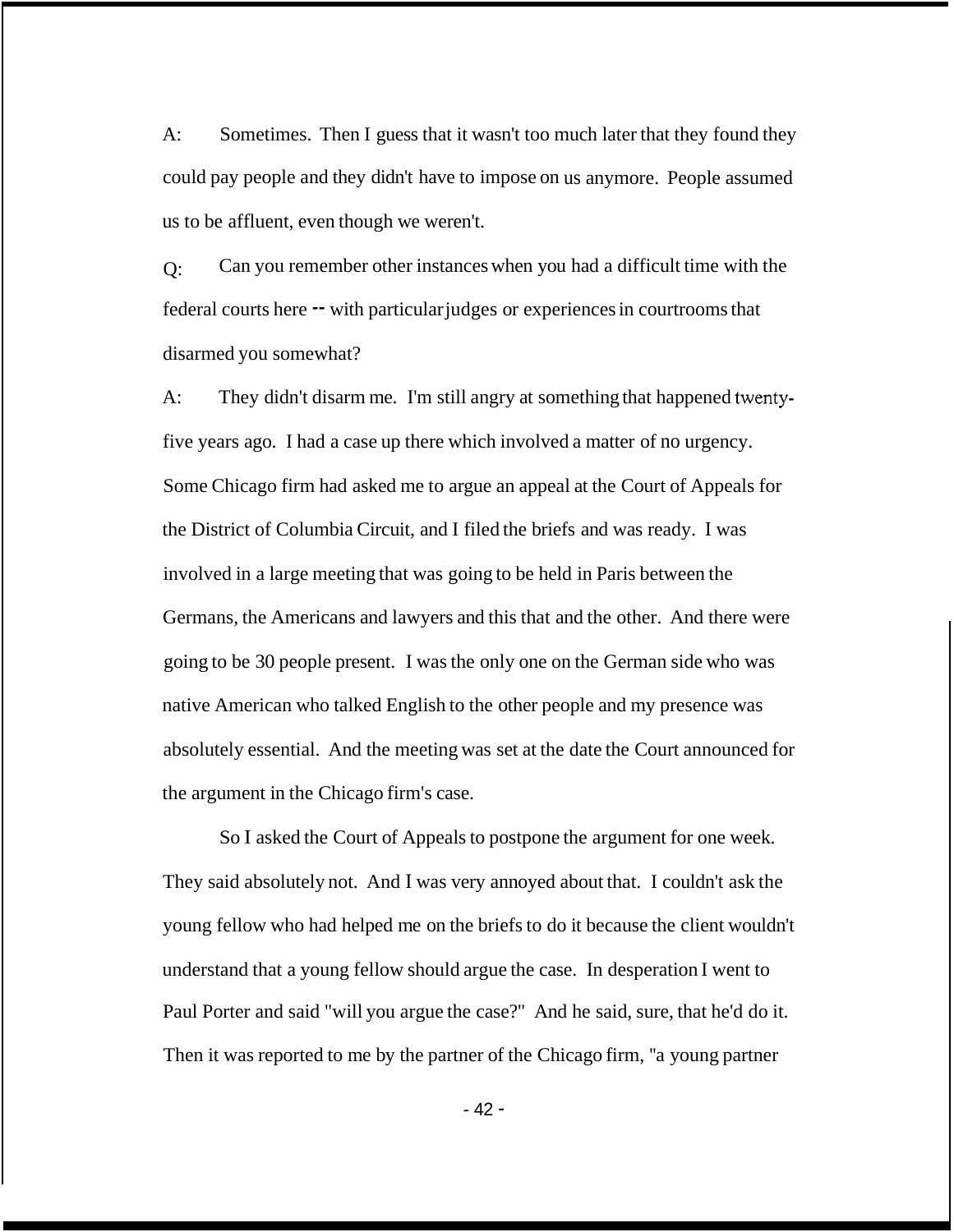A: Sometimes. Then I guess that it wasn't too much later that they found they could pay people and they didn't have to impose on us anymore. People assumed us to be affluent, even though we weren't.

Q: Can you remember other instances when you had a difficult time with the federal courts here -- with particular judges or experiences in courtrooms that disarmed you somewhat?

A: They didn't disarm me. I'm still angry at something that happened twenty-five years ago. I had a case up there which involved a matter of no urgency. Some Chicago firm had asked me to argue an appeal at the Court of Appeals for the District of Columbia Circuit, and I filed the briefs and was ready. I was involved in a large meeting that was going to be held in Paris between the Germans, the Americans and lawyers and this that and the other. And there were going to be 30 people present. I was the only one on the German side who was native American who talked English to the other people and my presence was absolutely essential. And the meeting was set at the date the Court announced for the argument in the Chicago firm's case.

So I asked the Court of Appeals to postpone the argument for one week. They said absolutely not. And I was very annoyed about that. I couldn't ask the young fellow who had helped me on the briefs to do it because the client wouldn't understand that a young fellow should argue the case. In desperation I went to Paul Porter and said "will you argue the case?" And he said, sure, that he'd do it. Then it was reported to me by the partner of the Chicago firm, "a young partner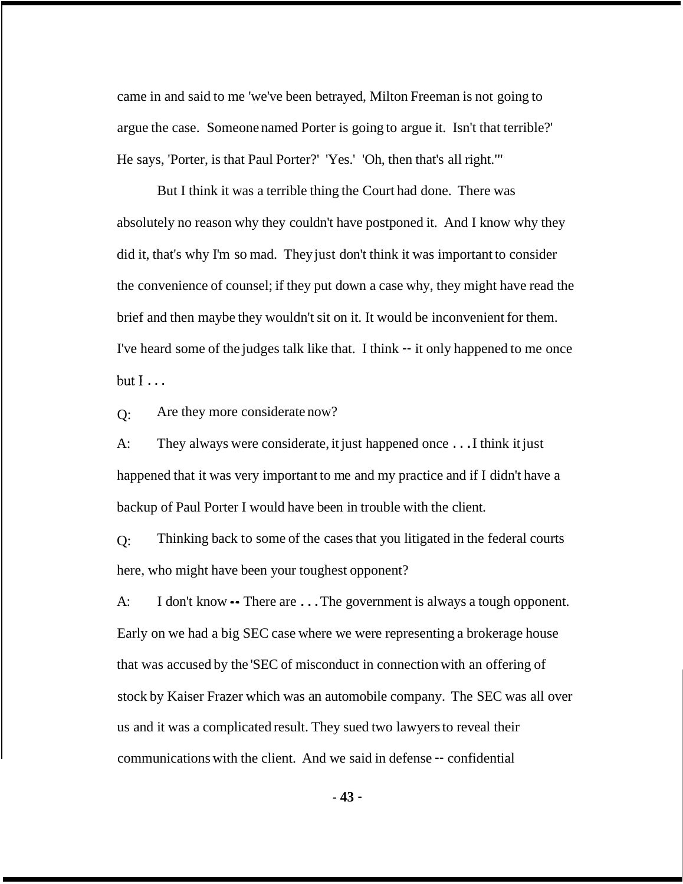came in and said to me 'we've been betrayed, Milton Freeman is not going to argue the case. Someone named Porter is going to argue it. Isn't that terrible?' He says, 'Porter, is that Paul Porter?' 'Yes.' 'Oh, then that's all right.'"

But I think it was a terrible thing the Court had done. There was absolutely no reason why they couldn't have postponed it. And I know why they did it, that's why I'm so mad. They just don't think it was important to consider the convenience of counsel; if they put down a case why, they might have read the brief and then maybe they wouldn't sit on it. It would be inconvenient for them. I've heard some of the judges talk like that. I think -- it only happened to me once but I . . .

Q: Are they more considerate now?

A: They always were considerate, it just happened once . . . I think it just happened that it was very important to me and my practice and if I didn't have a backup of Paul Porter I would have been in trouble with the client.

Q: Thinking back to some of the cases that you litigated in the federal courts here, who might have been your toughest opponent?

A: I don't know -- There are . . . The government is always a tough opponent. Early on we had a big SEC case where we were representing a brokerage house that was accused by the 'SEC of misconduct in connection with an offering of stock by Kaiser Frazer which was an automobile company. The SEC was all over us and it was a complicated result. They sued two lawyers to reveal their communications with the client. And we said in defense -- confidential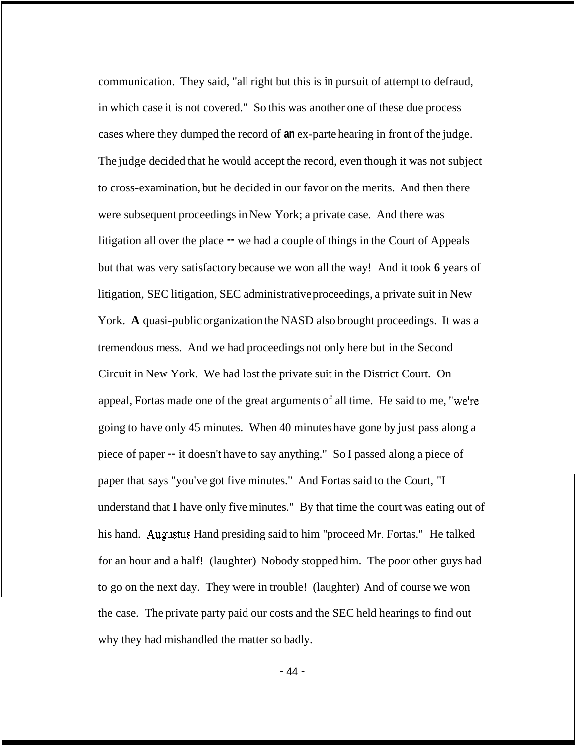communication. They said, "all right but this is in pursuit of attempt to defraud, in which case it is not covered." So this was another one of these due process cases where they dumped the record of an ex-parte hearing in front of the judge. The judge decided that he would accept the record, even though it was not subject to cross-examination, but he decided in our favor on the merits. And then there were subsequent proceedings in New York; a private case. And there was litigation all over the place -- we had a couple of things in the Court of Appeals but that was very satisfactory because we won all the way! And it took 6 years of litigation, SEC litigation, SEC administrative proceedings, a private suit in New York. A quasi-public organization the NASD also brought proceedings. It was a tremendous mess. And we had proceedings not only here but in the Second Circuit in New York. We had lost the private suit in the District Court. On appeal, Fortas made one of the great arguments of all time. He said to me, "we're going to have only 45 minutes. When 40 minutes have gone by just pass along a piece of paper -- it doesn't have to say anything." So I passed along a piece of paper that says "you've got five minutes." And Fortas said to the Court, "I understand that I have only five minutes." By that time the court was eating out of his hand. Augustus Hand presiding said to him "proceed Mr. Fortas." He talked for an hour and a half! (laughter) Nobody stopped him. The poor other guys had to go on the next day. They were in trouble! (laughter) And of course we won the case. The private party paid our costs and the SEC held hearings to find out why they had mishandled the matter so badly.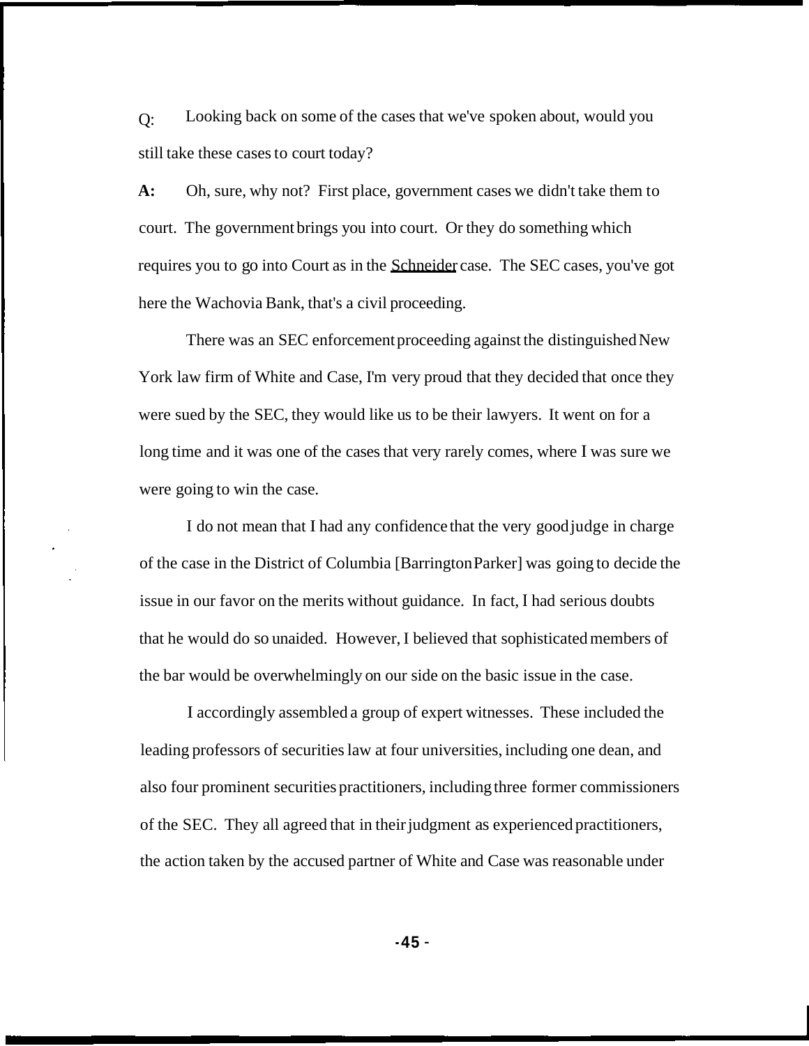Q: Looking back on some of the cases that we've spoken about, would you still take these cases to court today?

**A:** Oh, sure, why not? First place, government cases we didn't take them to court. The government brings you into court. Or they do something which requires you to go into Court as in the Schneider case. The SEC cases, you've got here the Wachovia Bank, that's a civil proceeding.

There was an SEC enforcement proceeding against the distinguished New York law firm of White and Case, I'm very proud that they decided that once they were sued by the SEC, they would like us to be their lawyers. It went on for a long time and it was one of the cases that very rarely comes, where I was sure we were going to win the case.

I do not mean that I had any confidence that the very good judge in charge of the case in the District of Columbia [Barrington Parker] was going to decide the issue in our favor on the merits without guidance. In fact, I had serious doubts that he would do so unaided. However, I believed that sophisticated members of the bar would be overwhelmingly on our side on the basic issue in the case.

I accordingly assembled a group of expert witnesses. These included the leading professors of securities law at four universities, including one dean, and also four prominent securities practitioners, including three former commissioners of the SEC. They all agreed that in their judgment as experienced practitioners, the action taken by the accused partner of White and Case was reasonable under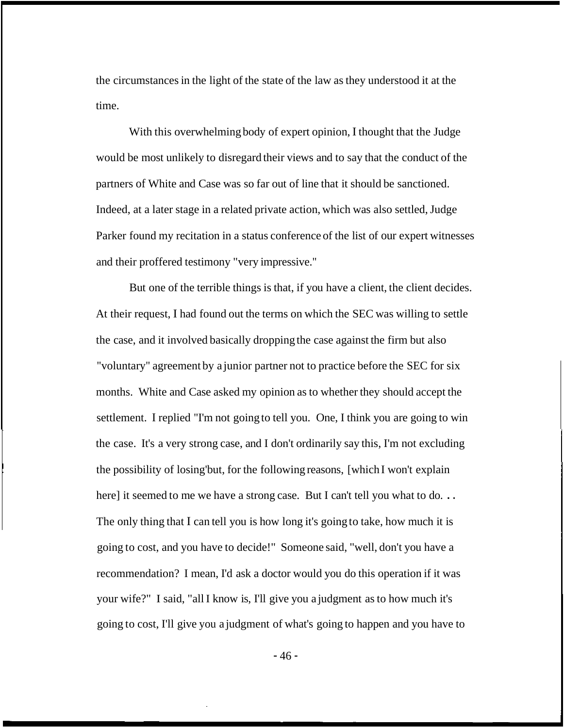the circumstances in the light of the state of the law as they understood it at the time.

With this overwhelming body of expert opinion, I thought that the Judge would be most unlikely to disregard their views and to say that the conduct of the partners of White and Case was so far out of line that it should be sanctioned. Indeed, at a later stage in a related private action, which was also settled, Judge Parker found my recitation in a status conference of the list of our expert witnesses and their proffered testimony "very impressive."

But one of the terrible things is that, if you have a client, the client decides. At their request, I had found out the terms on which the SEC was willing to settle the case, and it involved basically dropping the case against the firm but also "voluntary" agreement by a junior partner not to practice before the SEC for six months. White and Case asked my opinion as to whether they should accept the settlement. I replied "I'm not going to tell you. One, I think you are going to win the case. It's a very strong case, and I don't ordinarily say this, I'm not excluding the possibility of losing'but, for the following reasons, [which I won't explain here] it seemed to me we have a strong case. But I can't tell you what to do. . . The only thing that I can tell you is how long it's going to take, how much it is going to cost, and you have to decide!" Someone said, "well, don't you have a recommendation? I mean, I'd ask a doctor would you do this operation if it was your wife?" I said, "all I know is, I'll give you a judgment as to how much it's going to cost, I'll give you a judgment of what's going to happen and you have to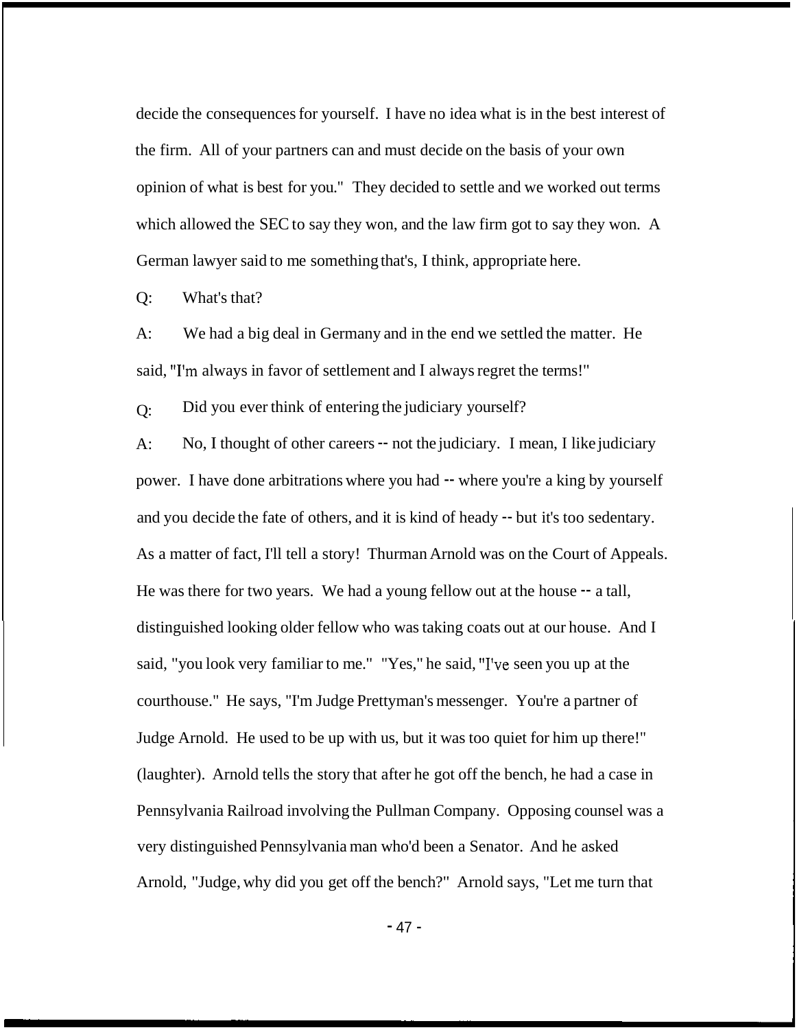decide the consequences for yourself. I have no idea what is in the best interest of the firm. All of your partners can and must decide on the basis of your own opinion of what is best for you." They decided to settle and we worked out terms which allowed the SEC to say they won, and the law firm got to say they won. A German lawyer said to me something that's, I think, appropriate here.

Q: What's that?

A: We had a big deal in Germany and in the end we settled the matter. He said, "I'm always in favor of settlement and I always regret the terms!"

Q: Did you ever think of entering the judiciary yourself?

A: No, I thought of other careers -- not the judiciary. I mean, I like judiciary power. I have done arbitrations where you had -- where you're a king by yourself and you decide the fate of others, and it is kind of heady -- but it's too sedentary. As a matter of fact, I'll tell a story! Thurman Arnold was on the Court of Appeals. He was there for two years. We had a young fellow out at the house -- a tall, distinguished looking older fellow who was taking coats out at our house. And I said, "you look very familiar to me." "Yes," he said, "I've seen you up at the courthouse." He says, "I'm Judge Prettyman's messenger. You're a partner of Judge Arnold. He used to be up with us, but it was too quiet for him up there!" (laughter). Arnold tells the story that after he got off the bench, he had a case in Pennsylvania Railroad involving the Pullman Company. Opposing counsel was a very distinguished Pennsylvania man who'd been a Senator. And he asked Arnold, "Judge, why did you get off the bench?" Arnold says, "Let me turn that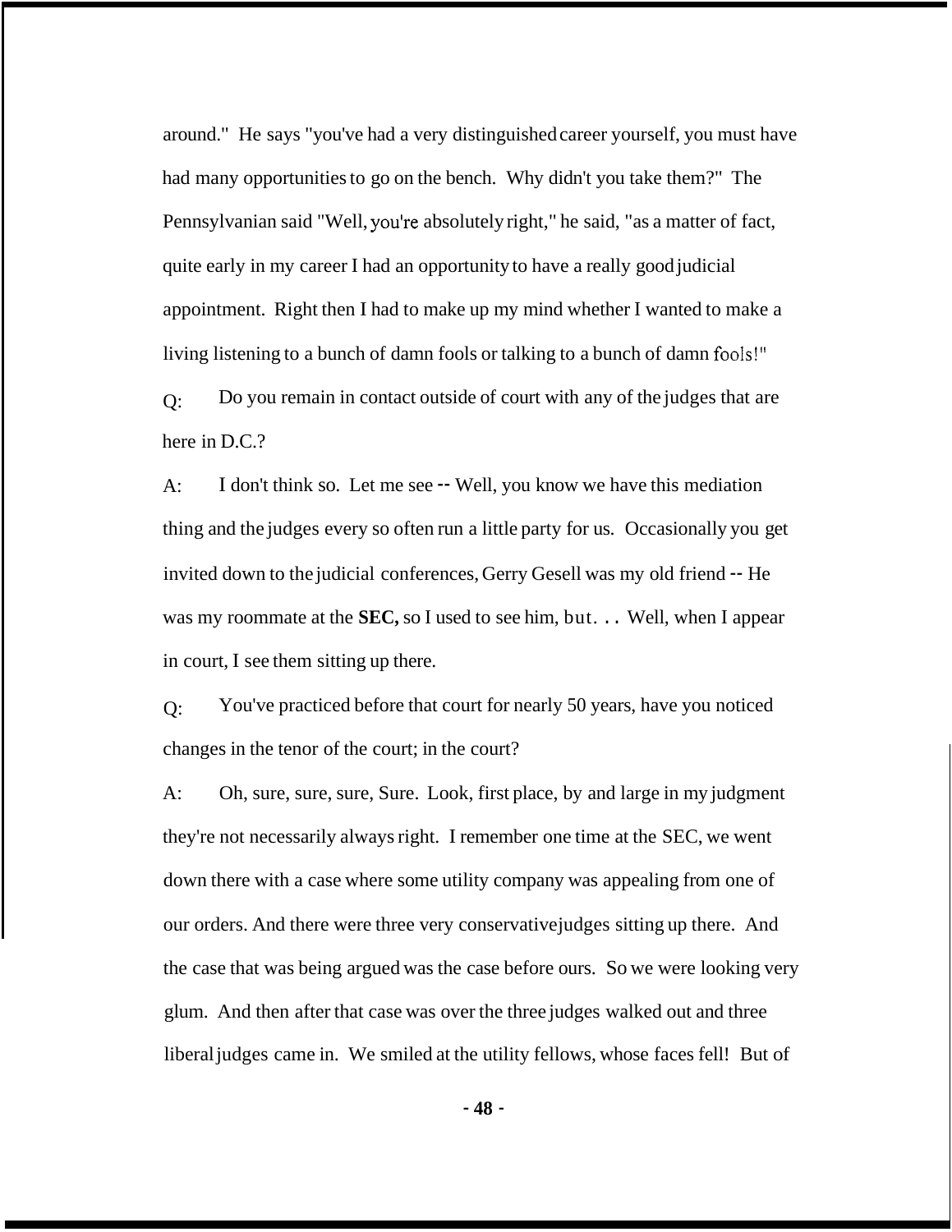around." He says "you've had a very distinguished career yourself, you must have had many opportunities to go on the bench. Why didn't you take them?" The Pennsylvanian said "Well, you're absolutely right," he said, "as a matter of fact, quite early in my career I had an opportunity to have a really good judicial appointment. Right then I had to make up my mind whether I wanted to make a living listening to a bunch of damn fools or talking to a bunch of damn fools!"

Q: Do you remain in contact outside of court with any of the judges that are here in D.C.?

A: I don't think so. Let me see -- Well, you know we have this mediation thing and the judges every so often run a little party for us. Occasionally you get invited down to the judicial conferences, Gerry Gesell was my old friend -- He was my roommate at the **SEC,** so I used to see him, but. . . Well, when I appear in court, I see them sitting up there.

Q: You've practiced before that court for nearly 50 years, have you noticed changes in the tenor of the court; in the court?

A: Oh, sure, sure, sure, Sure. Look, first place, by and large in my judgment they're not necessarily always right. I remember one time at the SEC, we went down there with a case where some utility company was appealing from one of our orders. And there were three very conservative judges sitting up there. And the case that was being argued was the case before ours. So we were looking very glum. And then after that case was over the three judges walked out and three liberal judges came in. We smiled at the utility fellows, whose faces fell! But of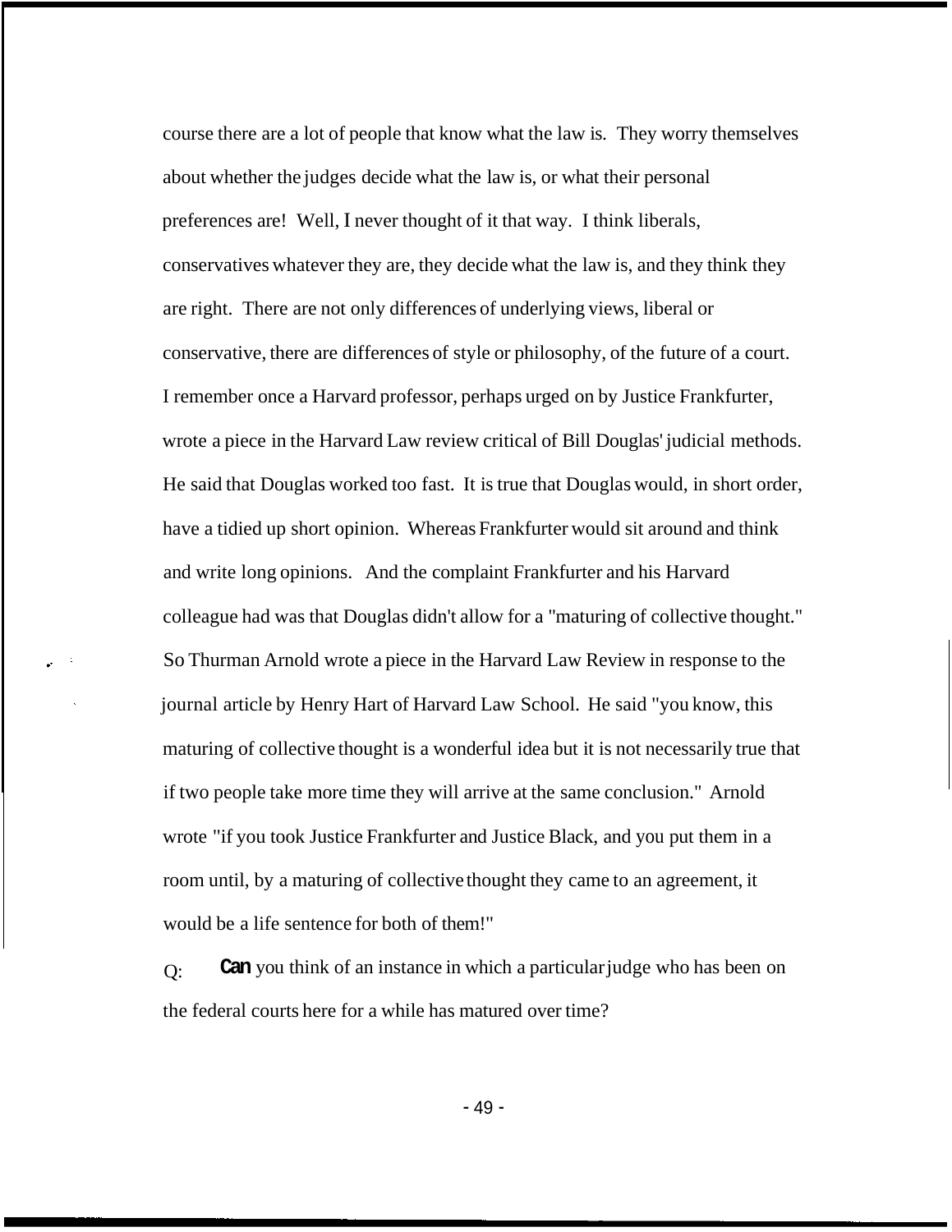course there are a lot of people that know what the law is. They worry themselves about whether the judges decide what the law is, or what their personal preferences are! Well, I never thought of it that way. I think liberals, conservatives whatever they are, they decide what the law is, and they think they are right. There are not only differences of underlying views, liberal or conservative, there are differences of style or philosophy, of the future of a court. I remember once a Harvard professor, perhaps urged on by Justice Frankfurter, wrote a piece in the Harvard Law review critical of Bill Douglas' judicial methods. He said that Douglas worked too fast. It is true that Douglas would, in short order, have a tidied up short opinion. Whereas Frankfurter would sit around and think and write long opinions. And the complaint Frankfurter and his Harvard colleague had was that Douglas didn't allow for a "maturing of collective thought." So Thurman Arnold wrote a piece in the Harvard Law Review in response to the journal article by Henry Hart of Harvard Law School. He said "you know, this maturing of collective thought is a wonderful idea but it is not necessarily true that if two people take more time they will arrive at the same conclusion." Arnold wrote "if you took Justice Frankfurter and Justice Black, and you put them in a room until, by a maturing of collective thought they came to an agreement, it would be a life sentence for both of them!"

Q: **Can** you think of an instance in which a particular judge who has been on the federal courts here for a while has matured over time?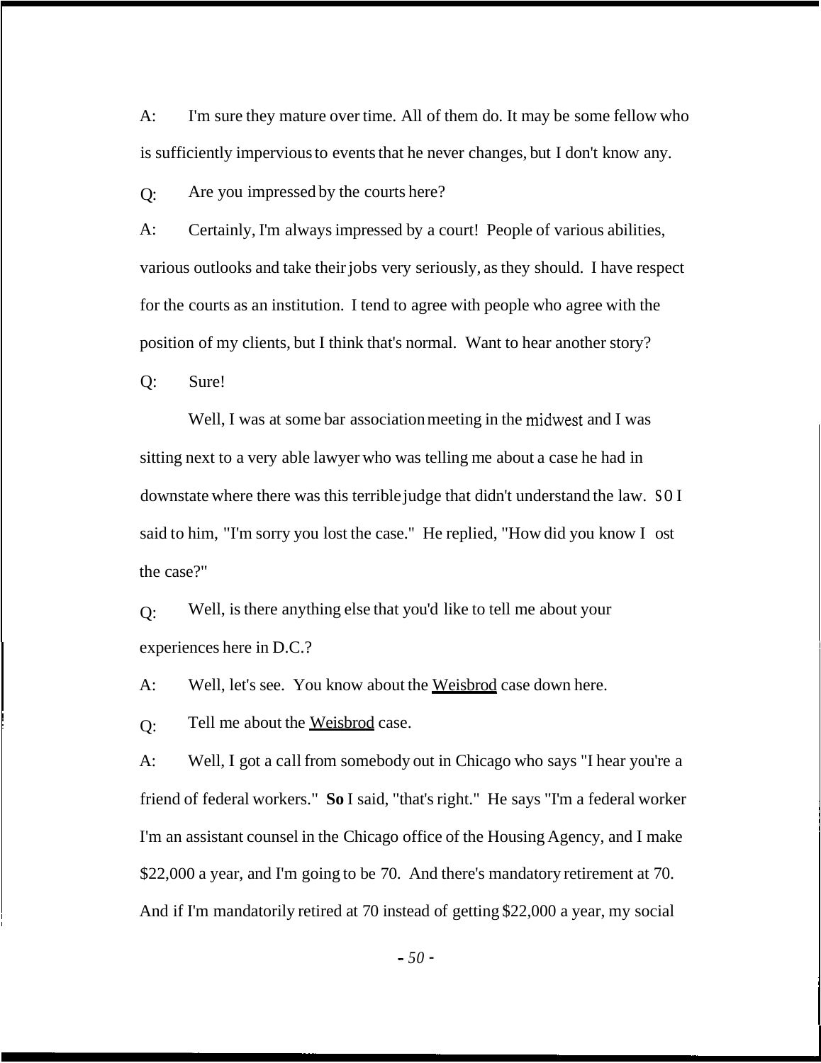A: I'm sure they mature over time. All of them do. It may be some fellow who is sufficiently impervious to events that he never changes, but I don't know any.

Q: Are you impressed by the courts here?

A: Certainly, I'm always impressed by a court! People of various abilities, various outlooks and take their jobs very seriously, as they should. I have respect for the courts as an institution. I tend to agree with people who agree with the position of my clients, but I think that's normal. Want to hear another story?

Q: Sure!

Well, I was at some bar association meeting in the midwest and I was sitting next to a very able lawyer who was telling me about a case he had in downstate where there was this terrible judge that didn't understand the law. SO I said to him, "I'm sorry you lost the case." He replied, "How did you know I ost the case?"

Q: Well, is there anything else that you'd like to tell me about your experiences here in D.C.?

A: Well, let's see. You know about the Weisbrod case down here.

Q: Tell me about the Weisbrod case.

A: Well, I got a call from somebody out in Chicago who says "I hear you're a friend of federal workers." **So** I said, "that's right." He says "I'm a federal worker I'm an assistant counsel in the Chicago office of the Housing Agency, and I make $22,000 a year, and I'm going to be 70. And there's mandatory retirement at 70. And if I'm mandatorily retired at 70 instead of getting $22,000 a year, my social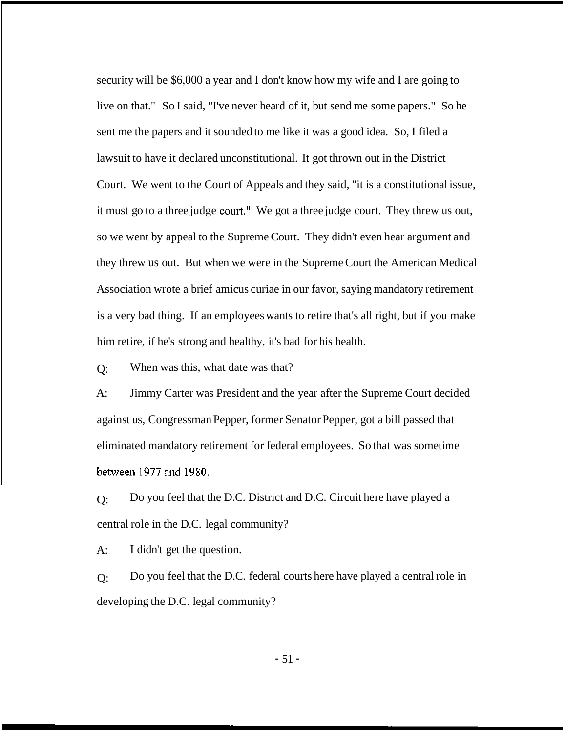security will be $6,000 a year and I don't know how my wife and I are going to live on that." So I said, "I've never heard of it, but send me some papers." So he sent me the papers and it sounded to me like it was a good idea. So, I filed a lawsuit to have it declared unconstitutional. It got thrown out in the District Court. We went to the Court of Appeals and they said, "it is a constitutional issue, it must go to a three judge court." We got a three judge court. They threw us out, so we went by appeal to the Supreme Court. They didn't even hear argument and they threw us out. But when we were in the Supreme Court the American Medical Association wrote a brief amicus curiae in our favor, saying mandatory retirement is a very bad thing. If an employees wants to retire that's all right, but if you make him retire, if he's strong and healthy, it's bad for his health.

Q: When was this, what date was that?

A: Jimmy Carter was President and the year after the Supreme Court decided against us, Congressman Pepper, former Senator Pepper, got a bill passed that eliminated mandatory retirement for federal employees. So that was sometime between 1977 and 1980.

Q: Do you feel that the D.C. District and D.C. Circuit here have played a central role in the D.C. legal community?

A: I didn't get the question.

Q: Do you feel that the D.C. federal courts here have played a central role in developing the D.C. legal community?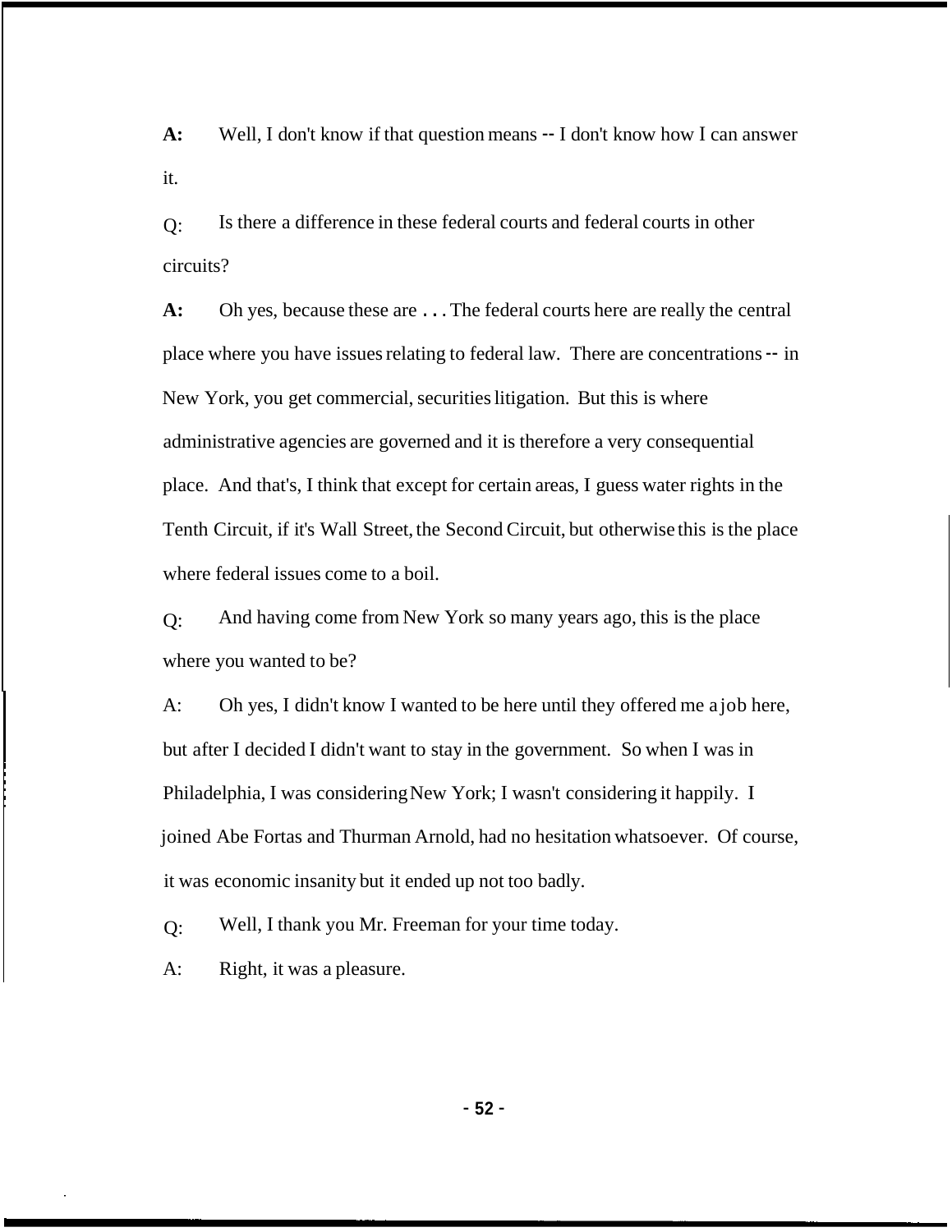**A:** Well, I don't know if that question means -- I don't know how I can answer it.

Q: Is there a difference in these federal courts and federal courts in other circuits?

**A:** Oh yes, because these are . . . The federal courts here are really the central place where you have issues relating to federal law. There are concentrations -- in New York, you get commercial, securities litigation. But this is where administrative agencies are governed and it is therefore a very consequential place. And that's, I think that except for certain areas, I guess water rights in the Tenth Circuit, if it's Wall Street, the Second Circuit, but otherwise this is the place where federal issues come to a boil.

Q: And having come from New York so many years ago, this is the place where you wanted to be?

A: Oh yes, I didn't know I wanted to be here until they offered me a job here, but after I decided I didn't want to stay in the government. So when I was in Philadelphia, I was considering New York; I wasn't considering it happily. I joined Abe Fortas and Thurman Arnold, had no hesitation whatsoever. Of course, it was economic insanity but it ended up not too badly.

Q: Well, I thank you Mr. Freeman for your time today.

A: Right, it was a pleasure.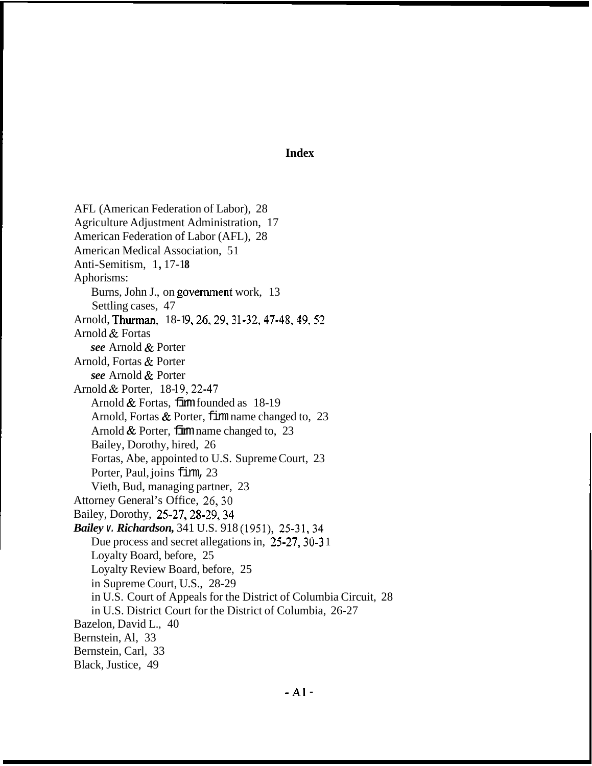# Index

AFL (American Federation of Labor), 28
Agriculture Adjustment Administration, 17
American Federation of Labor (AFL), 28
American Medical Association, 51
Anti-Semitism, 1, 17-18
Aphorisms:
- Burns, John J., on government work, 13
- Settling cases, 47

Arnold, Thurman, 18-19, 26, 29, 31-32, 47-48, 49, 52
Arnold & Fortas
- *see* Arnold & Porter

Arnold, Fortas & Porter
- *see* Arnold & Porter

Arnold & Porter, 18-19, 22-47
- Arnold & Fortas, firm founded as 18-19
- Arnold, Fortas & Porter, firm name changed to, 23
- Arnold & Porter, firm name changed to, 23
- Bailey, Dorothy, hired, 26
- Fortas, Abe, appointed to U.S. Supreme Court, 23
- Porter, Paul, joins firm, 23
- Vieth, Bud, managing partner, 23

Attorney General's Office, 26, 30
Bailey, Dorothy, 25-27, 28-29, 34
***Bailey v. Richardson,*** 341 U.S. 918 (1951), 25-31, 34
- Due process and secret allegations in, 25-27, 30-31
- Loyalty Board, before, 25
- Loyalty Review Board, before, 25
- in Supreme Court, U.S., 28-29
- in U.S. Court of Appeals for the District of Columbia Circuit, 28
- in U.S. District Court for the District of Columbia, 26-27

Bazelon, David L., 40
Bernstein, Al, 33
Bernstein, Carl, 33
Black, Justice, 49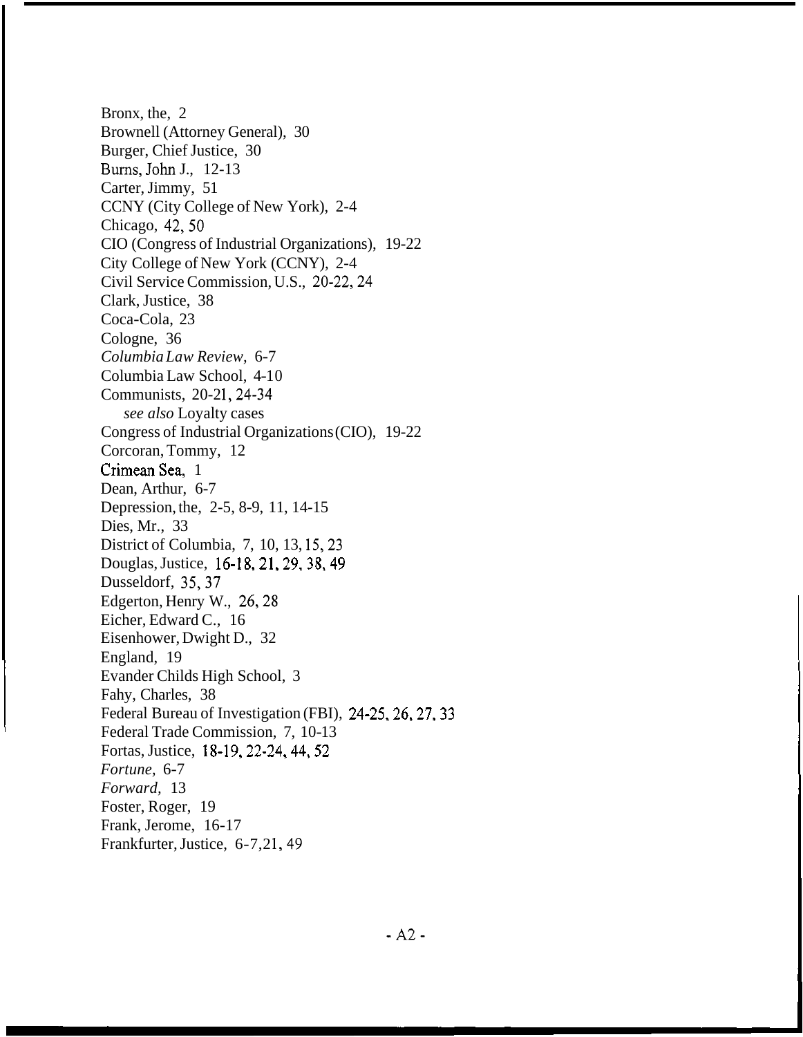Bronx, the, 2
Brownell (Attorney General), 30
Burger, Chief Justice, 30
Burns, John J., 12-13
Carter, Jimmy, 51
CCNY (City College of New York), 2-4
Chicago, 42, 50
CIO (Congress of Industrial Organizations), 19-22
City College of New York (CCNY), 2-4
Civil Service Commission, U.S., 20-22, 24
Clark, Justice, 38
Coca-Cola, 23
Cologne, 36
*Columbia Law Review*, 6-7
Columbia Law School, 4-10
Communists, 20-21, 24-34
&nbsp;&nbsp;&nbsp;&nbsp;*see also* Loyalty cases
Congress of Industrial Organizations (CIO), 19-22
Corcoran, Tommy, 12
Crimean Sea, 1
Dean, Arthur, 6-7
Depression, the, 2-5, 8-9, 11, 14-15
Dies, Mr., 33
District of Columbia, 7, 10, 13, 15, 23
Douglas, Justice, 16-18, 21, 29, 38, 49
Dusseldorf, 35, 37
Edgerton, Henry W., 26, 28
Eicher, Edward C., 16
Eisenhower, Dwight D., 32
England, 19
Evander Childs High School, 3
Fahy, Charles, 38
Federal Bureau of Investigation (FBI), 24-25, 26, 27, 33
Federal Trade Commission, 7, 10-13
Fortas, Justice, 18-19, 22-24, 44, 52
*Fortune*, 6-7
*Forward*, 13
Foster, Roger, 19
Frank, Jerome, 16-17
Frankfurter, Justice, 6-7, 21, 49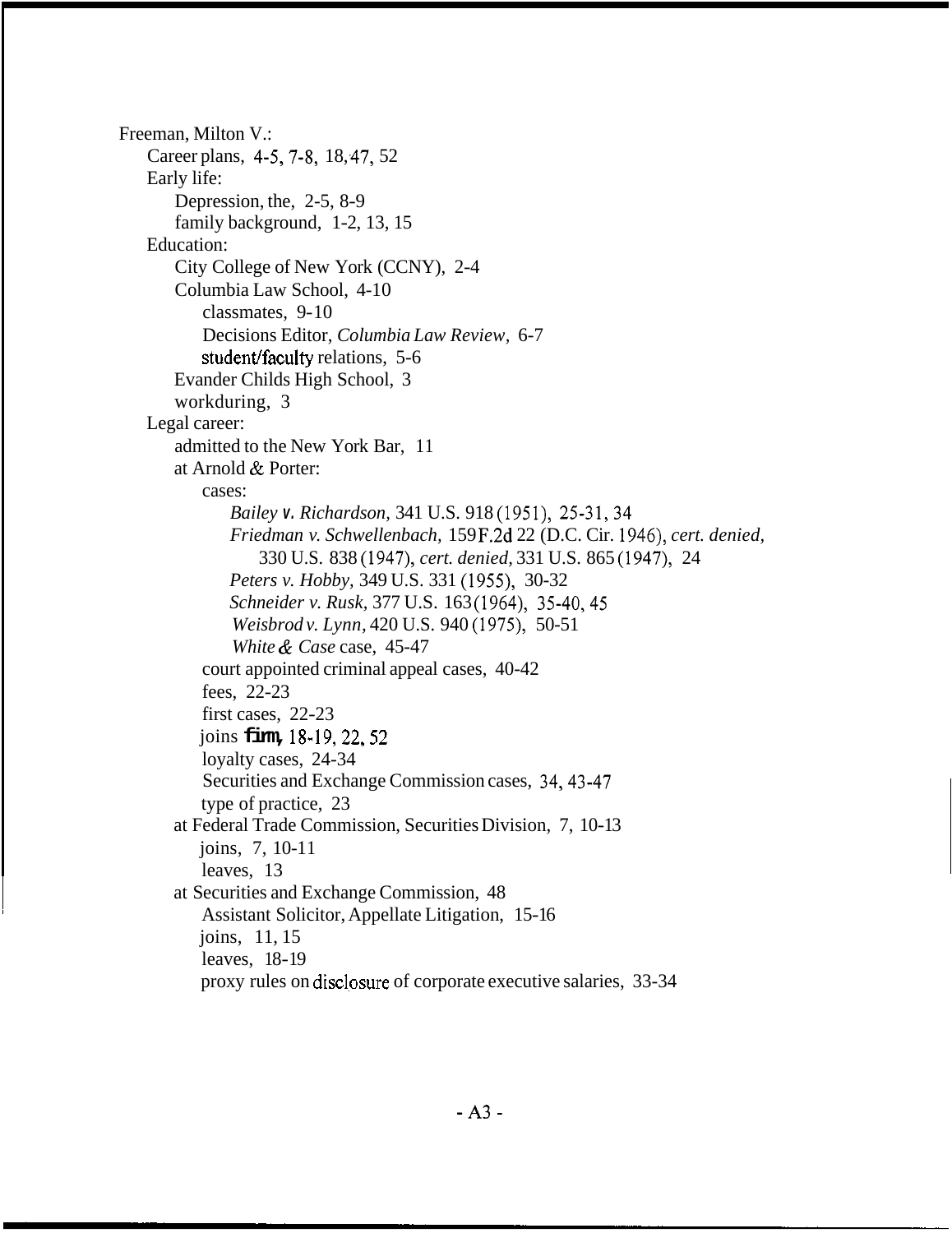Freeman, Milton V.:
- Career plans, 4-5, 7-8, 18, 47, 52
- Early life:
  - Depression, the, 2-5, 8-9
  - family background, 1-2, 13, 15
- Education:
  - City College of New York (CCNY), 2-4
  - Columbia Law School, 4-10
    - classmates, 9-10
    - Decisions Editor, *Columbia Law Review*, 6-7
    - student/faculty relations, 5-6
  - Evander Childs High School, 3
  - workduring, 3
- Legal career:
  - admitted to the New York Bar, 11
  - at Arnold & Porter:
    - cases:
      - *Bailey v. Richardson*, 341 U.S. 918 (1951), 25-31, 34
      - *Friedman v. Schwellenbach*, 159 F.2d 22 (D.C. Cir. 1946), *cert. denied*, 330 U.S. 838 (1947), *cert. denied*, 331 U.S. 865 (1947), 24
      - *Peters v. Hobby*, 349 U.S. 331 (1955), 30-32
      - *Schneider v. Rusk*, 377 U.S. 163 (1964), 35-40, 45
      - *Weisbrod v. Lynn*, 420 U.S. 940 (1975), 50-51
      - *White & Case* case, 45-47
    - court appointed criminal appeal cases, 40-42
    - fees, 22-23
    - first cases, 22-23
    - joins firm, 18-19, 22, 52
    - loyalty cases, 24-34
    - Securities and Exchange Commission cases, 34, 43-47
    - type of practice, 23
  - at Federal Trade Commission, Securities Division, 7, 10-13
    - joins, 7, 10-11
    - leaves, 13
  - at Securities and Exchange Commission, 48
    - Assistant Solicitor, Appellate Litigation, 15-16
    - joins, 11, 15
    - leaves, 18-19
    - proxy rules on disclosure of corporate executive salaries, 33-34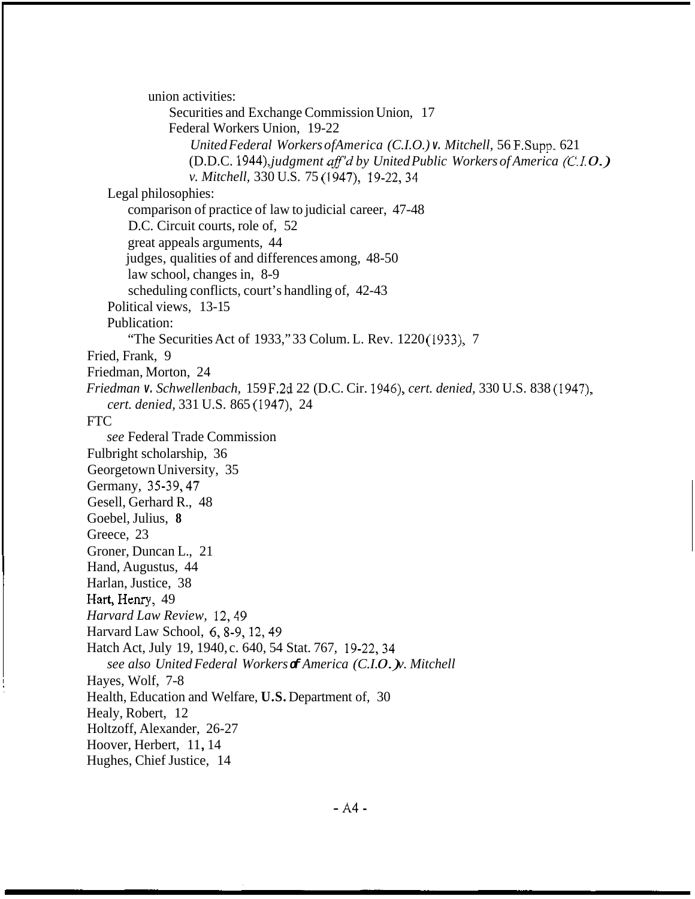union activities:

Securities and Exchange Commission Union, 17

Federal Workers Union, 19-22

*United Federal Workers of America (C.I.O.) v. Mitchell,* 56 F.Supp. 621 (D.D.C. 1944), *judgment aff'd by United Public Workers of America (C.I.O.) v. Mitchell,* 330 U.S. 75 (1947), 19-22, 34

Legal philosophies:

comparison of practice of law to judicial career, 47-48

D.C. Circuit courts, role of, 52

great appeals arguments, 44

judges, qualities of and differences among, 48-50

law school, changes in, 8-9

scheduling conflicts, court's handling of, 42-43

Political views, 13-15

Publication:

"The Securities Act of 1933," 33 Colum. L. Rev. 1220 (1933), 7

Fried, Frank, 9

Friedman, Morton, 24

*Friedman v. Schwellenbach,* 159 F.2d 22 (D.C. Cir. 1946), *cert. denied,* 330 U.S. 838 (1947), *cert. denied,* 331 U.S. 865 (1947), 24

FTC

*see* Federal Trade Commission

Fulbright scholarship, 36

Georgetown University, 35

Germany, 35-39, 47

Gesell, Gerhard R., 48

Goebel, Julius, **8**

Greece, 23

Groner, Duncan L., 21

Hand, Augustus, 44

Harlan, Justice, 38

Hart, Henry, 49

*Harvard Law Review*, 12, 49

Harvard Law School, 6, 8-9, 12, 49

Hatch Act, July 19, 1940, c. 640, 54 Stat. 767, 19-22, 34

*see also United Federal Workers of America (C.I.O.) v. Mitchell*

Hayes, Wolf, 7-8

Health, Education and Welfare, **U.S.** Department of, 30

Healy, Robert, 12

Holtzoff, Alexander, 26-27

Hoover, Herbert, 11, 14

Hughes, Chief Justice, 14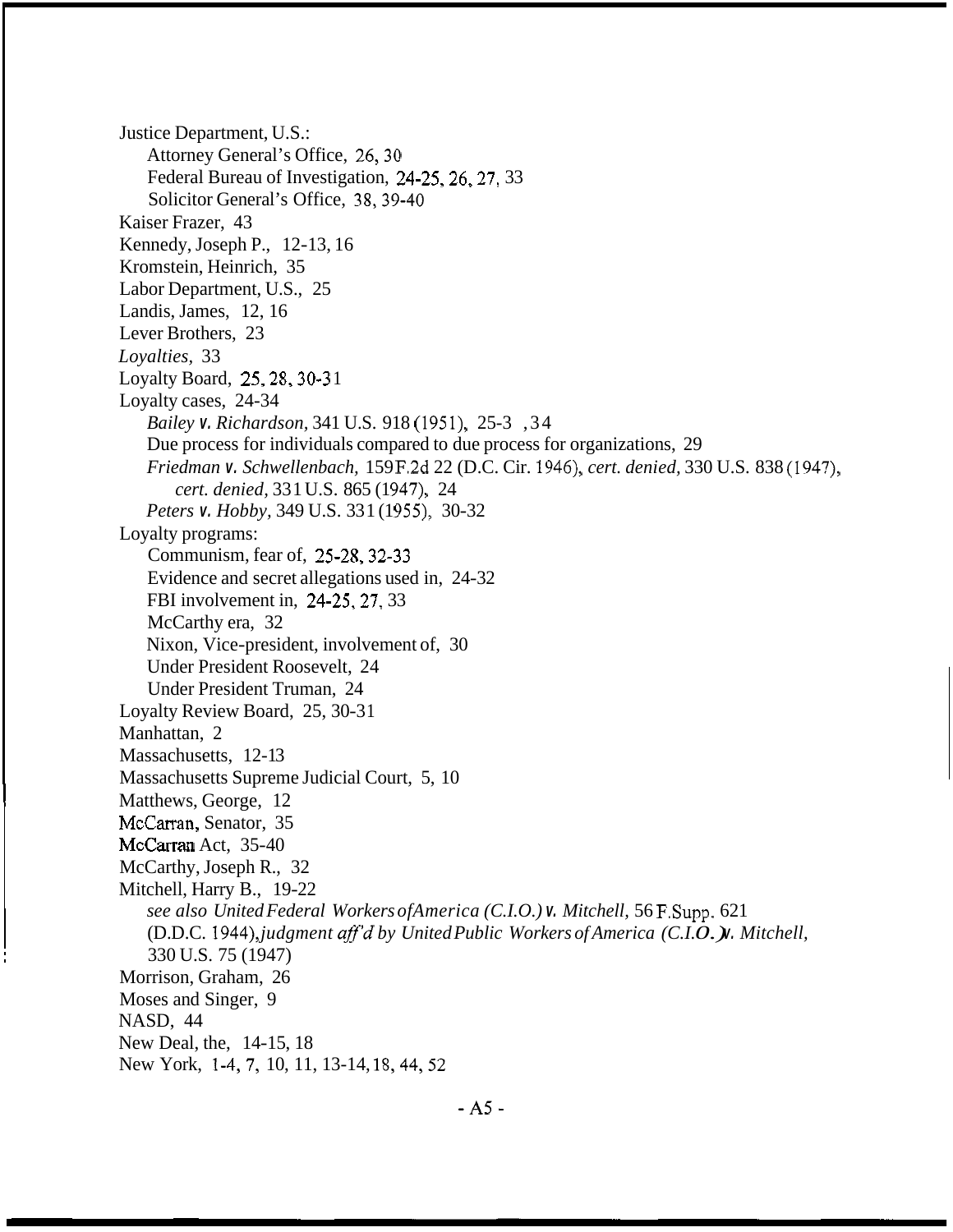Justice Department, U.S.:
  Attorney General's Office, 26, 30
  Federal Bureau of Investigation, 24-25, 26, 27, 33
  Solicitor General's Office, 38, 39-40
Kaiser Frazer, 43
Kennedy, Joseph P., 12-13, 16
Kromstein, Heinrich, 35
Labor Department, U.S., 25
Landis, James, 12, 16
Lever Brothers, 23
*Loyalties*, 33
Loyalty Board, 25, 28, 30-31
Loyalty cases, 24-34
  *Bailey v. Richardson*, 341 U.S. 918 (1951), 25-3 , 34
  Due process for individuals compared to due process for organizations, 29
  *Friedman v. Schwellenbach*, 159 F.2d 22 (D.C. Cir. 1946), *cert. denied*, 330 U.S. 838 (1947), *cert. denied*, 331 U.S. 865 (1947), 24
  *Peters v. Hobby*, 349 U.S. 331 (1955), 30-32
Loyalty programs:
  Communism, fear of, 25-28, 32-33
  Evidence and secret allegations used in, 24-32
  FBI involvement in, 24-25, 27, 33
  McCarthy era, 32
  Nixon, Vice-president, involvement of, 30
  Under President Roosevelt, 24
  Under President Truman, 24
Loyalty Review Board, 25, 30-31
Manhattan, 2
Massachusetts, 12-13
Massachusetts Supreme Judicial Court, 5, 10
Matthews, George, 12
McCarran, Senator, 35
McCarran Act, 35-40
McCarthy, Joseph R., 32
Mitchell, Harry B., 19-22
  *see also United Federal Workers of America (C.I.O.) v. Mitchell*, 56 F.Supp. 621 (D.D.C. 1944), *judgment aff'd by United Public Workers of America (C.I.O.) v. Mitchell*, 330 U.S. 75 (1947)
Morrison, Graham, 26
Moses and Singer, 9
NASD, 44
New Deal, the, 14-15, 18
New York, 1-4, 7, 10, 11, 13-14, 18, 44, 52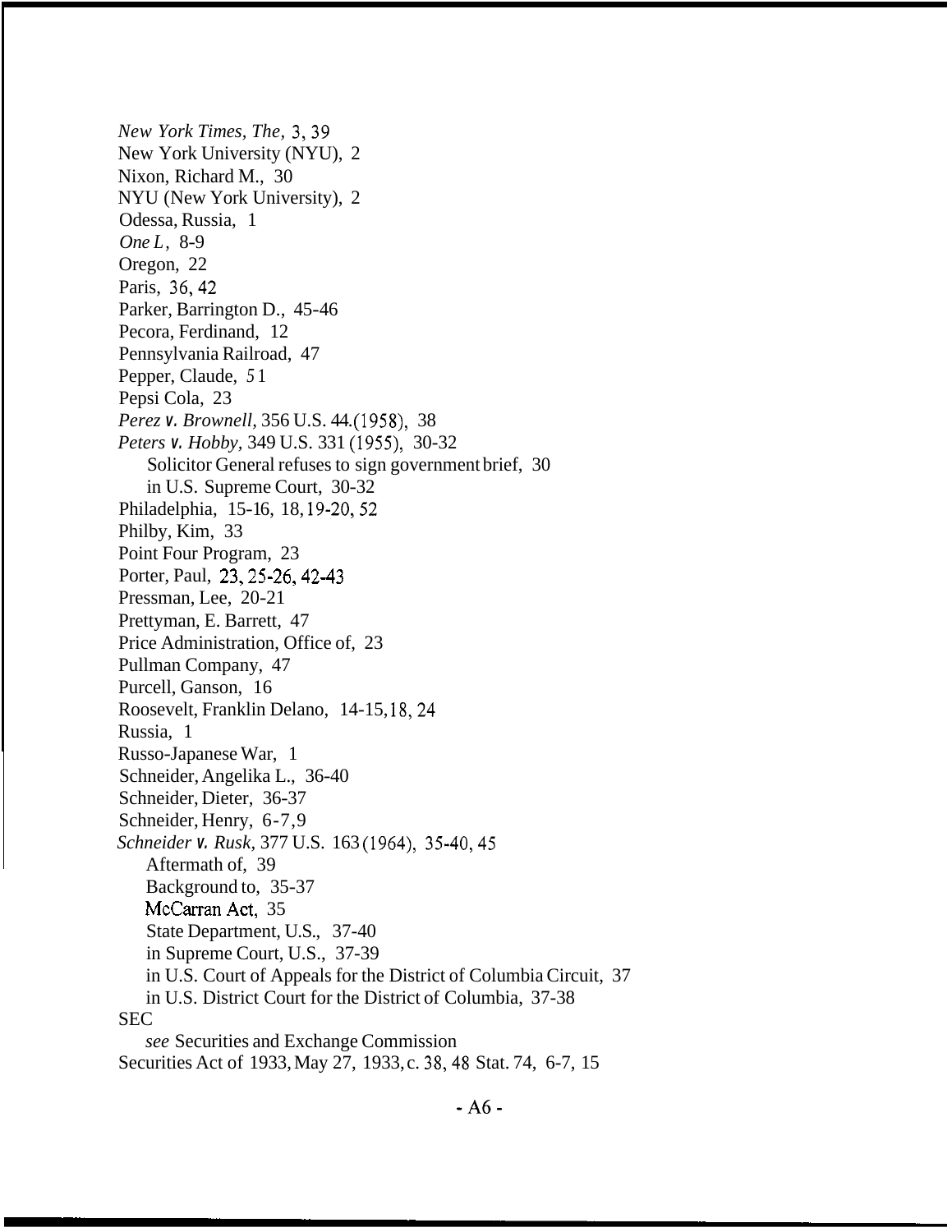*New York Times, The,* 3, 39
New York University (NYU), 2
Nixon, Richard M., 30
NYU (New York University), 2
Odessa, Russia, 1
*One L,* 8-9
Oregon, 22
Paris, 36, 42
Parker, Barrington D., 45-46
Pecora, Ferdinand, 12
Pennsylvania Railroad, 47
Pepper, Claude, 51
Pepsi Cola, 23
*Perez v. Brownell,* 356 U.S. 44.(1958), 38
*Peters v. Hobby,* 349 U.S. 331 (1955), 30-32
  Solicitor General refuses to sign government brief, 30
  in U.S. Supreme Court, 30-32
Philadelphia, 15-16, 18, 19-20, 52
Philby, Kim, 33
Point Four Program, 23
Porter, Paul, 23, 25-26, 42-43
Pressman, Lee, 20-21
Prettyman, E. Barrett, 47
Price Administration, Office of, 23
Pullman Company, 47
Purcell, Ganson, 16
Roosevelt, Franklin Delano, 14-15, 18, 24
Russia, 1
Russo-Japanese War, 1
Schneider, Angelika L., 36-40
Schneider, Dieter, 36-37
Schneider, Henry, 6-7, 9
*Schneider v. Rusk,* 377 U.S. 163 (1964), 35-40, 45
  Aftermath of, 39
  Background to, 35-37
  McCarran Act, 35
  State Department, U.S., 37-40
  in Supreme Court, U.S., 37-39
  in U.S. Court of Appeals for the District of Columbia Circuit, 37
  in U.S. District Court for the District of Columbia, 37-38
SEC
  *see* Securities and Exchange Commission
Securities Act of 1933, May 27, 1933, c. 38, 48 Stat. 74, 6-7, 15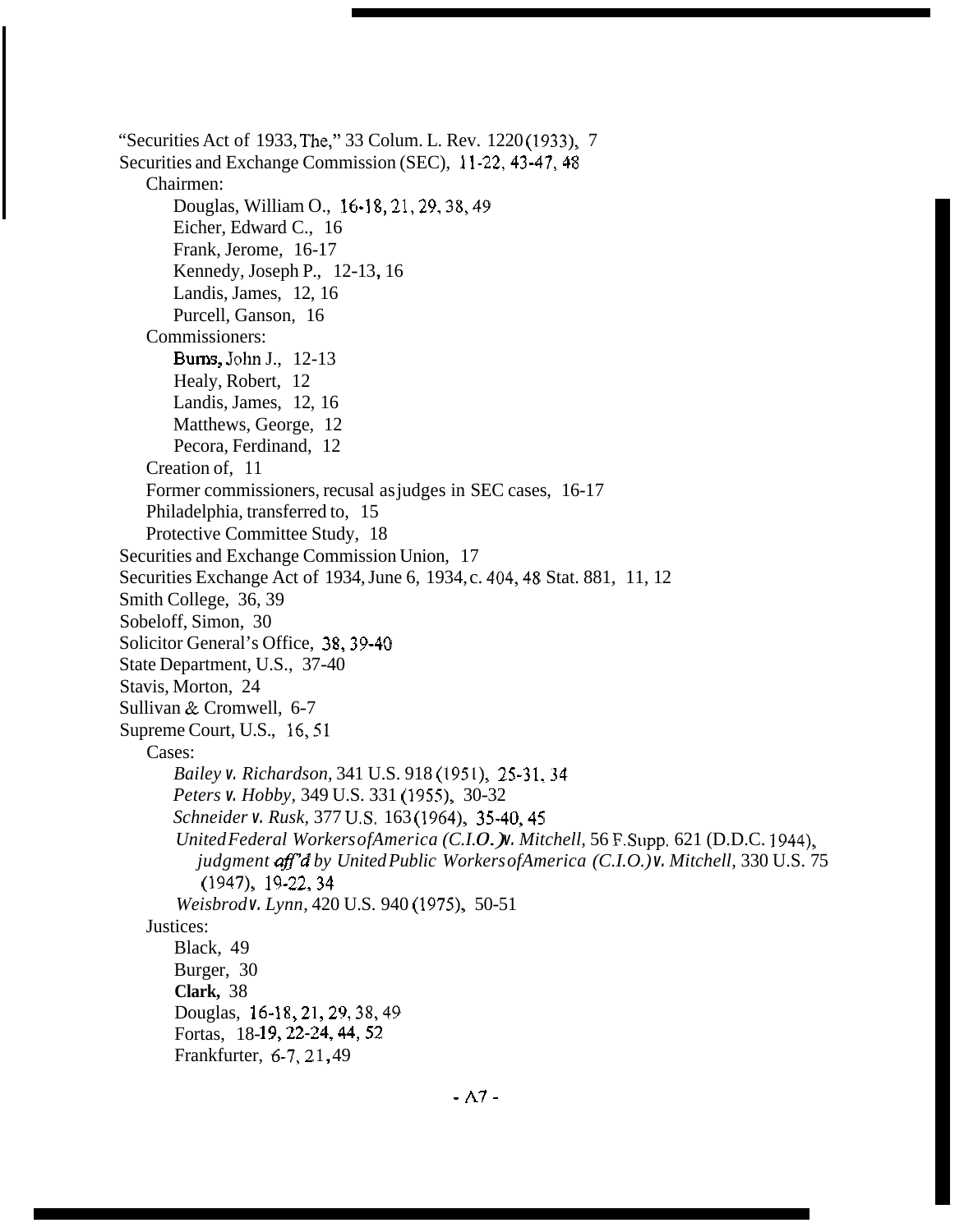"Securities Act of 1933, The," 33 Colum. L. Rev. 1220 (1933), 7
Securities and Exchange Commission (SEC), 11-22, 43-47, 48
- Chairmen:
  - Douglas, William O., 16-18, 21, 29, 38, 49
  - Eicher, Edward C., 16
  - Frank, Jerome, 16-17
  - Kennedy, Joseph P., 12-13, 16
  - Landis, James, 12, 16
  - Purcell, Ganson, 16
- Commissioners:
  - Burns, John J., 12-13
  - Healy, Robert, 12
  - Landis, James, 12, 16
  - Matthews, George, 12
  - Pecora, Ferdinand, 12
- Creation of, 11
- Former commissioners, recusal as judges in SEC cases, 16-17
- Philadelphia, transferred to, 15
- Protective Committee Study, 18

Securities and Exchange Commission Union, 17
Securities Exchange Act of 1934, June 6, 1934, c. 404, 48 Stat. 881, 11, 12
Smith College, 36, 39
Sobeloff, Simon, 30
Solicitor General's Office, 38, 39-40
State Department, U.S., 37-40
Stavis, Morton, 24
Sullivan & Cromwell, 6-7
Supreme Court, U.S., 16, 51
- Cases:
  - *Bailey v. Richardson*, 341 U.S. 918 (1951), 25-31, 34
  - *Peters v. Hobby*, 349 U.S. 331 (1955), 30-32
  - *Schneider v. Rusk*, 377 U.S. 163 (1964), 35-40, 45
  - *United Federal Workers of America (C.I.O.) v. Mitchell*, 56 F.Supp. 621 (D.D.C. 1944), *judgment aff'd by United Public Workers of America (C.I.O.) v. Mitchell*, 330 U.S. 75 (1947), 19-22, 34
  - *Weisbrod v. Lynn*, 420 U.S. 940 (1975), 50-51
- Justices:
  - Black, 49
  - Burger, 30
  - **Clark,** 38
  - Douglas, 16-18, 21, 29, 38, 49
  - Fortas, 18-19, 22-24, 44, 52
  - Frankfurter, 6-7, 21, 49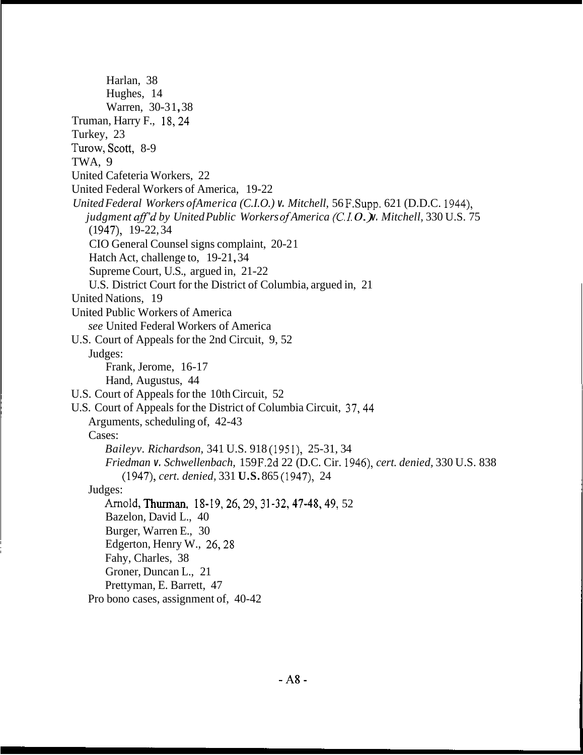Harlan, 38
Hughes, 14
Warren, 30-31, 38

Truman, Harry F., 18, 24

Turkey, 23

Turow, Scott, 8-9

TWA, 9

United Cafeteria Workers, 22

United Federal Workers of America, 19-22

*United Federal Workers of America (C.I.O.) v. Mitchell,* 56 F.Supp. 621 (D.D.C. 1944), *judgment aff'd by United Public Workers of America (C.I.O.) v. Mitchell,* 330 U.S. 75 (1947), 19-22, 34
- CIO General Counsel signs complaint, 20-21
- Hatch Act, challenge to, 19-21, 34
- Supreme Court, U.S., argued in, 21-22
- U.S. District Court for the District of Columbia, argued in, 21

United Nations, 19

United Public Workers of America
- *see* United Federal Workers of America

U.S. Court of Appeals for the 2nd Circuit, 9, 52
- Judges:
  - Frank, Jerome, 16-17
  - Hand, Augustus, 44

U.S. Court of Appeals for the 10th Circuit, 52

U.S. Court of Appeals for the District of Columbia Circuit, 37, 44
- Arguments, scheduling of, 42-43
- Cases:
  - *Bailey v. Richardson,* 341 U.S. 918 (1951), 25-31, 34
  - *Friedman v. Schwellenbach,* 159 F.2d 22 (D.C. Cir. 1946), *cert. denied,* 330 U.S. 838 (1947), *cert. denied,* 331 U.S. 865 (1947), 24
- Judges:
  - Arnold, Thurman, 18-19, 26, 29, 31-32, 47-48, 49, 52
  - Bazelon, David L., 40
  - Burger, Warren E., 30
  - Edgerton, Henry W., 26, 28
  - Fahy, Charles, 38
  - Groner, Duncan L., 21
  - Prettyman, E. Barrett, 47
- Pro bono cases, assignment of, 40-42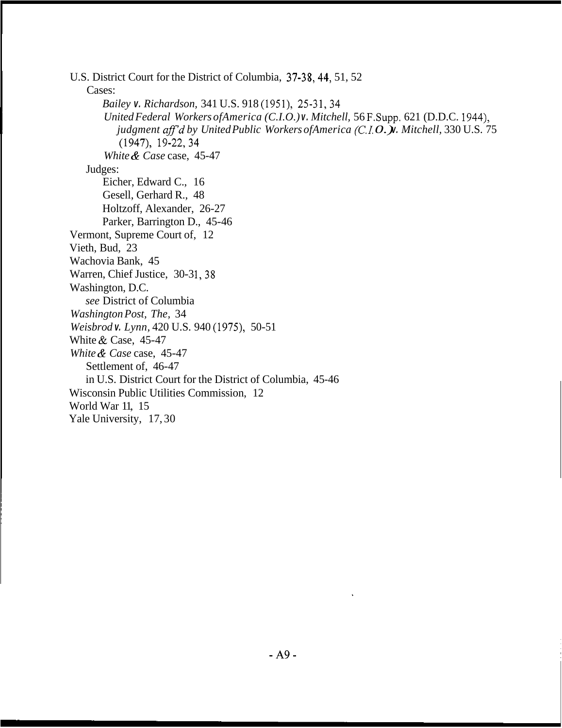U.S. District Court for the District of Columbia, 37-38, 44, 51, 52
  - Cases:
    - *Bailey v. Richardson*, 341 U.S. 918 (1951), 25-31, 34
    - *United Federal Workers of America (C.I.O.) v. Mitchell*, 56 F.Supp. 621 (D.D.C. 1944), *judgment aff'd by United Public Workers of America (C.I.O.) v. Mitchell*, 330 U.S. 75 (1947), 19-22, 34
    - *White & Case* case, 45-47
  - Judges:
    - Eicher, Edward C., 16
    - Gesell, Gerhard R., 48
    - Holtzoff, Alexander, 26-27
    - Parker, Barrington D., 45-46

Vermont, Supreme Court of, 12

Vieth, Bud, 23

Wachovia Bank, 45

Warren, Chief Justice, 30-31, 38

Washington, D.C.
  - *see* District of Columbia

*Washington Post, The*, 34

*Weisbrod v. Lynn*, 420 U.S. 940 (1975), 50-51

White & Case, 45-47

*White & Case* case, 45-47
  - Settlement of, 46-47
  - in U.S. District Court for the District of Columbia, 45-46

Wisconsin Public Utilities Commission, 12

World War II, 15

Yale University, 17, 30